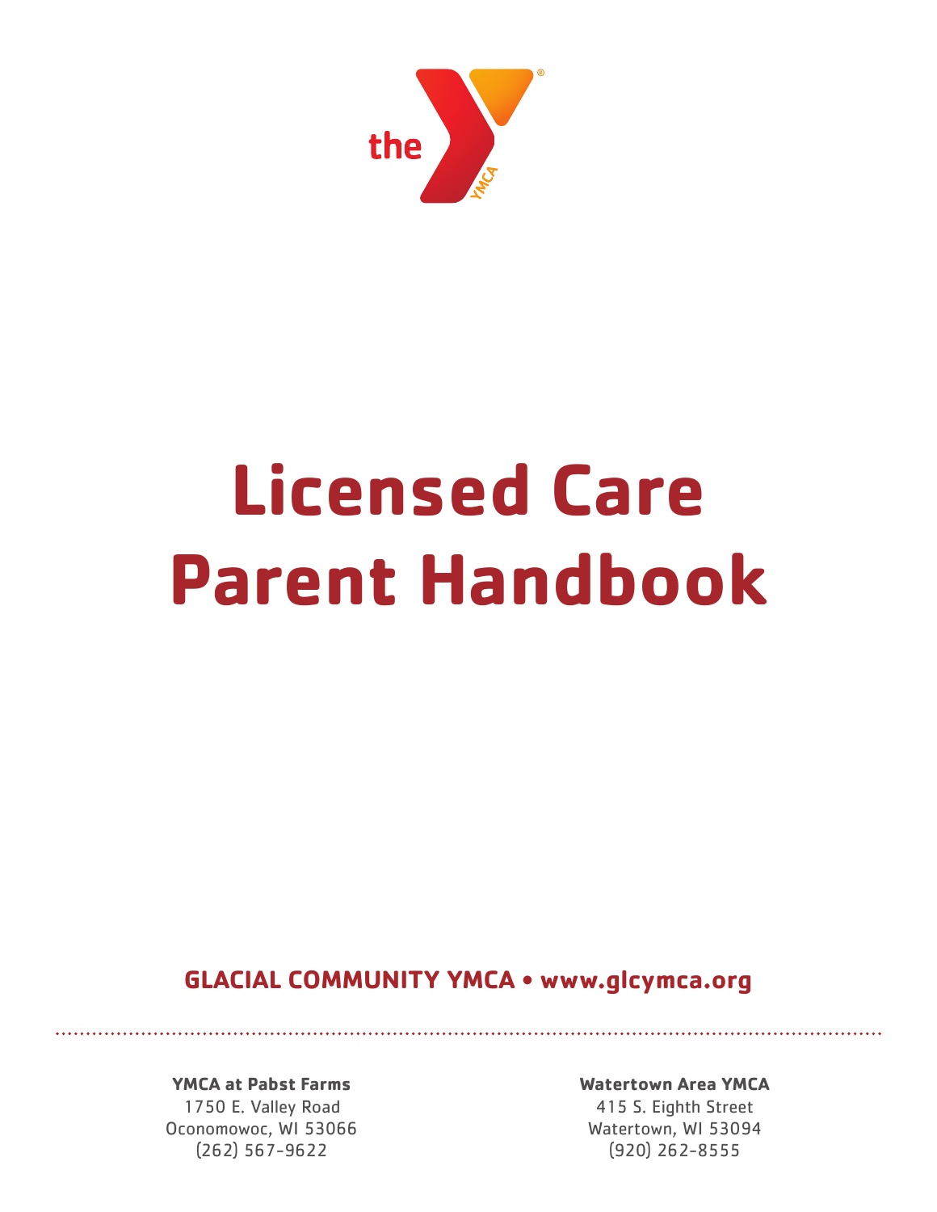# Licensed Care Parent Handbook

**GLACIAL COMMUNITY YMCA • www.glcymca.org**

**YMCA at Pabst Farms**
1750 E. Valley Road
Oconomowoc, WI 53066
(262) 567-9622

**Watertown Area YMCA**
415 S. Eighth Street
Watertown, WI 53094
(920) 262-8555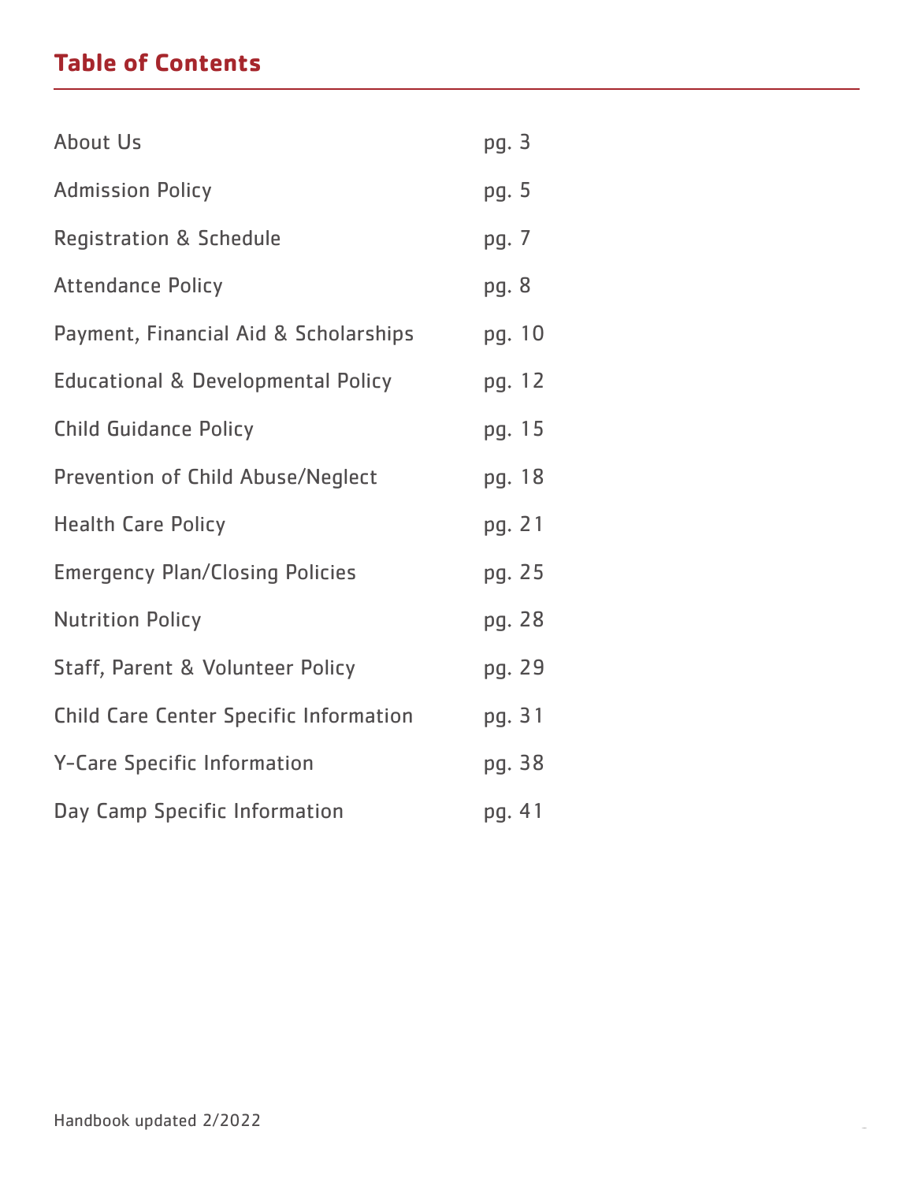## Table of Contents

| | |
|---|---|
| About Us | pg. 3 |
| Admission Policy | pg. 5 |
| Registration & Schedule | pg. 7 |
| Attendance Policy | pg. 8 |
| Payment, Financial Aid & Scholarships | pg. 10 |
| Educational & Developmental Policy | pg. 12 |
| Child Guidance Policy | pg. 15 |
| Prevention of Child Abuse/Neglect | pg. 18 |
| Health Care Policy | pg. 21 |
| Emergency Plan/Closing Policies | pg. 25 |
| Nutrition Policy | pg. 28 |
| Staff, Parent & Volunteer Policy | pg. 29 |
| Child Care Center Specific Information | pg. 31 |
| Y-Care Specific Information | pg. 38 |
| Day Camp Specific Information | pg. 41 |

Handbook updated 2/2022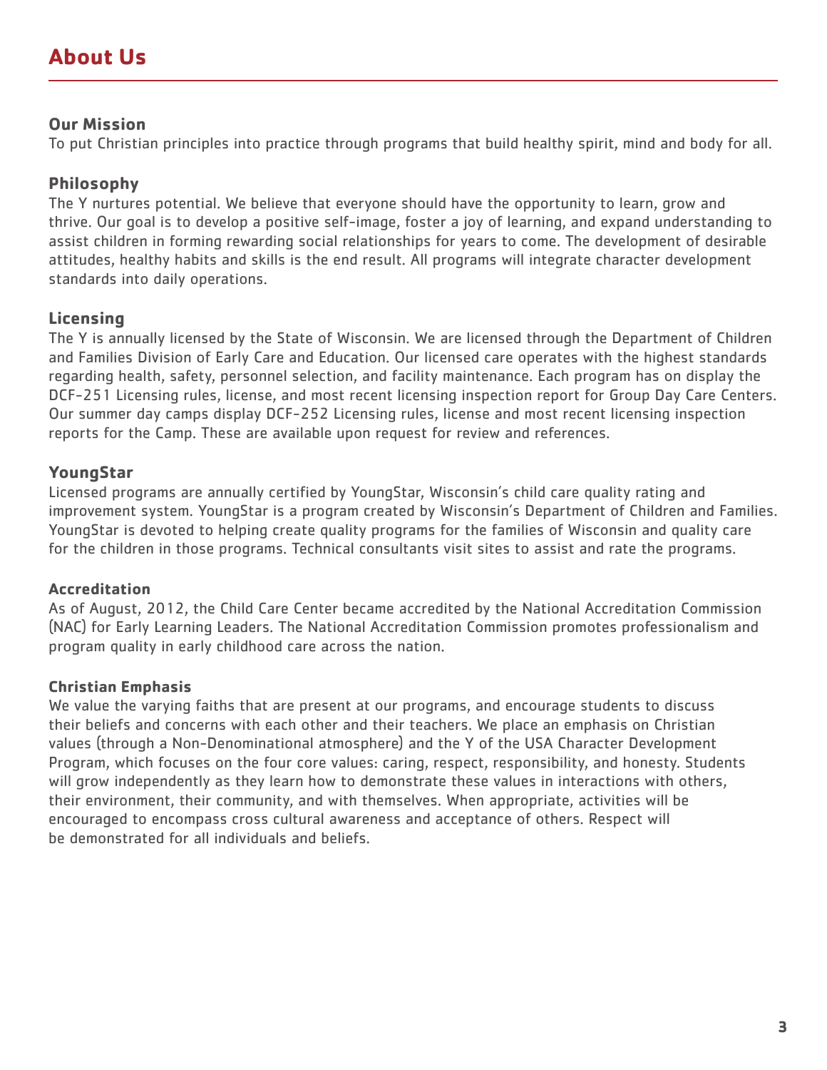# About Us

## Our Mission

To put Christian principles into practice through programs that build healthy spirit, mind and body for all.

## Philosophy

The Y nurtures potential. We believe that everyone should have the opportunity to learn, grow and thrive. Our goal is to develop a positive self-image, foster a joy of learning, and expand understanding to assist children in forming rewarding social relationships for years to come. The development of desirable attitudes, healthy habits and skills is the end result. All programs will integrate character development standards into daily operations.

## Licensing

The Y is annually licensed by the State of Wisconsin. We are licensed through the Department of Children and Families Division of Early Care and Education. Our licensed care operates with the highest standards regarding health, safety, personnel selection, and facility maintenance. Each program has on display the DCF-251 Licensing rules, license, and most recent licensing inspection report for Group Day Care Centers. Our summer day camps display DCF-252 Licensing rules, license and most recent licensing inspection reports for the Camp. These are available upon request for review and references.

## YoungStar

Licensed programs are annually certified by YoungStar, Wisconsin's child care quality rating and improvement system. YoungStar is a program created by Wisconsin's Department of Children and Families. YoungStar is devoted to helping create quality programs for the families of Wisconsin and quality care for the children in those programs. Technical consultants visit sites to assist and rate the programs.

### Accreditation

As of August, 2012, the Child Care Center became accredited by the National Accreditation Commission (NAC) for Early Learning Leaders. The National Accreditation Commission promotes professionalism and program quality in early childhood care across the nation.

### Christian Emphasis

We value the varying faiths that are present at our programs, and encourage students to discuss their beliefs and concerns with each other and their teachers. We place an emphasis on Christian values (through a Non-Denominational atmosphere) and the Y of the USA Character Development Program, which focuses on the four core values: caring, respect, responsibility, and honesty. Students will grow independently as they learn how to demonstrate these values in interactions with others, their environment, their community, and with themselves. When appropriate, activities will be encouraged to encompass cross cultural awareness and acceptance of others. Respect will be demonstrated for all individuals and beliefs.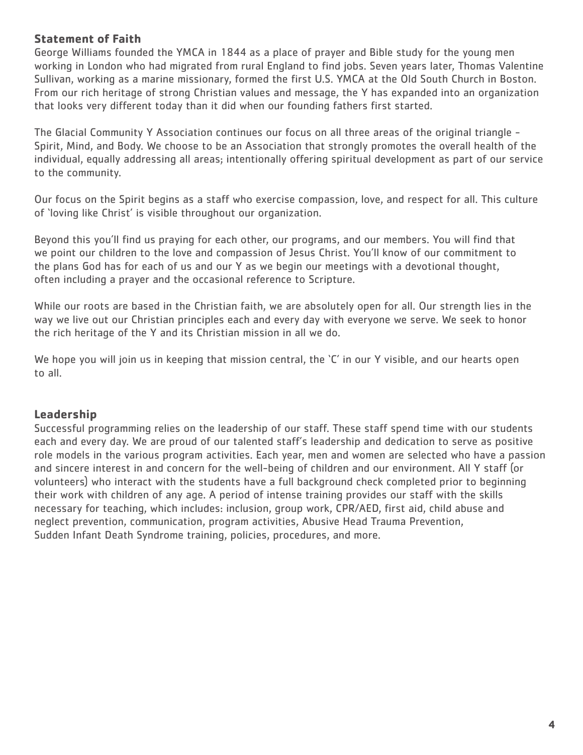## Statement of Faith

George Williams founded the YMCA in 1844 as a place of prayer and Bible study for the young men working in London who had migrated from rural England to find jobs. Seven years later, Thomas Valentine Sullivan, working as a marine missionary, formed the first U.S. YMCA at the Old South Church in Boston. From our rich heritage of strong Christian values and message, the Y has expanded into an organization that looks very different today than it did when our founding fathers first started.

The Glacial Community Y Association continues our focus on all three areas of the original triangle - Spirit, Mind, and Body. We choose to be an Association that strongly promotes the overall health of the individual, equally addressing all areas; intentionally offering spiritual development as part of our service to the community.

Our focus on the Spirit begins as a staff who exercise compassion, love, and respect for all. This culture of 'loving like Christ' is visible throughout our organization.

Beyond this you'll find us praying for each other, our programs, and our members. You will find that we point our children to the love and compassion of Jesus Christ. You'll know of our commitment to the plans God has for each of us and our Y as we begin our meetings with a devotional thought, often including a prayer and the occasional reference to Scripture.

While our roots are based in the Christian faith, we are absolutely open for all. Our strength lies in the way we live out our Christian principles each and every day with everyone we serve. We seek to honor the rich heritage of the Y and its Christian mission in all we do.

We hope you will join us in keeping that mission central, the 'C' in our Y visible, and our hearts open to all.

## Leadership

Successful programming relies on the leadership of our staff. These staff spend time with our students each and every day. We are proud of our talented staff's leadership and dedication to serve as positive role models in the various program activities. Each year, men and women are selected who have a passion and sincere interest in and concern for the well-being of children and our environment. All Y staff (or volunteers) who interact with the students have a full background check completed prior to beginning their work with children of any age. A period of intense training provides our staff with the skills necessary for teaching, which includes: inclusion, group work, CPR/AED, first aid, child abuse and neglect prevention, communication, program activities, Abusive Head Trauma Prevention, Sudden Infant Death Syndrome training, policies, procedures, and more.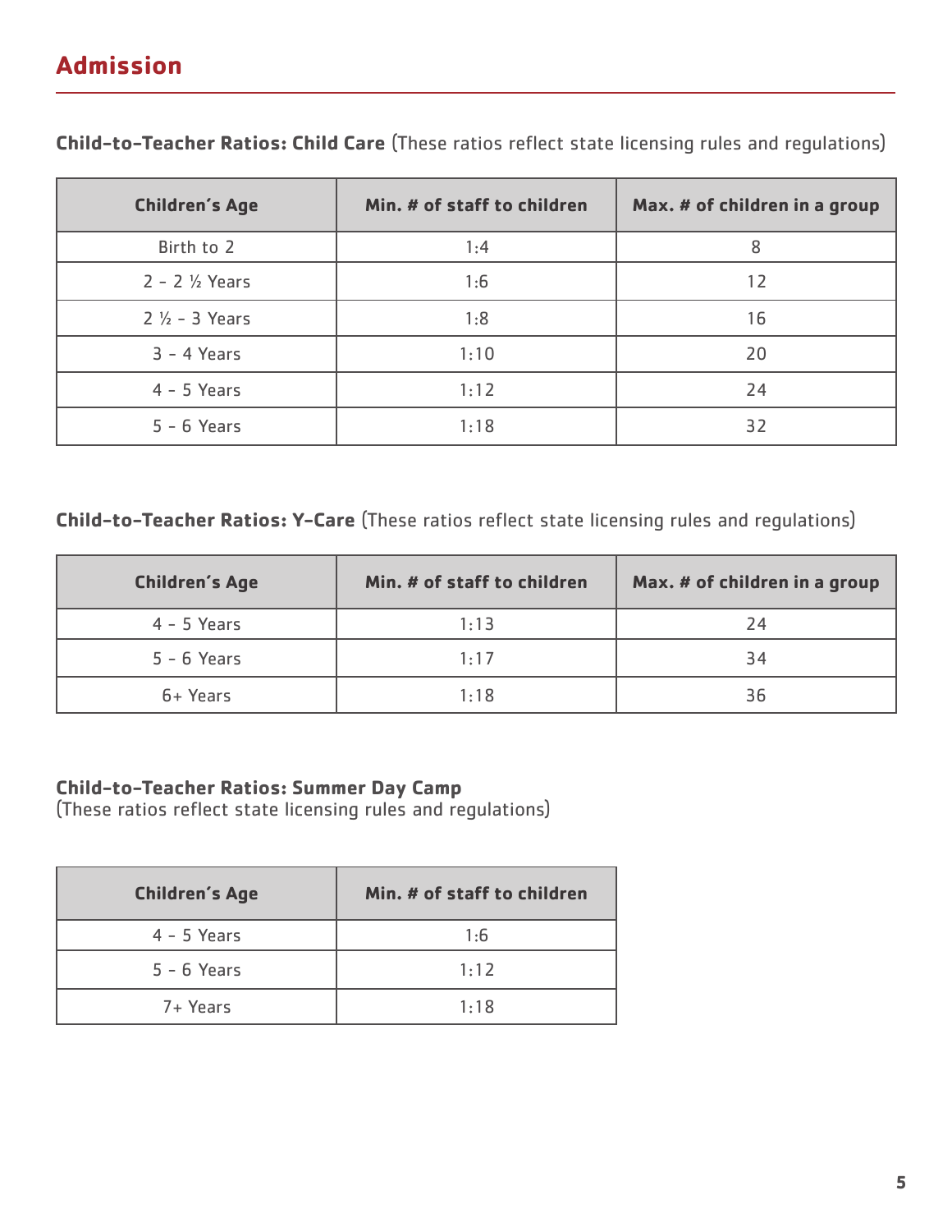## Admission

**Child-to-Teacher Ratios: Child Care** (These ratios reflect state licensing rules and regulations)

| Children's Age | Min. # of staff to children | Max. # of children in a group |
|---|---|---|
| Birth to 2 | 1:4 | 8 |
| 2 - 2 ½ Years | 1:6 | 12 |
| 2 ½ - 3 Years | 1:8 | 16 |
| 3 - 4 Years | 1:10 | 20 |
| 4 - 5 Years | 1:12 | 24 |
| 5 - 6 Years | 1:18 | 32 |

**Child-to-Teacher Ratios: Y-Care** (These ratios reflect state licensing rules and regulations)

| Children's Age | Min. # of staff to children | Max. # of children in a group |
|---|---|---|
| 4 - 5 Years | 1:13 | 24 |
| 5 - 6 Years | 1:17 | 34 |
| 6+ Years | 1:18 | 36 |

**Child-to-Teacher Ratios: Summer Day Camp**
(These ratios reflect state licensing rules and regulations)

| Children's Age | Min. # of staff to children |
|---|---|
| 4 - 5 Years | 1:6 |
| 5 - 6 Years | 1:12 |
| 7+ Years | 1:18 |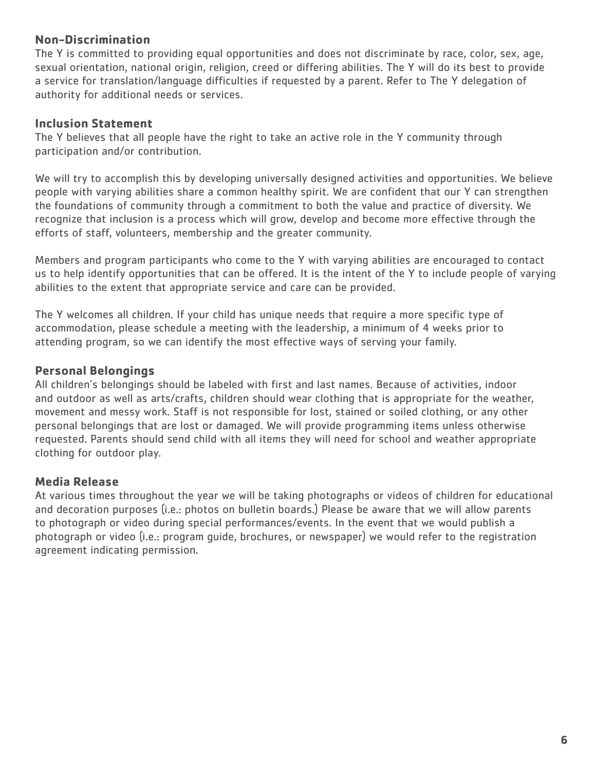## Non-Discrimination

The Y is committed to providing equal opportunities and does not discriminate by race, color, sex, age, sexual orientation, national origin, religion, creed or differing abilities. The Y will do its best to provide a service for translation/language difficulties if requested by a parent. Refer to The Y delegation of authority for additional needs or services.

## Inclusion Statement

The Y believes that all people have the right to take an active role in the Y community through participation and/or contribution.

We will try to accomplish this by developing universally designed activities and opportunities. We believe people with varying abilities share a common healthy spirit. We are confident that our Y can strengthen the foundations of community through a commitment to both the value and practice of diversity. We recognize that inclusion is a process which will grow, develop and become more effective through the efforts of staff, volunteers, membership and the greater community.

Members and program participants who come to the Y with varying abilities are encouraged to contact us to help identify opportunities that can be offered. It is the intent of the Y to include people of varying abilities to the extent that appropriate service and care can be provided.

The Y welcomes all children. If your child has unique needs that require a more specific type of accommodation, please schedule a meeting with the leadership, a minimum of 4 weeks prior to attending program, so we can identify the most effective ways of serving your family.

## Personal Belongings

All children's belongings should be labeled with first and last names. Because of activities, indoor and outdoor as well as arts/crafts, children should wear clothing that is appropriate for the weather, movement and messy work. Staff is not responsible for lost, stained or soiled clothing, or any other personal belongings that are lost or damaged. We will provide programming items unless otherwise requested. Parents should send child with all items they will need for school and weather appropriate clothing for outdoor play.

## Media Release

At various times throughout the year we will be taking photographs or videos of children for educational and decoration purposes (i.e.: photos on bulletin boards.) Please be aware that we will allow parents to photograph or video during special performances/events. In the event that we would publish a photograph or video (i.e.: program guide, brochures, or newspaper) we would refer to the registration agreement indicating permission.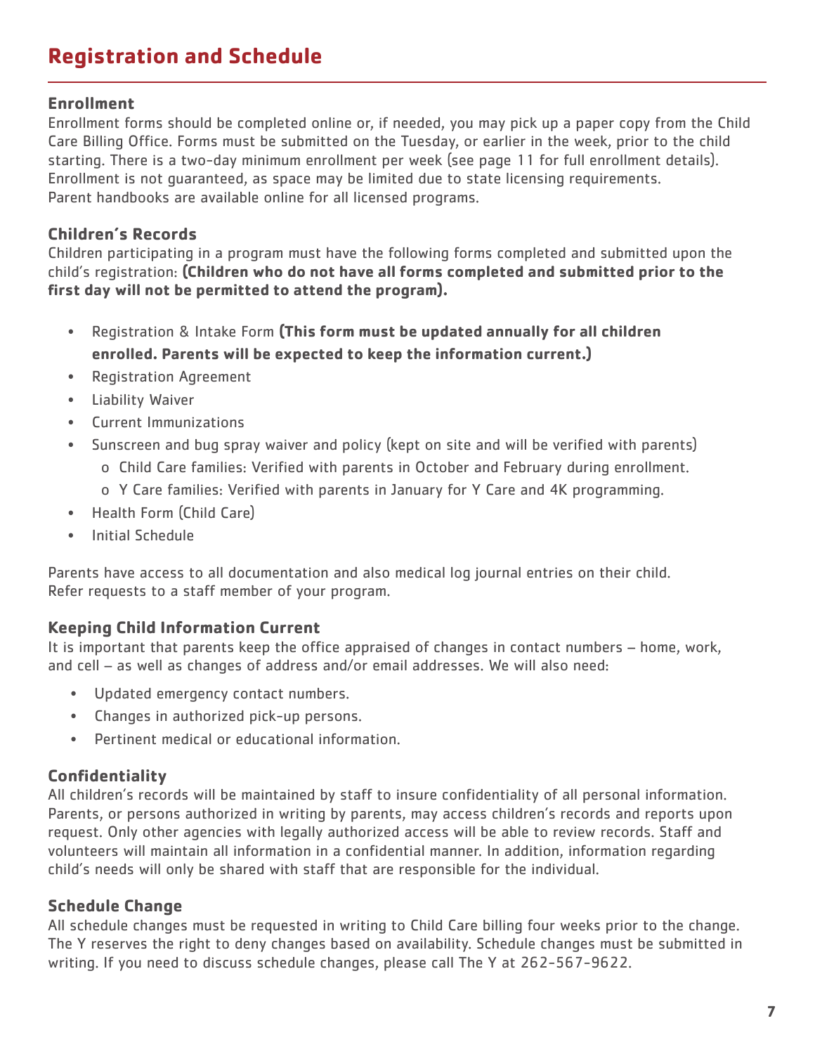# Registration and Schedule

### Enrollment

Enrollment forms should be completed online or, if needed, you may pick up a paper copy from the Child Care Billing Office. Forms must be submitted on the Tuesday, or earlier in the week, prior to the child starting. There is a two-day minimum enrollment per week (see page 11 for full enrollment details). Enrollment is not guaranteed, as space may be limited due to state licensing requirements. Parent handbooks are available online for all licensed programs.

### Children's Records

Children participating in a program must have the following forms completed and submitted upon the child's registration: **(Children who do not have all forms completed and submitted prior to the first day will not be permitted to attend the program).**

- Registration & Intake Form **(This form must be updated annually for all children enrolled. Parents will be expected to keep the information current.)**
- Registration Agreement
- Liability Waiver
- Current Immunizations
- Sunscreen and bug spray waiver and policy (kept on site and will be verified with parents)
  - o Child Care families: Verified with parents in October and February during enrollment.
  - o Y Care families: Verified with parents in January for Y Care and 4K programming.
- Health Form (Child Care)
- Initial Schedule

Parents have access to all documentation and also medical log journal entries on their child. Refer requests to a staff member of your program.

### Keeping Child Information Current

It is important that parents keep the office appraised of changes in contact numbers – home, work, and cell – as well as changes of address and/or email addresses. We will also need:

- Updated emergency contact numbers.
- Changes in authorized pick-up persons.
- Pertinent medical or educational information.

### Confidentiality

All children's records will be maintained by staff to insure confidentiality of all personal information. Parents, or persons authorized in writing by parents, may access children's records and reports upon request. Only other agencies with legally authorized access will be able to review records. Staff and volunteers will maintain all information in a confidential manner. In addition, information regarding child's needs will only be shared with staff that are responsible for the individual.

### Schedule Change

All schedule changes must be requested in writing to Child Care billing four weeks prior to the change. The Y reserves the right to deny changes based on availability. Schedule changes must be submitted in writing. If you need to discuss schedule changes, please call The Y at 262-567-9622.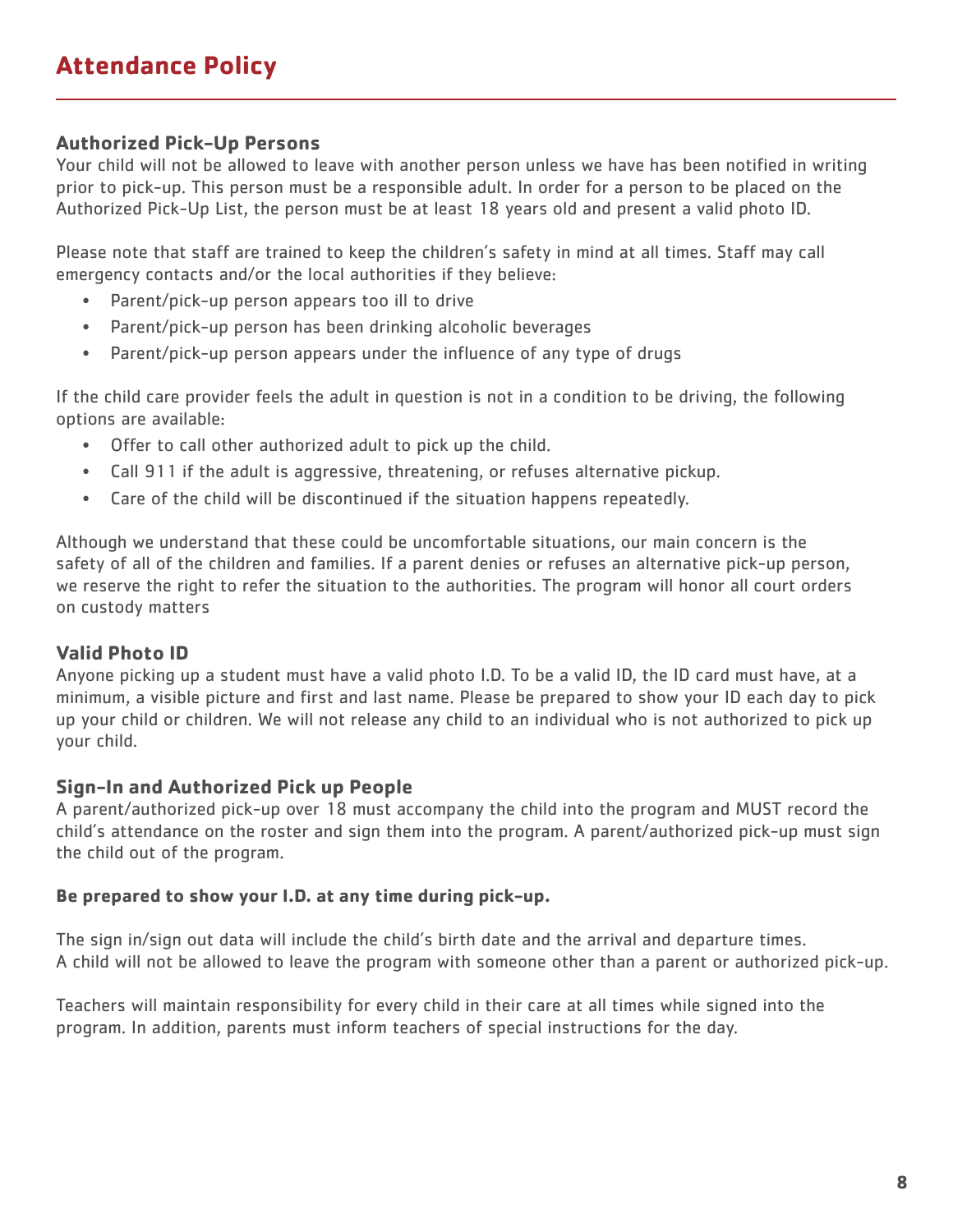# Attendance Policy

### Authorized Pick-Up Persons

Your child will not be allowed to leave with another person unless we have has been notified in writing prior to pick-up. This person must be a responsible adult. In order for a person to be placed on the Authorized Pick-Up List, the person must be at least 18 years old and present a valid photo ID.

Please note that staff are trained to keep the children's safety in mind at all times. Staff may call emergency contacts and/or the local authorities if they believe:

- Parent/pick-up person appears too ill to drive
- Parent/pick-up person has been drinking alcoholic beverages
- Parent/pick-up person appears under the influence of any type of drugs

If the child care provider feels the adult in question is not in a condition to be driving, the following options are available:

- Offer to call other authorized adult to pick up the child.
- Call 911 if the adult is aggressive, threatening, or refuses alternative pickup.
- Care of the child will be discontinued if the situation happens repeatedly.

Although we understand that these could be uncomfortable situations, our main concern is the safety of all of the children and families. If a parent denies or refuses an alternative pick-up person, we reserve the right to refer the situation to the authorities. The program will honor all court orders on custody matters

### Valid Photo ID

Anyone picking up a student must have a valid photo I.D. To be a valid ID, the ID card must have, at a minimum, a visible picture and first and last name. Please be prepared to show your ID each day to pick up your child or children. We will not release any child to an individual who is not authorized to pick up your child.

### Sign-In and Authorized Pick up People

A parent/authorized pick-up over 18 must accompany the child into the program and MUST record the child's attendance on the roster and sign them into the program. A parent/authorized pick-up must sign the child out of the program.

**Be prepared to show your I.D. at any time during pick-up.**

The sign in/sign out data will include the child's birth date and the arrival and departure times.
A child will not be allowed to leave the program with someone other than a parent or authorized pick-up.

Teachers will maintain responsibility for every child in their care at all times while signed into the program. In addition, parents must inform teachers of special instructions for the day.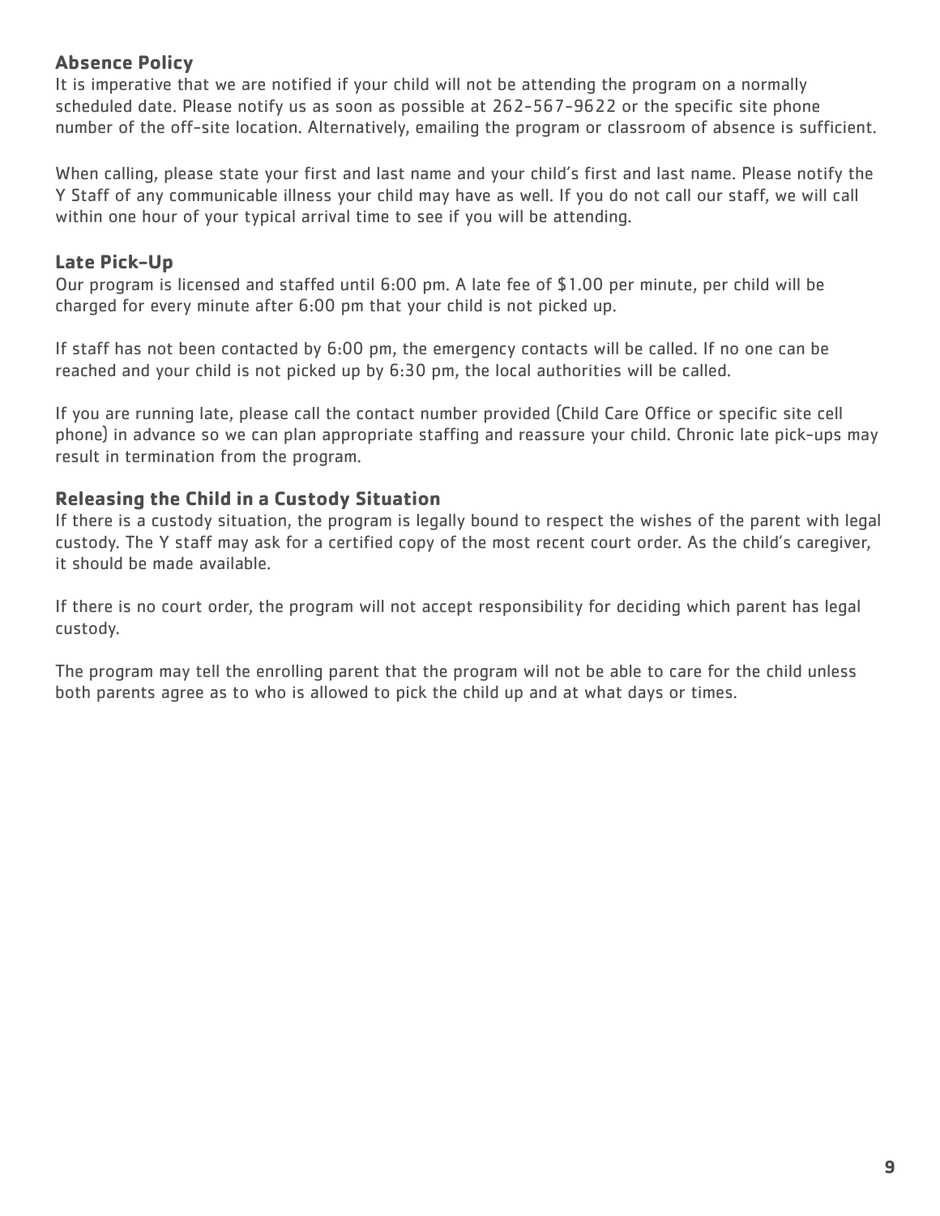### Absence Policy

It is imperative that we are notified if your child will not be attending the program on a normally scheduled date. Please notify us as soon as possible at 262-567-9622 or the specific site phone number of the off-site location. Alternatively, emailing the program or classroom of absence is sufficient.

When calling, please state your first and last name and your child's first and last name. Please notify the Y Staff of any communicable illness your child may have as well. If you do not call our staff, we will call within one hour of your typical arrival time to see if you will be attending.

### Late Pick-Up

Our program is licensed and staffed until 6:00 pm. A late fee of $1.00 per minute, per child will be charged for every minute after 6:00 pm that your child is not picked up.

If staff has not been contacted by 6:00 pm, the emergency contacts will be called. If no one can be reached and your child is not picked up by 6:30 pm, the local authorities will be called.

If you are running late, please call the contact number provided (Child Care Office or specific site cell phone) in advance so we can plan appropriate staffing and reassure your child. Chronic late pick-ups may result in termination from the program.

### Releasing the Child in a Custody Situation

If there is a custody situation, the program is legally bound to respect the wishes of the parent with legal custody. The Y staff may ask for a certified copy of the most recent court order. As the child's caregiver, it should be made available.

If there is no court order, the program will not accept responsibility for deciding which parent has legal custody.

The program may tell the enrolling parent that the program will not be able to care for the child unless both parents agree as to who is allowed to pick the child up and at what days or times.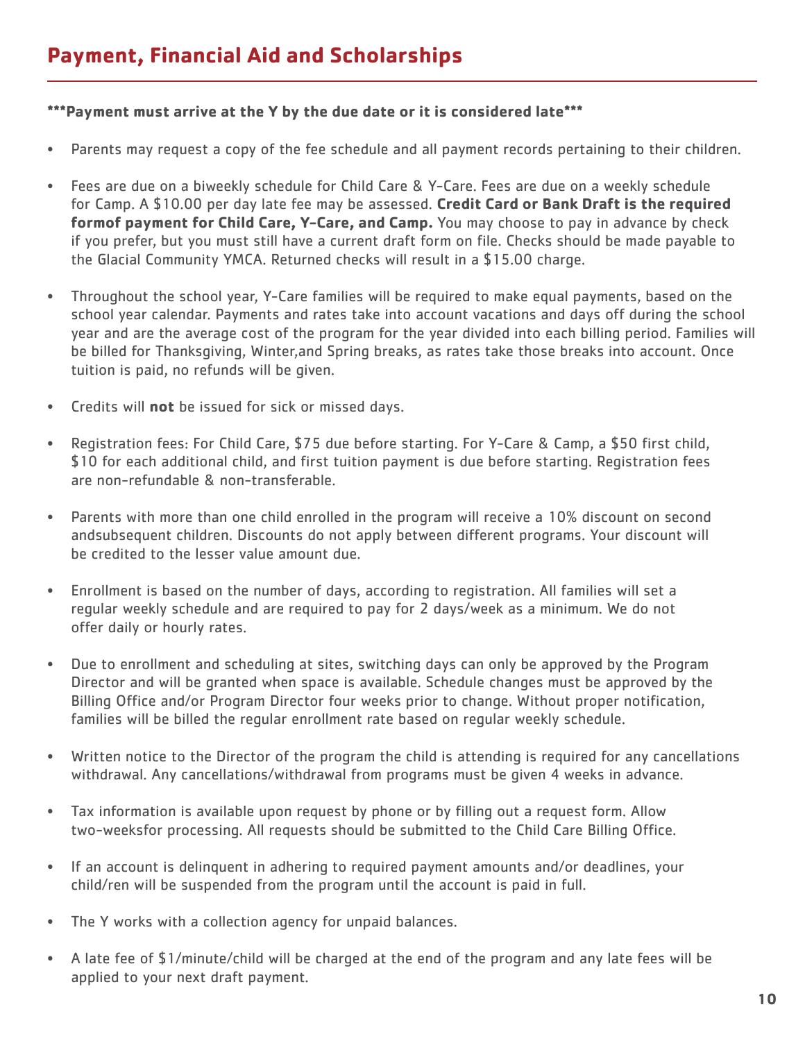# Payment, Financial Aid and Scholarships

**\*\*\*Payment must arrive at the Y by the due date or it is considered late\*\*\***

- Parents may request a copy of the fee schedule and all payment records pertaining to their children.
- Fees are due on a biweekly schedule for Child Care & Y-Care. Fees are due on a weekly schedule for Camp. A $10.00 per day late fee may be assessed. **Credit Card or Bank Draft is the required formof payment for Child Care, Y-Care, and Camp.** You may choose to pay in advance by check if you prefer, but you must still have a current draft form on file. Checks should be made payable to the Glacial Community YMCA. Returned checks will result in a $15.00 charge.
- Throughout the school year, Y-Care families will be required to make equal payments, based on the school year calendar. Payments and rates take into account vacations and days off during the school year and are the average cost of the program for the year divided into each billing period. Families will be billed for Thanksgiving, Winter,and Spring breaks, as rates take those breaks into account. Once tuition is paid, no refunds will be given.
- Credits will **not** be issued for sick or missed days.
- Registration fees: For Child Care, $75 due before starting. For Y-Care & Camp, a $50 first child, $10 for each additional child, and first tuition payment is due before starting. Registration fees are non-refundable & non-transferable.
- Parents with more than one child enrolled in the program will receive a 10% discount on second andsubsequent children. Discounts do not apply between different programs. Your discount will be credited to the lesser value amount due.
- Enrollment is based on the number of days, according to registration. All families will set a regular weekly schedule and are required to pay for 2 days/week as a minimum. We do not offer daily or hourly rates.
- Due to enrollment and scheduling at sites, switching days can only be approved by the Program Director and will be granted when space is available. Schedule changes must be approved by the Billing Office and/or Program Director four weeks prior to change. Without proper notification, families will be billed the regular enrollment rate based on regular weekly schedule.
- Written notice to the Director of the program the child is attending is required for any cancellations withdrawal. Any cancellations/withdrawal from programs must be given 4 weeks in advance.
- Tax information is available upon request by phone or by filling out a request form. Allow two-weeksfor processing. All requests should be submitted to the Child Care Billing Office.
- If an account is delinquent in adhering to required payment amounts and/or deadlines, your child/ren will be suspended from the program until the account is paid in full.
- The Y works with a collection agency for unpaid balances.
- A late fee of $1/minute/child will be charged at the end of the program and any late fees will be applied to your next draft payment.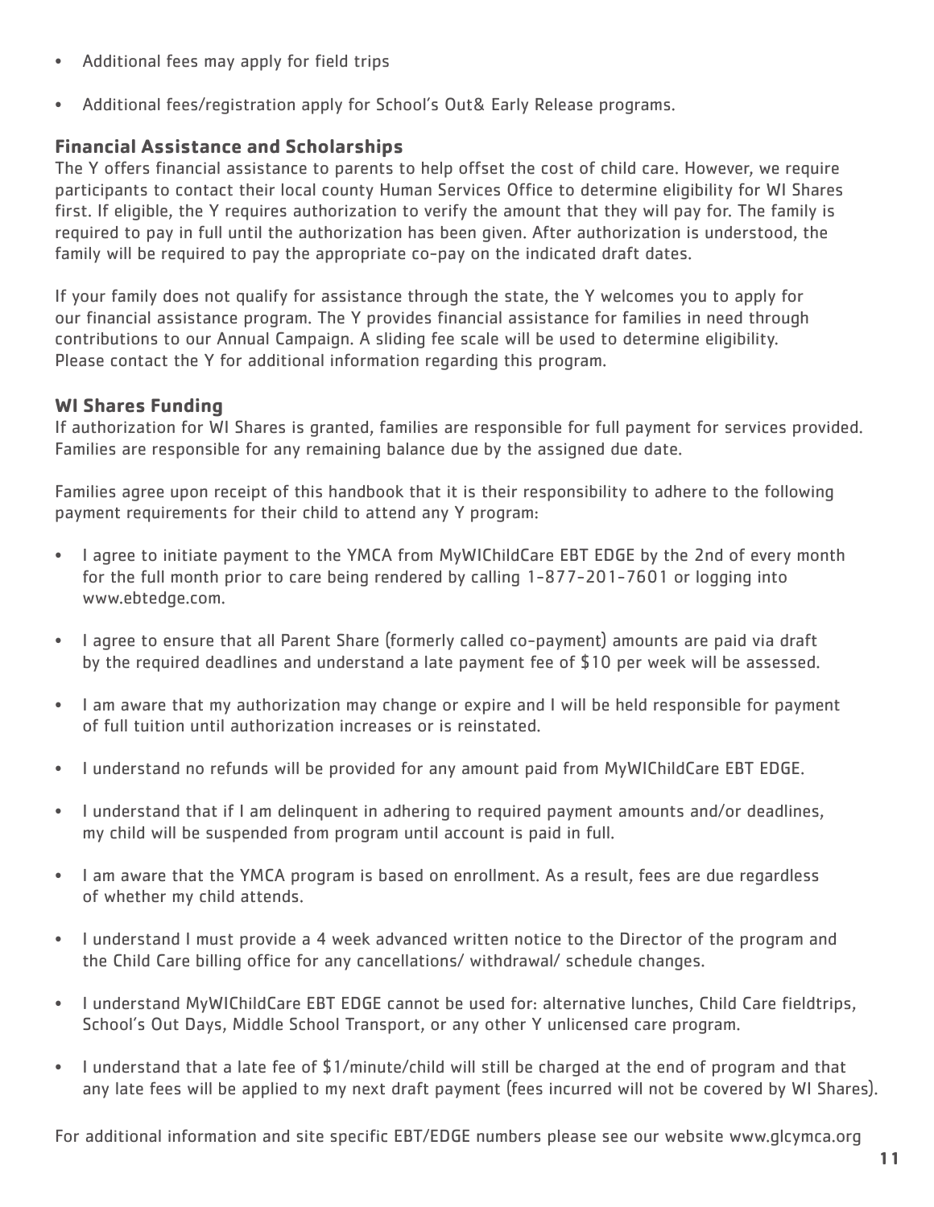- Additional fees may apply for field trips
- Additional fees/registration apply for School's Out& Early Release programs.

### Financial Assistance and Scholarships

The Y offers financial assistance to parents to help offset the cost of child care. However, we require participants to contact their local county Human Services Office to determine eligibility for WI Shares first. If eligible, the Y requires authorization to verify the amount that they will pay for. The family is required to pay in full until the authorization has been given. After authorization is understood, the family will be required to pay the appropriate co-pay on the indicated draft dates.

If your family does not qualify for assistance through the state, the Y welcomes you to apply for our financial assistance program. The Y provides financial assistance for families in need through contributions to our Annual Campaign. A sliding fee scale will be used to determine eligibility. Please contact the Y for additional information regarding this program.

### WI Shares Funding

If authorization for WI Shares is granted, families are responsible for full payment for services provided. Families are responsible for any remaining balance due by the assigned due date.

Families agree upon receipt of this handbook that it is their responsibility to adhere to the following payment requirements for their child to attend any Y program:

- I agree to initiate payment to the YMCA from MyWIChildCare EBT EDGE by the 2nd of every month for the full month prior to care being rendered by calling 1-877-201-7601 or logging into www.ebtedge.com.
- I agree to ensure that all Parent Share (formerly called co-payment) amounts are paid via draft by the required deadlines and understand a late payment fee of $10 per week will be assessed.
- I am aware that my authorization may change or expire and I will be held responsible for payment of full tuition until authorization increases or is reinstated.
- I understand no refunds will be provided for any amount paid from MyWIChildCare EBT EDGE.
- I understand that if I am delinquent in adhering to required payment amounts and/or deadlines, my child will be suspended from program until account is paid in full.
- I am aware that the YMCA program is based on enrollment. As a result, fees are due regardless of whether my child attends.
- I understand I must provide a 4 week advanced written notice to the Director of the program and the Child Care billing office for any cancellations/ withdrawal/ schedule changes.
- I understand MyWIChildCare EBT EDGE cannot be used for: alternative lunches, Child Care fieldtrips, School's Out Days, Middle School Transport, or any other Y unlicensed care program.
- I understand that a late fee of $1/minute/child will still be charged at the end of program and that any late fees will be applied to my next draft payment (fees incurred will not be covered by WI Shares).

For additional information and site specific EBT/EDGE numbers please see our website www.glcymca.org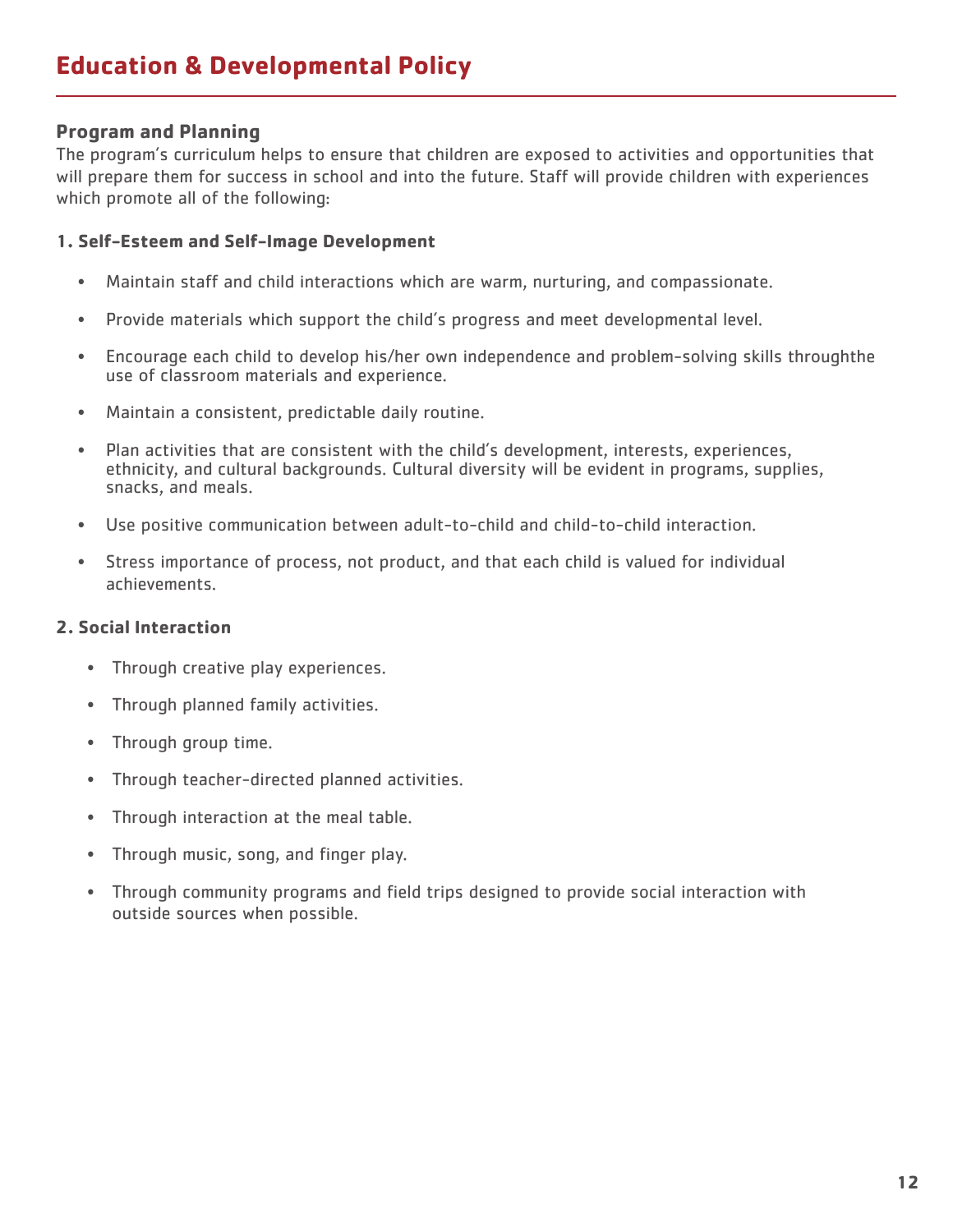# Education & Developmental Policy

## Program and Planning

The program's curriculum helps to ensure that children are exposed to activities and opportunities that will prepare them for success in school and into the future. Staff will provide children with experiences which promote all of the following:

### 1. Self-Esteem and Self-Image Development

- Maintain staff and child interactions which are warm, nurturing, and compassionate.
- Provide materials which support the child's progress and meet developmental level.
- Encourage each child to develop his/her own independence and problem-solving skills throughthe use of classroom materials and experience.
- Maintain a consistent, predictable daily routine.
- Plan activities that are consistent with the child's development, interests, experiences, ethnicity, and cultural backgrounds. Cultural diversity will be evident in programs, supplies, snacks, and meals.
- Use positive communication between adult-to-child and child-to-child interaction.
- Stress importance of process, not product, and that each child is valued for individual achievements.

### 2. Social Interaction

- Through creative play experiences.
- Through planned family activities.
- Through group time.
- Through teacher-directed planned activities.
- Through interaction at the meal table.
- Through music, song, and finger play.
- Through community programs and field trips designed to provide social interaction with outside sources when possible.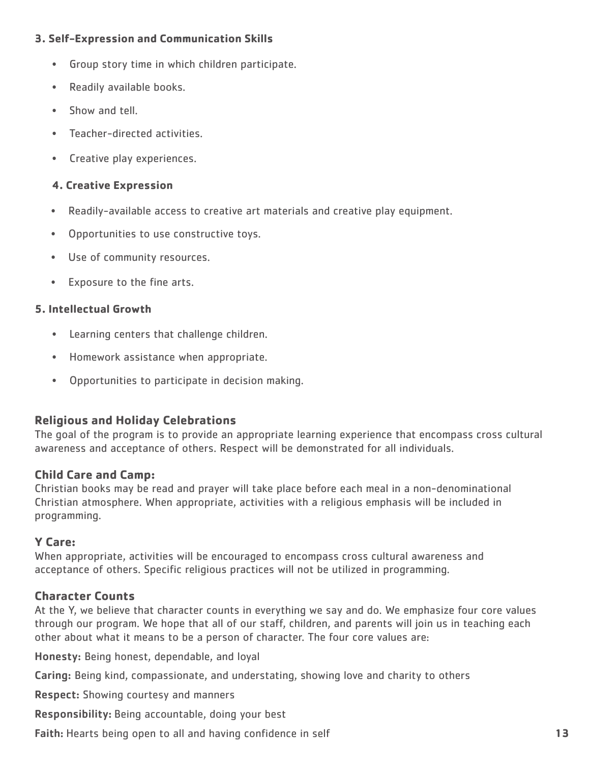### 3. Self-Expression and Communication Skills

- Group story time in which children participate.
- Readily available books.
- Show and tell.
- Teacher-directed activities.
- Creative play experiences.

### 4. Creative Expression

- Readily-available access to creative art materials and creative play equipment.
- Opportunities to use constructive toys.
- Use of community resources.
- Exposure to the fine arts.

### 5. Intellectual Growth

- Learning centers that challenge children.
- Homework assistance when appropriate.
- Opportunities to participate in decision making.

## Religious and Holiday Celebrations

The goal of the program is to provide an appropriate learning experience that encompass cross cultural awareness and acceptance of others. Respect will be demonstrated for all individuals.

## Child Care and Camp:

Christian books may be read and prayer will take place before each meal in a non-denominational Christian atmosphere. When appropriate, activities with a religious emphasis will be included in programming.

## Y Care:

When appropriate, activities will be encouraged to encompass cross cultural awareness and acceptance of others. Specific religious practices will not be utilized in programming.

## Character Counts

At the Y, we believe that character counts in everything we say and do. We emphasize four core values through our program. We hope that all of our staff, children, and parents will join us in teaching each other about what it means to be a person of character. The four core values are:

**Honesty:** Being honest, dependable, and loyal

**Caring:** Being kind, compassionate, and understating, showing love and charity to others

**Respect:** Showing courtesy and manners

**Responsibility:** Being accountable, doing your best

**Faith:** Hearts being open to all and having confidence in self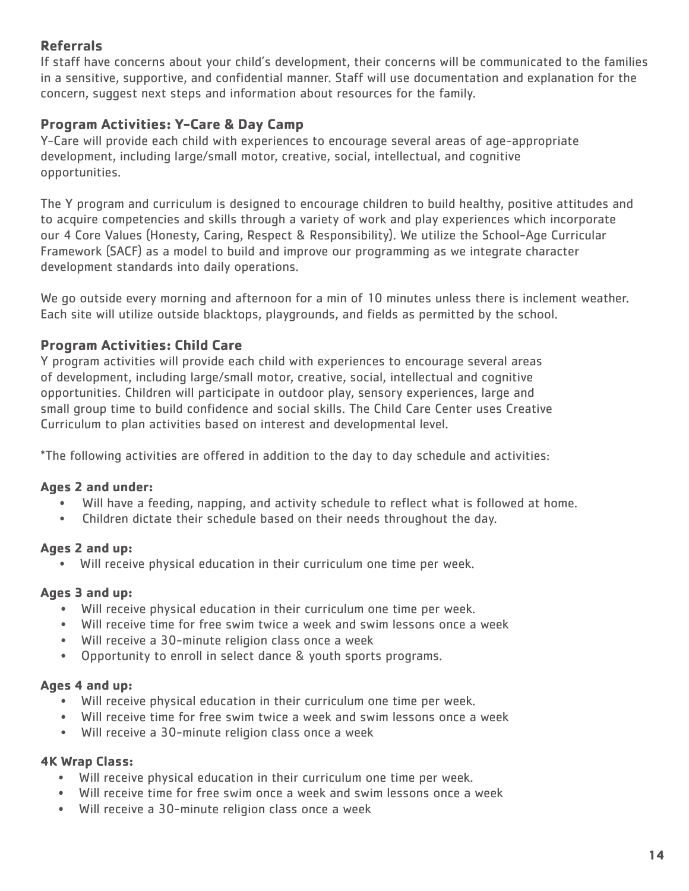## Referrals

If staff have concerns about your child's development, their concerns will be communicated to the families in a sensitive, supportive, and confidential manner. Staff will use documentation and explanation for the concern, suggest next steps and information about resources for the family.

## Program Activities: Y-Care & Day Camp

Y-Care will provide each child with experiences to encourage several areas of age-appropriate development, including large/small motor, creative, social, intellectual, and cognitive opportunities.

The Y program and curriculum is designed to encourage children to build healthy, positive attitudes and to acquire competencies and skills through a variety of work and play experiences which incorporate our 4 Core Values (Honesty, Caring, Respect & Responsibility). We utilize the School-Age Curricular Framework (SACF) as a model to build and improve our programming as we integrate character development standards into daily operations.

We go outside every morning and afternoon for a min of 10 minutes unless there is inclement weather. Each site will utilize outside blacktops, playgrounds, and fields as permitted by the school.

## Program Activities: Child Care

Y program activities will provide each child with experiences to encourage several areas of development, including large/small motor, creative, social, intellectual and cognitive opportunities. Children will participate in outdoor play, sensory experiences, large and small group time to build confidence and social skills. The Child Care Center uses Creative Curriculum to plan activities based on interest and developmental level.

*The following activities are offered in addition to the day to day schedule and activities:

### Ages 2 and under:

- Will have a feeding, napping, and activity schedule to reflect what is followed at home.
- Children dictate their schedule based on their needs throughout the day.

### Ages 2 and up:

- Will receive physical education in their curriculum one time per week.

### Ages 3 and up:

- Will receive physical education in their curriculum one time per week.
- Will receive time for free swim twice a week and swim lessons once a week
- Will receive a 30-minute religion class once a week
- Opportunity to enroll in select dance & youth sports programs.

### Ages 4 and up:

- Will receive physical education in their curriculum one time per week.
- Will receive time for free swim twice a week and swim lessons once a week
- Will receive a 30-minute religion class once a week

### 4K Wrap Class:

- Will receive physical education in their curriculum one time per week.
- Will receive time for free swim once a week and swim lessons once a week
- Will receive a 30-minute religion class once a week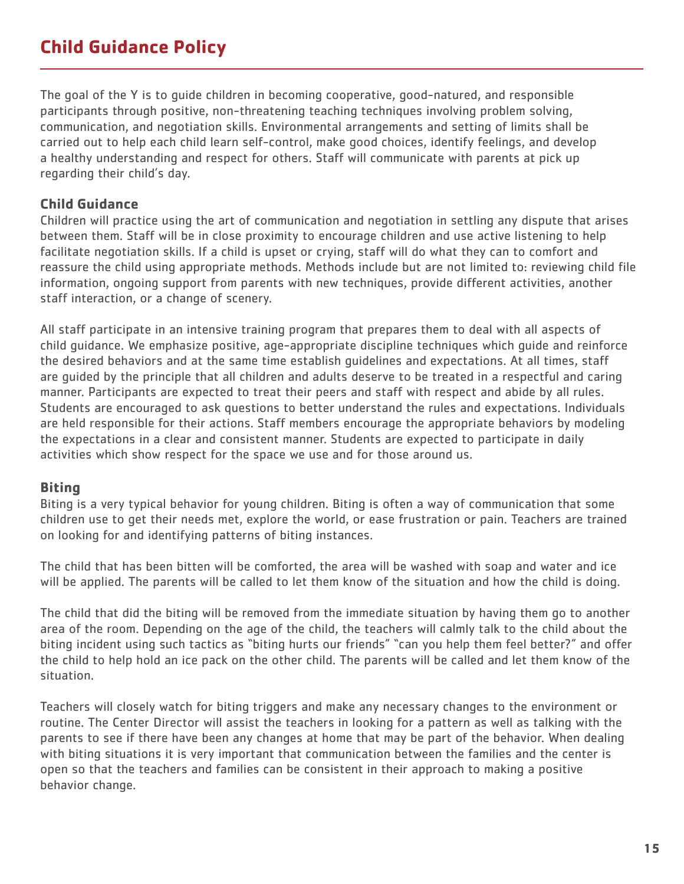# Child Guidance Policy

The goal of the Y is to guide children in becoming cooperative, good-natured, and responsible participants through positive, non-threatening teaching techniques involving problem solving, communication, and negotiation skills. Environmental arrangements and setting of limits shall be carried out to help each child learn self-control, make good choices, identify feelings, and develop a healthy understanding and respect for others. Staff will communicate with parents at pick up regarding their child's day.

### Child Guidance

Children will practice using the art of communication and negotiation in settling any dispute that arises between them. Staff will be in close proximity to encourage children and use active listening to help facilitate negotiation skills. If a child is upset or crying, staff will do what they can to comfort and reassure the child using appropriate methods. Methods include but are not limited to: reviewing child file information, ongoing support from parents with new techniques, provide different activities, another staff interaction, or a change of scenery.

All staff participate in an intensive training program that prepares them to deal with all aspects of child guidance. We emphasize positive, age-appropriate discipline techniques which guide and reinforce the desired behaviors and at the same time establish guidelines and expectations. At all times, staff are guided by the principle that all children and adults deserve to be treated in a respectful and caring manner. Participants are expected to treat their peers and staff with respect and abide by all rules. Students are encouraged to ask questions to better understand the rules and expectations. Individuals are held responsible for their actions. Staff members encourage the appropriate behaviors by modeling the expectations in a clear and consistent manner. Students are expected to participate in daily activities which show respect for the space we use and for those around us.

### Biting

Biting is a very typical behavior for young children. Biting is often a way of communication that some children use to get their needs met, explore the world, or ease frustration or pain. Teachers are trained on looking for and identifying patterns of biting instances.

The child that has been bitten will be comforted, the area will be washed with soap and water and ice will be applied. The parents will be called to let them know of the situation and how the child is doing.

The child that did the biting will be removed from the immediate situation by having them go to another area of the room. Depending on the age of the child, the teachers will calmly talk to the child about the biting incident using such tactics as "biting hurts our friends" "can you help them feel better?" and offer the child to help hold an ice pack on the other child. The parents will be called and let them know of the situation.

Teachers will closely watch for biting triggers and make any necessary changes to the environment or routine. The Center Director will assist the teachers in looking for a pattern as well as talking with the parents to see if there have been any changes at home that may be part of the behavior. When dealing with biting situations it is very important that communication between the families and the center is open so that the teachers and families can be consistent in their approach to making a positive behavior change.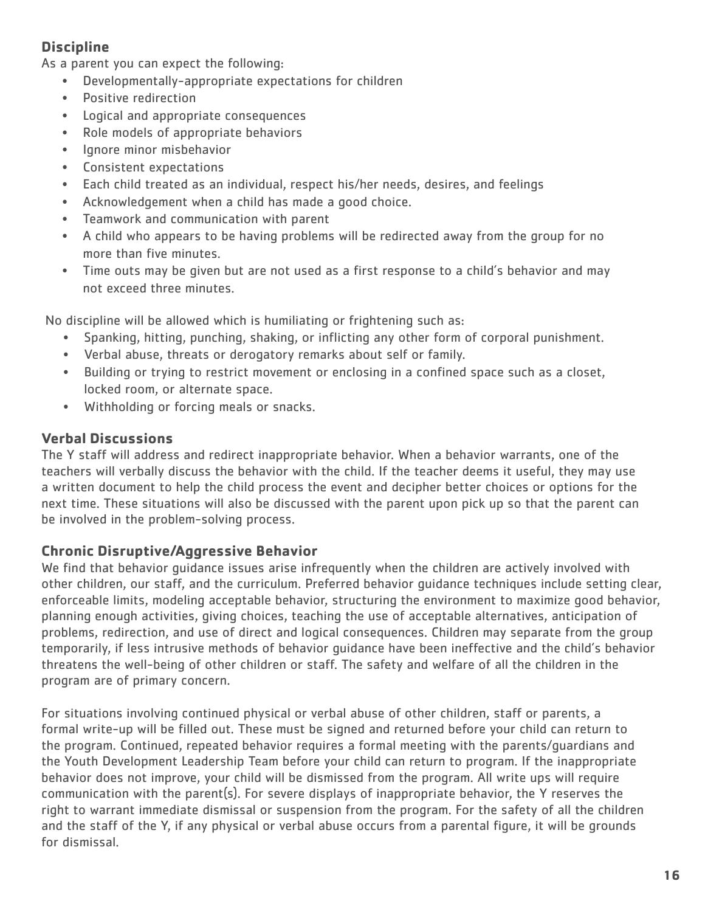## Discipline

As a parent you can expect the following:

- Developmentally-appropriate expectations for children
- Positive redirection
- Logical and appropriate consequences
- Role models of appropriate behaviors
- Ignore minor misbehavior
- Consistent expectations
- Each child treated as an individual, respect his/her needs, desires, and feelings
- Acknowledgement when a child has made a good choice.
- Teamwork and communication with parent
- A child who appears to be having problems will be redirected away from the group for no more than five minutes.
- Time outs may be given but are not used as a first response to a child's behavior and may not exceed three minutes.

No discipline will be allowed which is humiliating or frightening such as:

- Spanking, hitting, punching, shaking, or inflicting any other form of corporal punishment.
- Verbal abuse, threats or derogatory remarks about self or family.
- Building or trying to restrict movement or enclosing in a confined space such as a closet, locked room, or alternate space.
- Withholding or forcing meals or snacks.

## Verbal Discussions

The Y staff will address and redirect inappropriate behavior. When a behavior warrants, one of the teachers will verbally discuss the behavior with the child. If the teacher deems it useful, they may use a written document to help the child process the event and decipher better choices or options for the next time. These situations will also be discussed with the parent upon pick up so that the parent can be involved in the problem-solving process.

## Chronic Disruptive/Aggressive Behavior

We find that behavior guidance issues arise infrequently when the children are actively involved with other children, our staff, and the curriculum. Preferred behavior guidance techniques include setting clear, enforceable limits, modeling acceptable behavior, structuring the environment to maximize good behavior, planning enough activities, giving choices, teaching the use of acceptable alternatives, anticipation of problems, redirection, and use of direct and logical consequences. Children may separate from the group temporarily, if less intrusive methods of behavior guidance have been ineffective and the child's behavior threatens the well-being of other children or staff. The safety and welfare of all the children in the program are of primary concern.

For situations involving continued physical or verbal abuse of other children, staff or parents, a formal write-up will be filled out. These must be signed and returned before your child can return to the program. Continued, repeated behavior requires a formal meeting with the parents/guardians and the Youth Development Leadership Team before your child can return to program. If the inappropriate behavior does not improve, your child will be dismissed from the program. All write ups will require communication with the parent(s). For severe displays of inappropriate behavior, the Y reserves the right to warrant immediate dismissal or suspension from the program. For the safety of all the children and the staff of the Y, if any physical or verbal abuse occurs from a parental figure, it will be grounds for dismissal.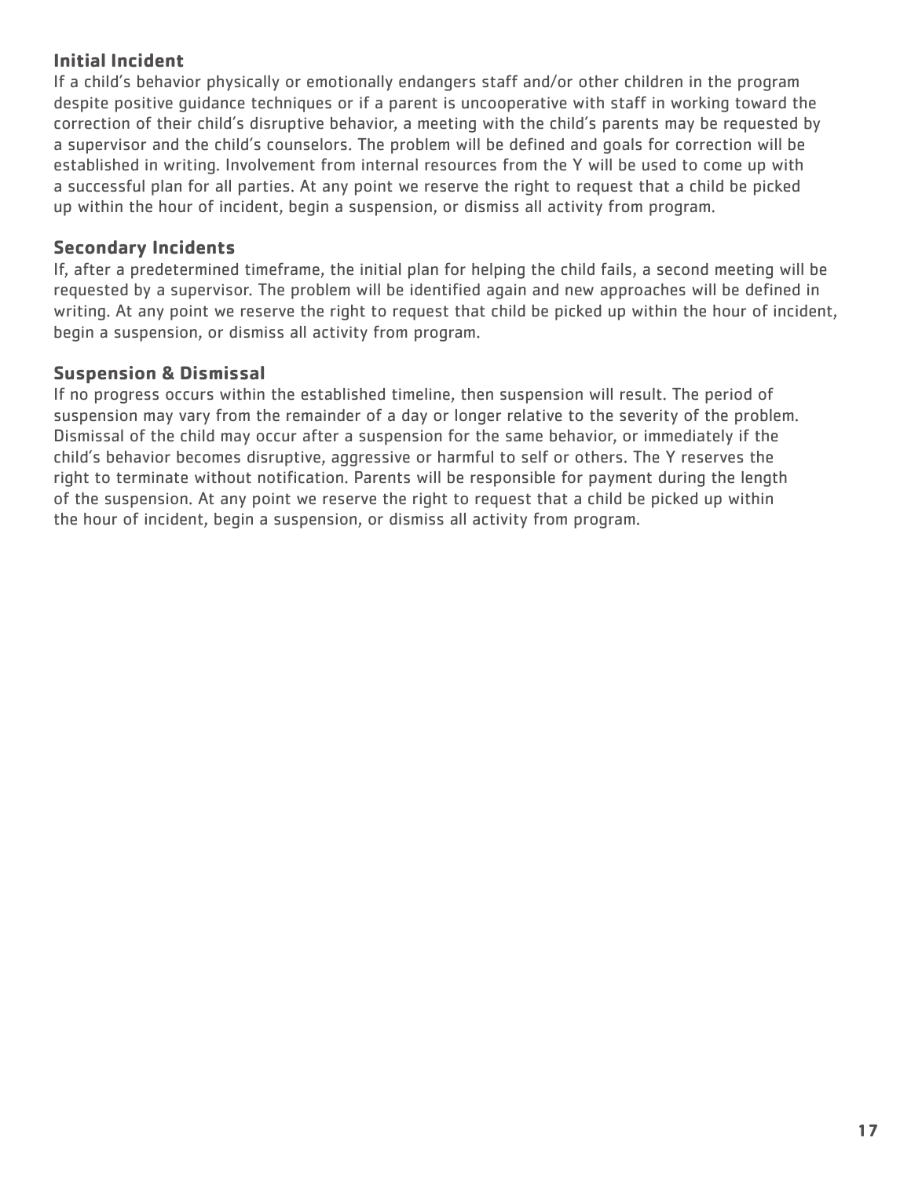### Initial Incident

If a child's behavior physically or emotionally endangers staff and/or other children in the program despite positive guidance techniques or if a parent is uncooperative with staff in working toward the correction of their child's disruptive behavior, a meeting with the child's parents may be requested by a supervisor and the child's counselors. The problem will be defined and goals for correction will be established in writing. Involvement from internal resources from the Y will be used to come up with a successful plan for all parties. At any point we reserve the right to request that a child be picked up within the hour of incident, begin a suspension, or dismiss all activity from program.

### Secondary Incidents

If, after a predetermined timeframe, the initial plan for helping the child fails, a second meeting will be requested by a supervisor. The problem will be identified again and new approaches will be defined in writing. At any point we reserve the right to request that child be picked up within the hour of incident, begin a suspension, or dismiss all activity from program.

### Suspension & Dismissal

If no progress occurs within the established timeline, then suspension will result. The period of suspension may vary from the remainder of a day or longer relative to the severity of the problem. Dismissal of the child may occur after a suspension for the same behavior, or immediately if the child's behavior becomes disruptive, aggressive or harmful to self or others. The Y reserves the right to terminate without notification. Parents will be responsible for payment during the length of the suspension. At any point we reserve the right to request that a child be picked up within the hour of incident, begin a suspension, or dismiss all activity from program.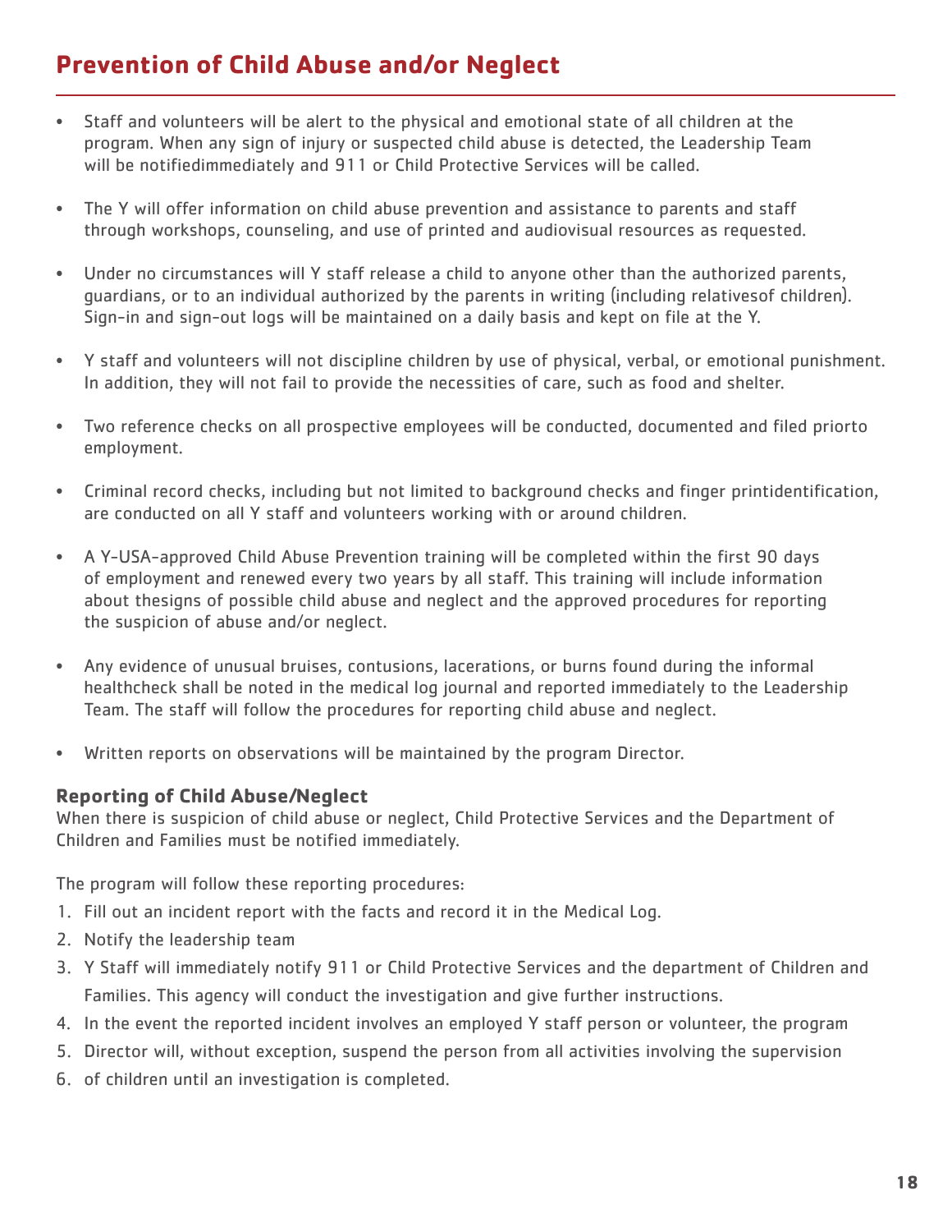## Prevention of Child Abuse and/or Neglect

- Staff and volunteers will be alert to the physical and emotional state of all children at the program. When any sign of injury or suspected child abuse is detected, the Leadership Team will be notifiedimmediately and 911 or Child Protective Services will be called.
- The Y will offer information on child abuse prevention and assistance to parents and staff through workshops, counseling, and use of printed and audiovisual resources as requested.
- Under no circumstances will Y staff release a child to anyone other than the authorized parents, guardians, or to an individual authorized by the parents in writing (including relativesof children). Sign-in and sign-out logs will be maintained on a daily basis and kept on file at the Y.
- Y staff and volunteers will not discipline children by use of physical, verbal, or emotional punishment. In addition, they will not fail to provide the necessities of care, such as food and shelter.
- Two reference checks on all prospective employees will be conducted, documented and filed priorto employment.
- Criminal record checks, including but not limited to background checks and finger printidentification, are conducted on all Y staff and volunteers working with or around children.
- A Y-USA-approved Child Abuse Prevention training will be completed within the first 90 days of employment and renewed every two years by all staff. This training will include information about thesigns of possible child abuse and neglect and the approved procedures for reporting the suspicion of abuse and/or neglect.
- Any evidence of unusual bruises, contusions, lacerations, or burns found during the informal healthcheck shall be noted in the medical log journal and reported immediately to the Leadership Team. The staff will follow the procedures for reporting child abuse and neglect.
- Written reports on observations will be maintained by the program Director.

### Reporting of Child Abuse/Neglect

When there is suspicion of child abuse or neglect, Child Protective Services and the Department of Children and Families must be notified immediately.

The program will follow these reporting procedures:

1. Fill out an incident report with the facts and record it in the Medical Log.
2. Notify the leadership team
3. Y Staff will immediately notify 911 or Child Protective Services and the department of Children and Families. This agency will conduct the investigation and give further instructions.
4. In the event the reported incident involves an employed Y staff person or volunteer, the program
5. Director will, without exception, suspend the person from all activities involving the supervision
6. of children until an investigation is completed.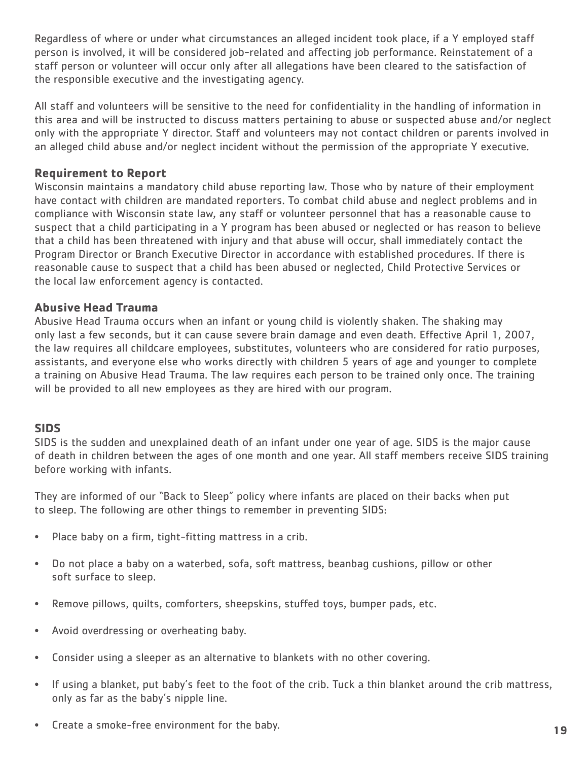Regardless of where or under what circumstances an alleged incident took place, if a Y employed staff person is involved, it will be considered job-related and affecting job performance. Reinstatement of a staff person or volunteer will occur only after all allegations have been cleared to the satisfaction of the responsible executive and the investigating agency.

All staff and volunteers will be sensitive to the need for confidentiality in the handling of information in this area and will be instructed to discuss matters pertaining to abuse or suspected abuse and/or neglect only with the appropriate Y director. Staff and volunteers may not contact children or parents involved in an alleged child abuse and/or neglect incident without the permission of the appropriate Y executive.

### Requirement to Report

Wisconsin maintains a mandatory child abuse reporting law. Those who by nature of their employment have contact with children are mandated reporters. To combat child abuse and neglect problems and in compliance with Wisconsin state law, any staff or volunteer personnel that has a reasonable cause to suspect that a child participating in a Y program has been abused or neglected or has reason to believe that a child has been threatened with injury and that abuse will occur, shall immediately contact the Program Director or Branch Executive Director in accordance with established procedures. If there is reasonable cause to suspect that a child has been abused or neglected, Child Protective Services or the local law enforcement agency is contacted.

### Abusive Head Trauma

Abusive Head Trauma occurs when an infant or young child is violently shaken. The shaking may only last a few seconds, but it can cause severe brain damage and even death. Effective April 1, 2007, the law requires all childcare employees, substitutes, volunteers who are considered for ratio purposes, assistants, and everyone else who works directly with children 5 years of age and younger to complete a training on Abusive Head Trauma. The law requires each person to be trained only once. The training will be provided to all new employees as they are hired with our program.

### SIDS

SIDS is the sudden and unexplained death of an infant under one year of age. SIDS is the major cause of death in children between the ages of one month and one year. All staff members receive SIDS training before working with infants.

They are informed of our "Back to Sleep" policy where infants are placed on their backs when put to sleep. The following are other things to remember in preventing SIDS:

- Place baby on a firm, tight-fitting mattress in a crib.
- Do not place a baby on a waterbed, sofa, soft mattress, beanbag cushions, pillow or other soft surface to sleep.
- Remove pillows, quilts, comforters, sheepskins, stuffed toys, bumper pads, etc.
- Avoid overdressing or overheating baby.
- Consider using a sleeper as an alternative to blankets with no other covering.
- If using a blanket, put baby's feet to the foot of the crib. Tuck a thin blanket around the crib mattress, only as far as the baby's nipple line.
- Create a smoke-free environment for the baby.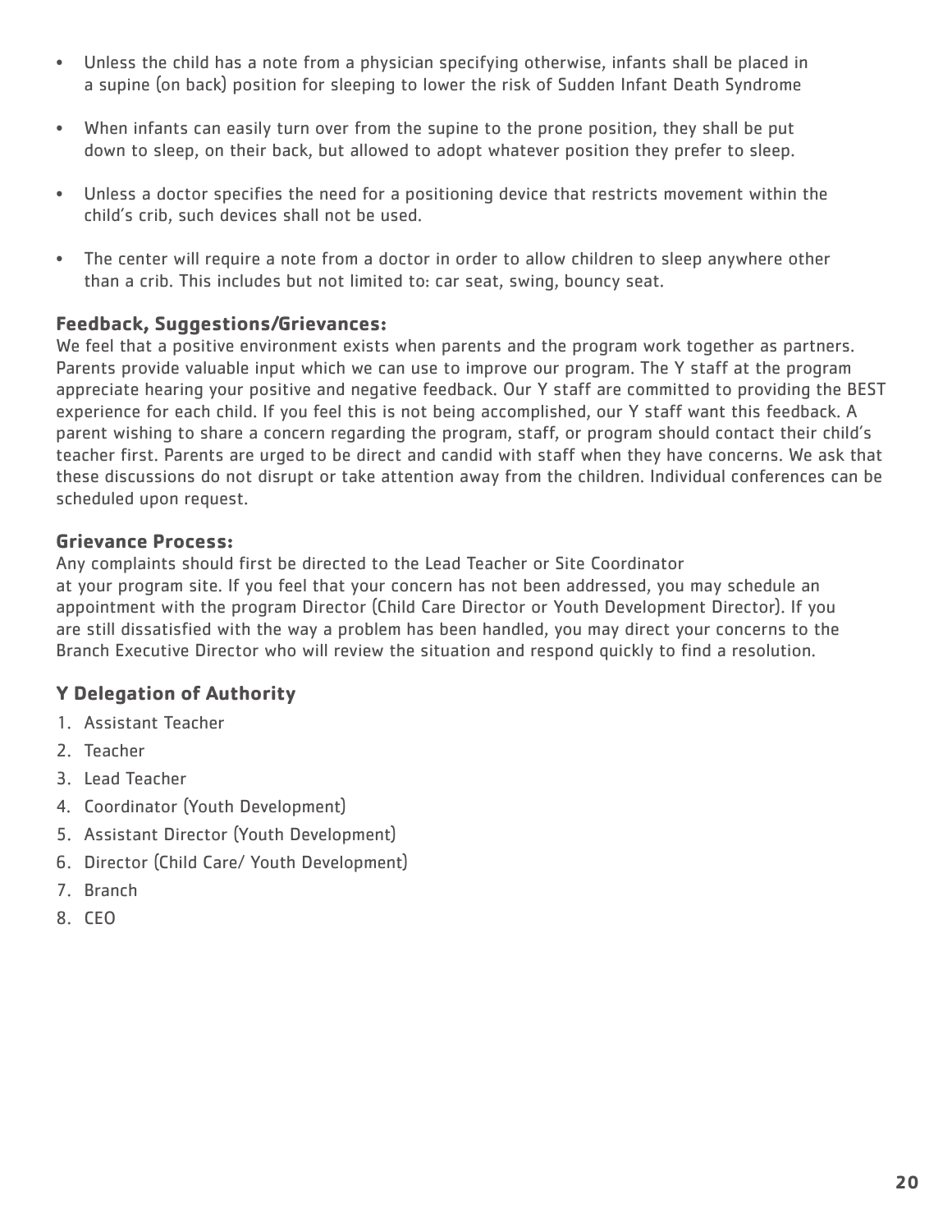- Unless the child has a note from a physician specifying otherwise, infants shall be placed in a supine (on back) position for sleeping to lower the risk of Sudden Infant Death Syndrome
- When infants can easily turn over from the supine to the prone position, they shall be put down to sleep, on their back, but allowed to adopt whatever position they prefer to sleep.
- Unless a doctor specifies the need for a positioning device that restricts movement within the child's crib, such devices shall not be used.
- The center will require a note from a doctor in order to allow children to sleep anywhere other than a crib. This includes but not limited to: car seat, swing, bouncy seat.

### Feedback, Suggestions/Grievances:

We feel that a positive environment exists when parents and the program work together as partners. Parents provide valuable input which we can use to improve our program. The Y staff at the program appreciate hearing your positive and negative feedback. Our Y staff are committed to providing the BEST experience for each child. If you feel this is not being accomplished, our Y staff want this feedback. A parent wishing to share a concern regarding the program, staff, or program should contact their child's teacher first. Parents are urged to be direct and candid with staff when they have concerns. We ask that these discussions do not disrupt or take attention away from the children. Individual conferences can be scheduled upon request.

### Grievance Process:

Any complaints should first be directed to the Lead Teacher or Site Coordinator at your program site. If you feel that your concern has not been addressed, you may schedule an appointment with the program Director (Child Care Director or Youth Development Director). If you are still dissatisfied with the way a problem has been handled, you may direct your concerns to the Branch Executive Director who will review the situation and respond quickly to find a resolution.

### Y Delegation of Authority

1. Assistant Teacher
2. Teacher
3. Lead Teacher
4. Coordinator (Youth Development)
5. Assistant Director (Youth Development)
6. Director (Child Care/ Youth Development)
7. Branch
8. CEO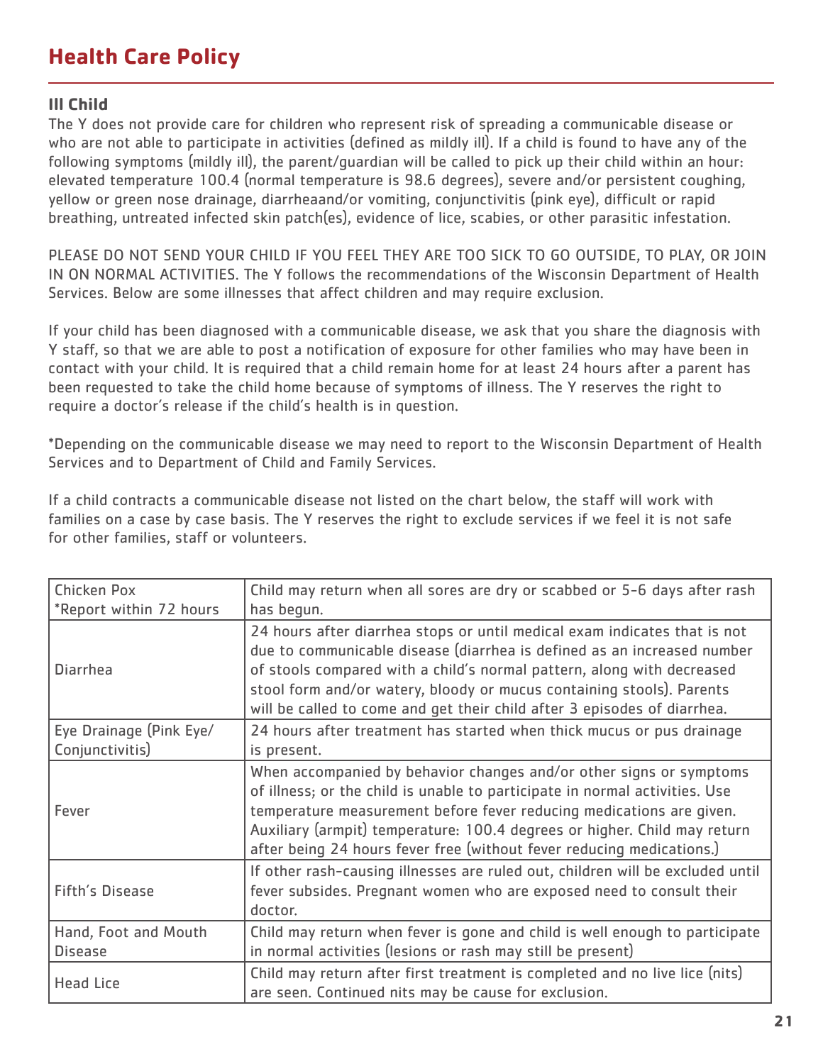# Health Care Policy

### Ill Child

The Y does not provide care for children who represent risk of spreading a communicable disease or who are not able to participate in activities (defined as mildly ill). If a child is found to have any of the following symptoms (mildly ill), the parent/guardian will be called to pick up their child within an hour: elevated temperature 100.4 (normal temperature is 98.6 degrees), severe and/or persistent coughing, yellow or green nose drainage, diarrheaand/or vomiting, conjunctivitis (pink eye), difficult or rapid breathing, untreated infected skin patch(es), evidence of lice, scabies, or other parasitic infestation.

PLEASE DO NOT SEND YOUR CHILD IF YOU FEEL THEY ARE TOO SICK TO GO OUTSIDE, TO PLAY, OR JOIN IN ON NORMAL ACTIVITIES. The Y follows the recommendations of the Wisconsin Department of Health Services. Below are some illnesses that affect children and may require exclusion.

If your child has been diagnosed with a communicable disease, we ask that you share the diagnosis with Y staff, so that we are able to post a notification of exposure for other families who may have been in contact with your child. It is required that a child remain home for at least 24 hours after a parent has been requested to take the child home because of symptoms of illness. The Y reserves the right to require a doctor's release if the child's health is in question.

*Depending on the communicable disease we may need to report to the Wisconsin Department of Health Services and to Department of Child and Family Services.

If a child contracts a communicable disease not listed on the chart below, the staff will work with families on a case by case basis. The Y reserves the right to exclude services if we feel it is not safe for other families, staff or volunteers.

| Illness | Policy |
|---|---|
| Chicken Pox<br>*Report within 72 hours | Child may return when all sores are dry or scabbed or 5-6 days after rash has begun. |
| Diarrhea | 24 hours after diarrhea stops or until medical exam indicates that is not due to communicable disease (diarrhea is defined as an increased number of stools compared with a child's normal pattern, along with decreased stool form and/or watery, bloody or mucus containing stools). Parents will be called to come and get their child after 3 episodes of diarrhea. |
| Eye Drainage (Pink Eye/ Conjunctivitis) | 24 hours after treatment has started when thick mucus or pus drainage is present. |
| Fever | When accompanied by behavior changes and/or other signs or symptoms of illness; or the child is unable to participate in normal activities. Use temperature measurement before fever reducing medications are given. Auxiliary (armpit) temperature: 100.4 degrees or higher. Child may return after being 24 hours fever free (without fever reducing medications.) |
| Fifth's Disease | If other rash-causing illnesses are ruled out, children will be excluded until fever subsides. Pregnant women who are exposed need to consult their doctor. |
| Hand, Foot and Mouth Disease | Child may return when fever is gone and child is well enough to participate in normal activities (lesions or rash may still be present) |
| Head Lice | Child may return after first treatment is completed and no live lice (nits) are seen. Continued nits may be cause for exclusion. |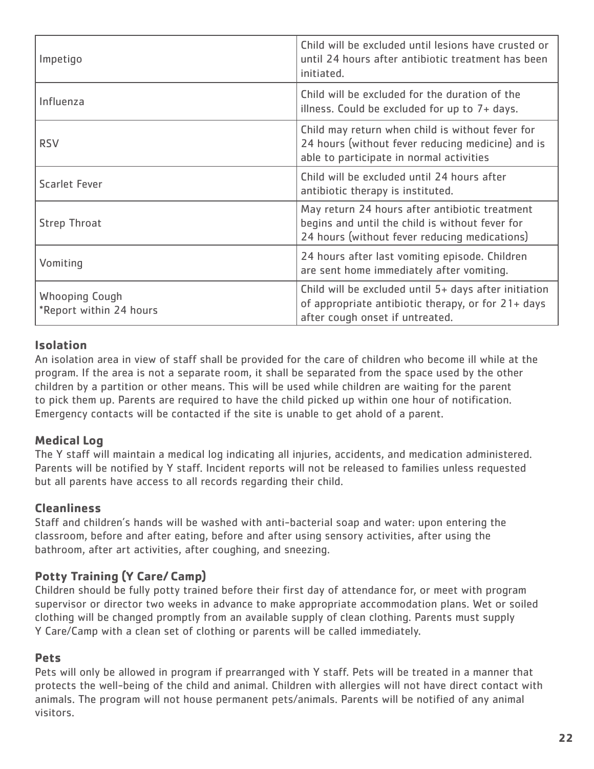| Impetigo | Child will be excluded until lesions have crusted or until 24 hours after antibiotic treatment has been initiated. |
|---|---|
| Influenza | Child will be excluded for the duration of the illness. Could be excluded for up to 7+ days. |
| RSV | Child may return when child is without fever for 24 hours (without fever reducing medicine) and is able to participate in normal activities |
| Scarlet Fever | Child will be excluded until 24 hours after antibiotic therapy is instituted. |
| Strep Throat | May return 24 hours after antibiotic treatment begins and until the child is without fever for 24 hours (without fever reducing medications) |
| Vomiting | 24 hours after last vomiting episode. Children are sent home immediately after vomiting. |
| Whooping Cough<br>*Report within 24 hours | Child will be excluded until 5+ days after initiation of appropriate antibiotic therapy, or for 21+ days after cough onset if untreated. |

### Isolation

An isolation area in view of staff shall be provided for the care of children who become ill while at the program. If the area is not a separate room, it shall be separated from the space used by the other children by a partition or other means. This will be used while children are waiting for the parent to pick them up. Parents are required to have the child picked up within one hour of notification. Emergency contacts will be contacted if the site is unable to get ahold of a parent.

### Medical Log

The Y staff will maintain a medical log indicating all injuries, accidents, and medication administered. Parents will be notified by Y staff. Incident reports will not be released to families unless requested but all parents have access to all records regarding their child.

### Cleanliness

Staff and children's hands will be washed with anti-bacterial soap and water: upon entering the classroom, before and after eating, before and after using sensory activities, after using the bathroom, after art activities, after coughing, and sneezing.

### Potty Training (Y Care/ Camp)

Children should be fully potty trained before their first day of attendance for, or meet with program supervisor or director two weeks in advance to make appropriate accommodation plans. Wet or soiled clothing will be changed promptly from an available supply of clean clothing. Parents must supply Y Care/Camp with a clean set of clothing or parents will be called immediately.

### Pets

Pets will only be allowed in program if prearranged with Y staff. Pets will be treated in a manner that protects the well-being of the child and animal. Children with allergies will not have direct contact with animals. The program will not house permanent pets/animals. Parents will be notified of any animal visitors.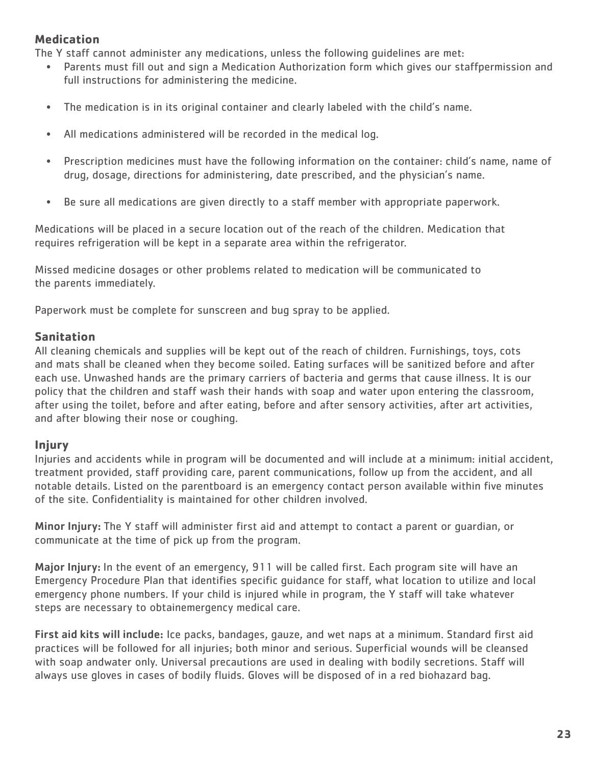## Medication

The Y staff cannot administer any medications, unless the following guidelines are met:

- Parents must fill out and sign a Medication Authorization form which gives our staffpermission and full instructions for administering the medicine.
- The medication is in its original container and clearly labeled with the child's name.
- All medications administered will be recorded in the medical log.
- Prescription medicines must have the following information on the container: child's name, name of drug, dosage, directions for administering, date prescribed, and the physician's name.
- Be sure all medications are given directly to a staff member with appropriate paperwork.

Medications will be placed in a secure location out of the reach of the children. Medication that requires refrigeration will be kept in a separate area within the refrigerator.

Missed medicine dosages or other problems related to medication will be communicated to the parents immediately.

Paperwork must be complete for sunscreen and bug spray to be applied.

## Sanitation

All cleaning chemicals and supplies will be kept out of the reach of children. Furnishings, toys, cots and mats shall be cleaned when they become soiled. Eating surfaces will be sanitized before and after each use. Unwashed hands are the primary carriers of bacteria and germs that cause illness. It is our policy that the children and staff wash their hands with soap and water upon entering the classroom, after using the toilet, before and after eating, before and after sensory activities, after art activities, and after blowing their nose or coughing.

## Injury

Injuries and accidents while in program will be documented and will include at a minimum: initial accident, treatment provided, staff providing care, parent communications, follow up from the accident, and all notable details. Listed on the parentboard is an emergency contact person available within five minutes of the site. Confidentiality is maintained for other children involved.

**Minor Injury:** The Y staff will administer first aid and attempt to contact a parent or guardian, or communicate at the time of pick up from the program.

**Major Injury:** In the event of an emergency, 911 will be called first. Each program site will have an Emergency Procedure Plan that identifies specific guidance for staff, what location to utilize and local emergency phone numbers. If your child is injured while in program, the Y staff will take whatever steps are necessary to obtainemergency medical care.

**First aid kits will include:** Ice packs, bandages, gauze, and wet naps at a minimum. Standard first aid practices will be followed for all injuries; both minor and serious. Superficial wounds will be cleansed with soap andwater only. Universal precautions are used in dealing with bodily secretions. Staff will always use gloves in cases of bodily fluids. Gloves will be disposed of in a red biohazard bag.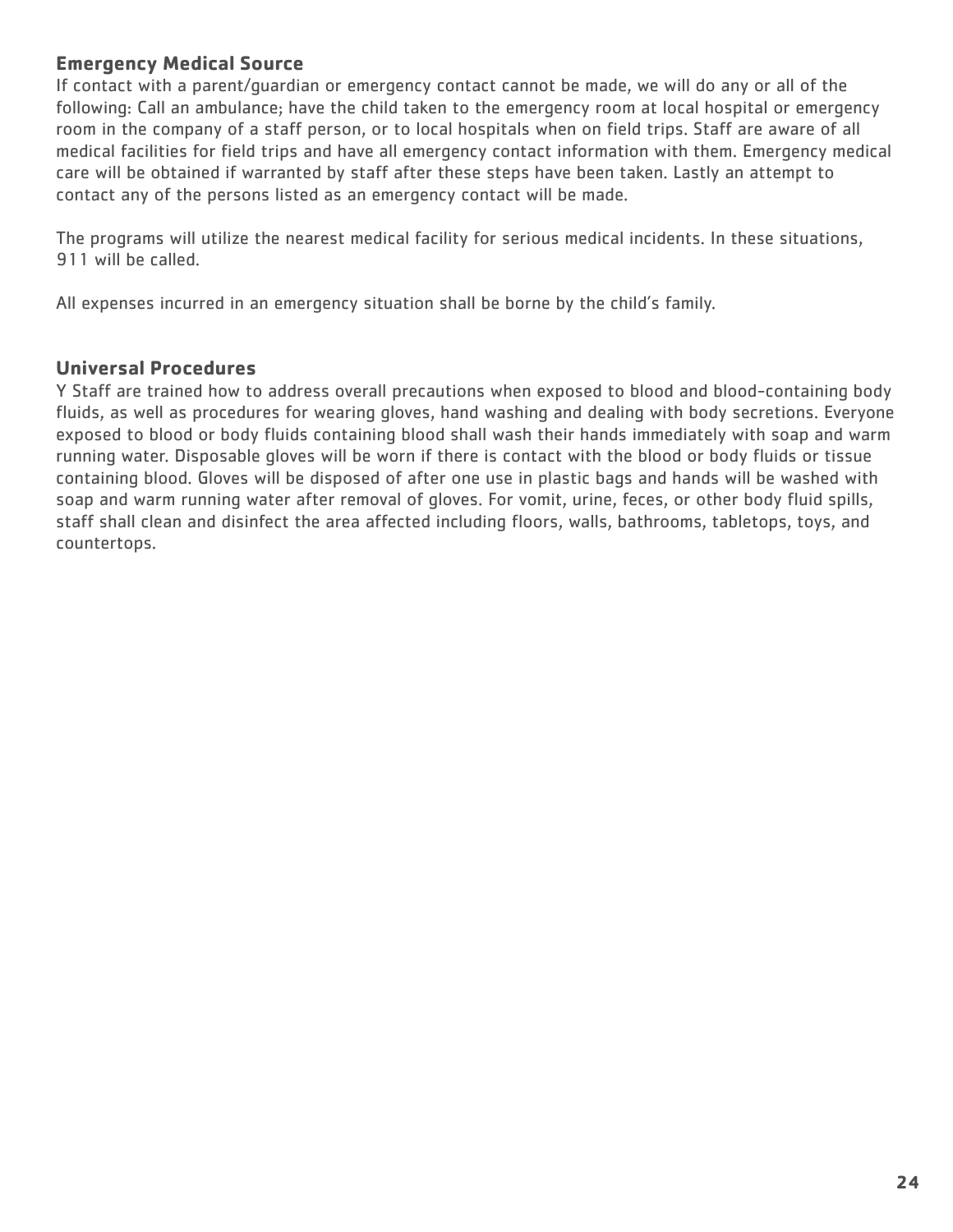## Emergency Medical Source

If contact with a parent/guardian or emergency contact cannot be made, we will do any or all of the following: Call an ambulance; have the child taken to the emergency room at local hospital or emergency room in the company of a staff person, or to local hospitals when on field trips. Staff are aware of all medical facilities for field trips and have all emergency contact information with them. Emergency medical care will be obtained if warranted by staff after these steps have been taken. Lastly an attempt to contact any of the persons listed as an emergency contact will be made.

The programs will utilize the nearest medical facility for serious medical incidents. In these situations, 911 will be called.

All expenses incurred in an emergency situation shall be borne by the child's family.

## Universal Procedures

Y Staff are trained how to address overall precautions when exposed to blood and blood-containing body fluids, as well as procedures for wearing gloves, hand washing and dealing with body secretions. Everyone exposed to blood or body fluids containing blood shall wash their hands immediately with soap and warm running water. Disposable gloves will be worn if there is contact with the blood or body fluids or tissue containing blood. Gloves will be disposed of after one use in plastic bags and hands will be washed with soap and warm running water after removal of gloves. For vomit, urine, feces, or other body fluid spills, staff shall clean and disinfect the area affected including floors, walls, bathrooms, tabletops, toys, and countertops.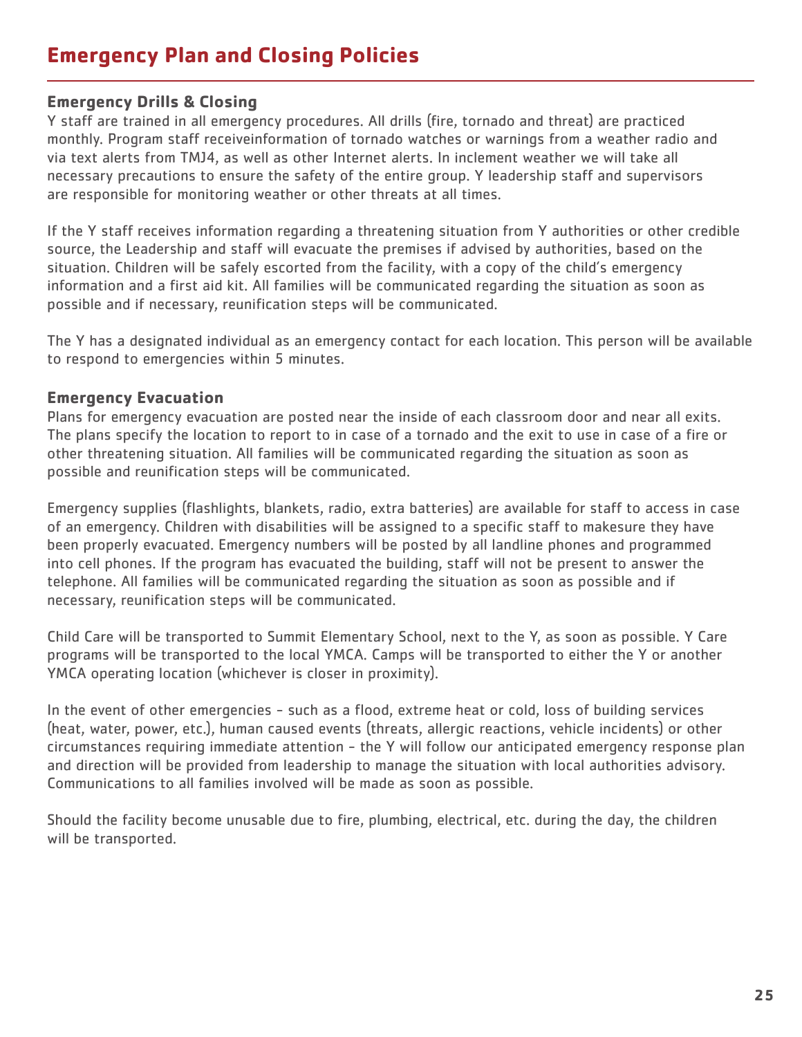# Emergency Plan and Closing Policies

## Emergency Drills & Closing

Y staff are trained in all emergency procedures. All drills (fire, tornado and threat) are practiced monthly. Program staff receiveinformation of tornado watches or warnings from a weather radio and via text alerts from TMJ4, as well as other Internet alerts. In inclement weather we will take all necessary precautions to ensure the safety of the entire group. Y leadership staff and supervisors are responsible for monitoring weather or other threats at all times.

If the Y staff receives information regarding a threatening situation from Y authorities or other credible source, the Leadership and staff will evacuate the premises if advised by authorities, based on the situation. Children will be safely escorted from the facility, with a copy of the child's emergency information and a first aid kit. All families will be communicated regarding the situation as soon as possible and if necessary, reunification steps will be communicated.

The Y has a designated individual as an emergency contact for each location. This person will be available to respond to emergencies within 5 minutes.

## Emergency Evacuation

Plans for emergency evacuation are posted near the inside of each classroom door and near all exits. The plans specify the location to report to in case of a tornado and the exit to use in case of a fire or other threatening situation. All families will be communicated regarding the situation as soon as possible and reunification steps will be communicated.

Emergency supplies (flashlights, blankets, radio, extra batteries) are available for staff to access in case of an emergency. Children with disabilities will be assigned to a specific staff to makesure they have been properly evacuated. Emergency numbers will be posted by all landline phones and programmed into cell phones. If the program has evacuated the building, staff will not be present to answer the telephone. All families will be communicated regarding the situation as soon as possible and if necessary, reunification steps will be communicated.

Child Care will be transported to Summit Elementary School, next to the Y, as soon as possible. Y Care programs will be transported to the local YMCA. Camps will be transported to either the Y or another YMCA operating location (whichever is closer in proximity).

In the event of other emergencies - such as a flood, extreme heat or cold, loss of building services (heat, water, power, etc.), human caused events (threats, allergic reactions, vehicle incidents) or other circumstances requiring immediate attention - the Y will follow our anticipated emergency response plan and direction will be provided from leadership to manage the situation with local authorities advisory. Communications to all families involved will be made as soon as possible.

Should the facility become unusable due to fire, plumbing, electrical, etc. during the day, the children will be transported.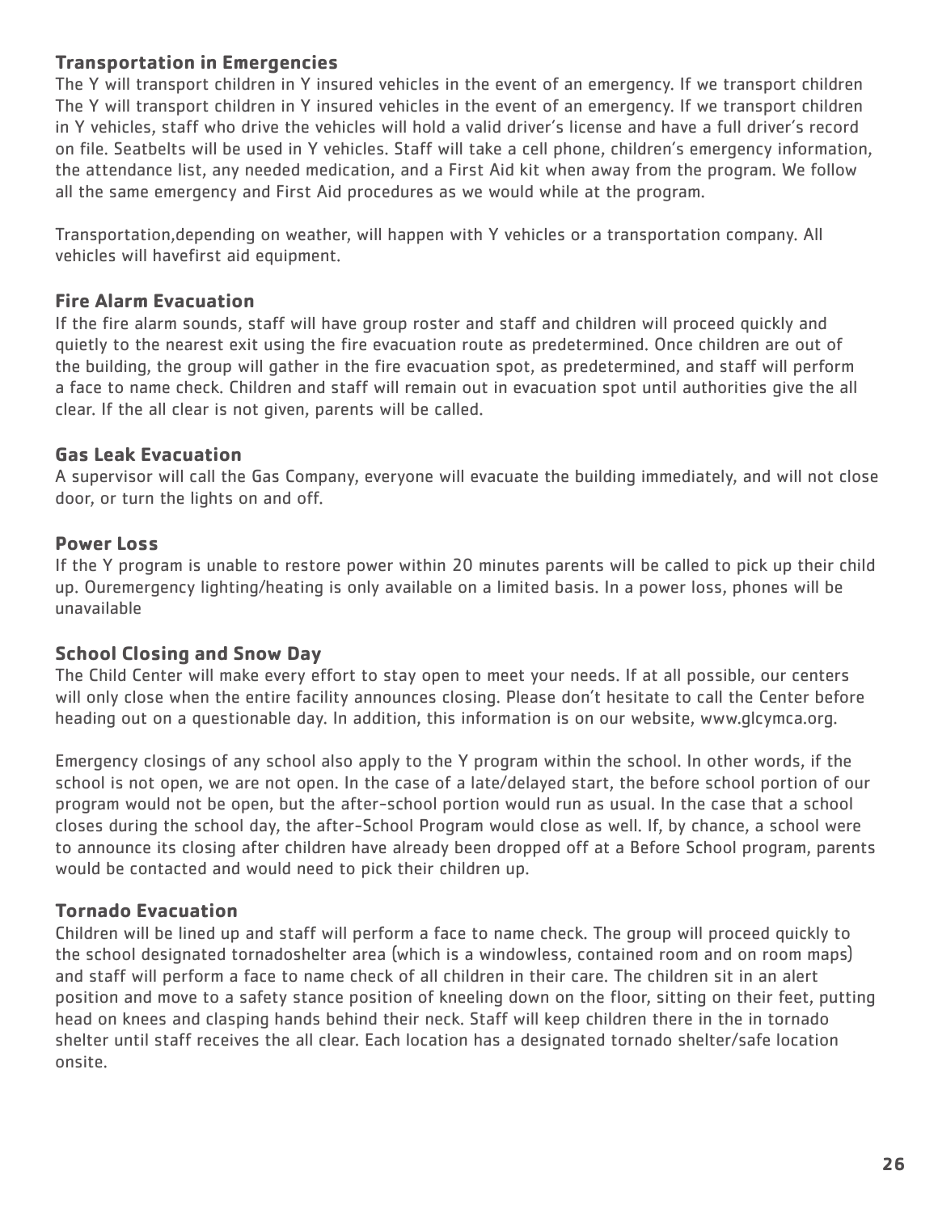### Transportation in Emergencies

The Y will transport children in Y insured vehicles in the event of an emergency. If we transport children The Y will transport children in Y insured vehicles in the event of an emergency. If we transport children in Y vehicles, staff who drive the vehicles will hold a valid driver's license and have a full driver's record on file. Seatbelts will be used in Y vehicles. Staff will take a cell phone, children's emergency information, the attendance list, any needed medication, and a First Aid kit when away from the program. We follow all the same emergency and First Aid procedures as we would while at the program.

Transportation,depending on weather, will happen with Y vehicles or a transportation company. All vehicles will havefirst aid equipment.

### Fire Alarm Evacuation

If the fire alarm sounds, staff will have group roster and staff and children will proceed quickly and quietly to the nearest exit using the fire evacuation route as predetermined. Once children are out of the building, the group will gather in the fire evacuation spot, as predetermined, and staff will perform a face to name check. Children and staff will remain out in evacuation spot until authorities give the all clear. If the all clear is not given, parents will be called.

### Gas Leak Evacuation

A supervisor will call the Gas Company, everyone will evacuate the building immediately, and will not close door, or turn the lights on and off.

### Power Loss

If the Y program is unable to restore power within 20 minutes parents will be called to pick up their child up. Ouremergency lighting/heating is only available on a limited basis. In a power loss, phones will be unavailable

### School Closing and Snow Day

The Child Center will make every effort to stay open to meet your needs. If at all possible, our centers will only close when the entire facility announces closing. Please don't hesitate to call the Center before heading out on a questionable day. In addition, this information is on our website, www.glcymca.org.

Emergency closings of any school also apply to the Y program within the school. In other words, if the school is not open, we are not open. In the case of a late/delayed start, the before school portion of our program would not be open, but the after-school portion would run as usual. In the case that a school closes during the school day, the after-School Program would close as well. If, by chance, a school were to announce its closing after children have already been dropped off at a Before School program, parents would be contacted and would need to pick their children up.

### Tornado Evacuation

Children will be lined up and staff will perform a face to name check. The group will proceed quickly to the school designated tornadoshelter area (which is a windowless, contained room and on room maps) and staff will perform a face to name check of all children in their care. The children sit in an alert position and move to a safety stance position of kneeling down on the floor, sitting on their feet, putting head on knees and clasping hands behind their neck. Staff will keep children there in the in tornado shelter until staff receives the all clear. Each location has a designated tornado shelter/safe location onsite.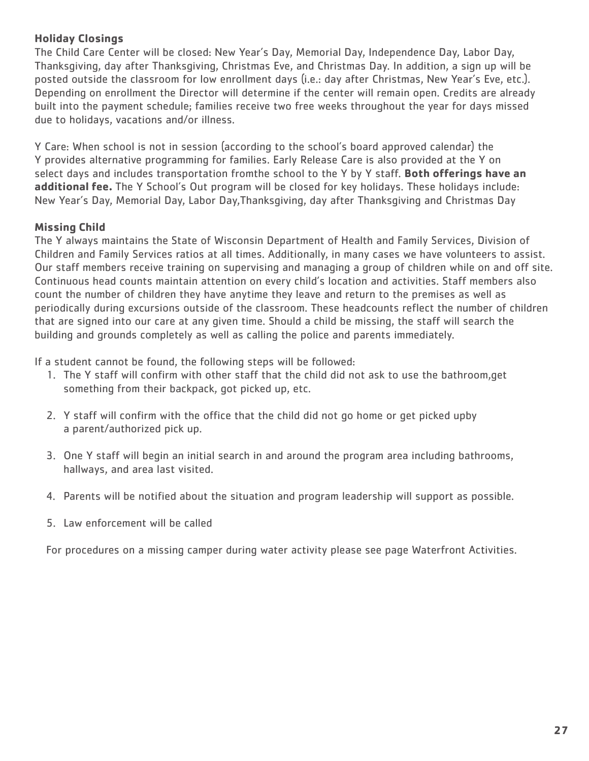**Holiday Closings**

The Child Care Center will be closed: New Year's Day, Memorial Day, Independence Day, Labor Day, Thanksgiving, day after Thanksgiving, Christmas Eve, and Christmas Day. In addition, a sign up will be posted outside the classroom for low enrollment days (i.e.: day after Christmas, New Year's Eve, etc.). Depending on enrollment the Director will determine if the center will remain open. Credits are already built into the payment schedule; families receive two free weeks throughout the year for days missed due to holidays, vacations and/or illness.

Y Care: When school is not in session (according to the school's board approved calendar) the Y provides alternative programming for families. Early Release Care is also provided at the Y on select days and includes transportation fromthe school to the Y by Y staff. **Both offerings have an additional fee.** The Y School's Out program will be closed for key holidays. These holidays include: New Year's Day, Memorial Day, Labor Day,Thanksgiving, day after Thanksgiving and Christmas Day

**Missing Child**

The Y always maintains the State of Wisconsin Department of Health and Family Services, Division of Children and Family Services ratios at all times. Additionally, in many cases we have volunteers to assist. Our staff members receive training on supervising and managing a group of children while on and off site. Continuous head counts maintain attention on every child's location and activities. Staff members also count the number of children they have anytime they leave and return to the premises as well as periodically during excursions outside of the classroom. These headcounts reflect the number of children that are signed into our care at any given time. Should a child be missing, the staff will search the building and grounds completely as well as calling the police and parents immediately.

If a student cannot be found, the following steps will be followed:

1. The Y staff will confirm with other staff that the child did not ask to use the bathroom,get something from their backpack, got picked up, etc.
2. Y staff will confirm with the office that the child did not go home or get picked upby a parent/authorized pick up.
3. One Y staff will begin an initial search in and around the program area including bathrooms, hallways, and area last visited.
4. Parents will be notified about the situation and program leadership will support as possible.
5. Law enforcement will be called

For procedures on a missing camper during water activity please see page Waterfront Activities.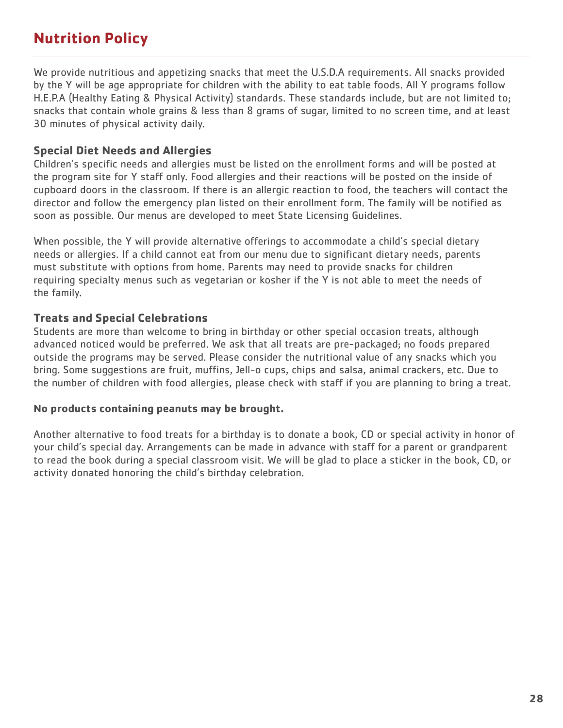# Nutrition Policy

We provide nutritious and appetizing snacks that meet the U.S.D.A requirements. All snacks provided by the Y will be age appropriate for children with the ability to eat table foods. All Y programs follow H.E.P.A (Healthy Eating & Physical Activity) standards. These standards include, but are not limited to; snacks that contain whole grains & less than 8 grams of sugar, limited to no screen time, and at least 30 minutes of physical activity daily.

## Special Diet Needs and Allergies

Children's specific needs and allergies must be listed on the enrollment forms and will be posted at the program site for Y staff only. Food allergies and their reactions will be posted on the inside of cupboard doors in the classroom. If there is an allergic reaction to food, the teachers will contact the director and follow the emergency plan listed on their enrollment form. The family will be notified as soon as possible. Our menus are developed to meet State Licensing Guidelines.

When possible, the Y will provide alternative offerings to accommodate a child's special dietary needs or allergies. If a child cannot eat from our menu due to significant dietary needs, parents must substitute with options from home. Parents may need to provide snacks for children requiring specialty menus such as vegetarian or kosher if the Y is not able to meet the needs of the family.

## Treats and Special Celebrations

Students are more than welcome to bring in birthday or other special occasion treats, although advanced noticed would be preferred. We ask that all treats are pre-packaged; no foods prepared outside the programs may be served. Please consider the nutritional value of any snacks which you bring. Some suggestions are fruit, muffins, Jell-o cups, chips and salsa, animal crackers, etc. Due to the number of children with food allergies, please check with staff if you are planning to bring a treat.

**No products containing peanuts may be brought.**

Another alternative to food treats for a birthday is to donate a book, CD or special activity in honor of your child's special day. Arrangements can be made in advance with staff for a parent or grandparent to read the book during a special classroom visit. We will be glad to place a sticker in the book, CD, or activity donated honoring the child's birthday celebration.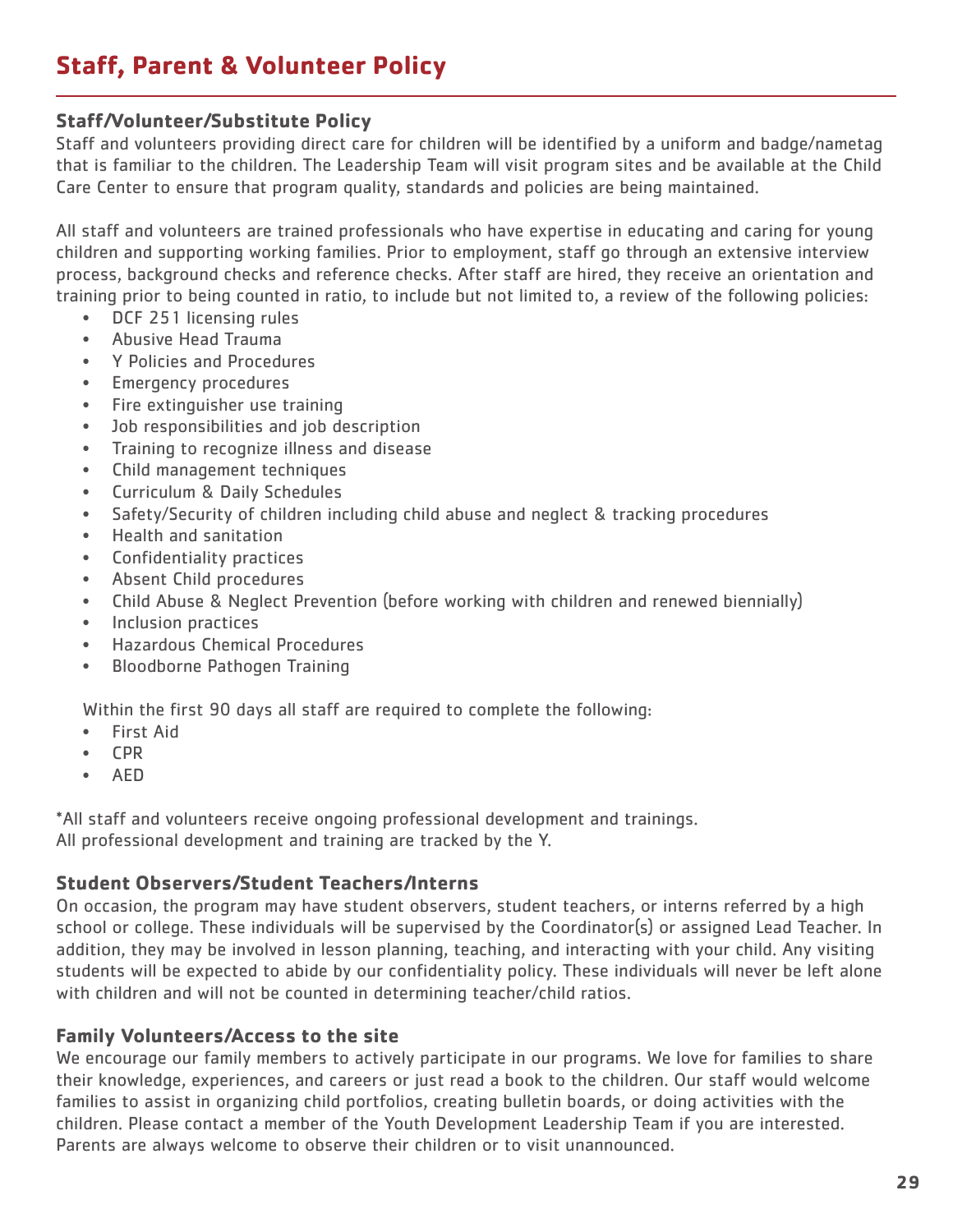# Staff, Parent & Volunteer Policy

### Staff/Volunteer/Substitute Policy

Staff and volunteers providing direct care for children will be identified by a uniform and badge/nametag that is familiar to the children. The Leadership Team will visit program sites and be available at the Child Care Center to ensure that program quality, standards and policies are being maintained.

All staff and volunteers are trained professionals who have expertise in educating and caring for young children and supporting working families. Prior to employment, staff go through an extensive interview process, background checks and reference checks. After staff are hired, they receive an orientation and training prior to being counted in ratio, to include but not limited to, a review of the following policies:

- DCF 251 licensing rules
- Abusive Head Trauma
- Y Policies and Procedures
- Emergency procedures
- Fire extinguisher use training
- Job responsibilities and job description
- Training to recognize illness and disease
- Child management techniques
- Curriculum & Daily Schedules
- Safety/Security of children including child abuse and neglect & tracking procedures
- Health and sanitation
- Confidentiality practices
- Absent Child procedures
- Child Abuse & Neglect Prevention (before working with children and renewed biennially)
- Inclusion practices
- Hazardous Chemical Procedures
- Bloodborne Pathogen Training

Within the first 90 days all staff are required to complete the following:

- First Aid
- CPR
- AED

*All staff and volunteers receive ongoing professional development and trainings.
All professional development and training are tracked by the Y.

### Student Observers/Student Teachers/Interns

On occasion, the program may have student observers, student teachers, or interns referred by a high school or college. These individuals will be supervised by the Coordinator(s) or assigned Lead Teacher. In addition, they may be involved in lesson planning, teaching, and interacting with your child. Any visiting students will be expected to abide by our confidentiality policy. These individuals will never be left alone with children and will not be counted in determining teacher/child ratios.

### Family Volunteers/Access to the site

We encourage our family members to actively participate in our programs. We love for families to share their knowledge, experiences, and careers or just read a book to the children. Our staff would welcome families to assist in organizing child portfolios, creating bulletin boards, or doing activities with the children. Please contact a member of the Youth Development Leadership Team if you are interested. Parents are always welcome to observe their children or to visit unannounced.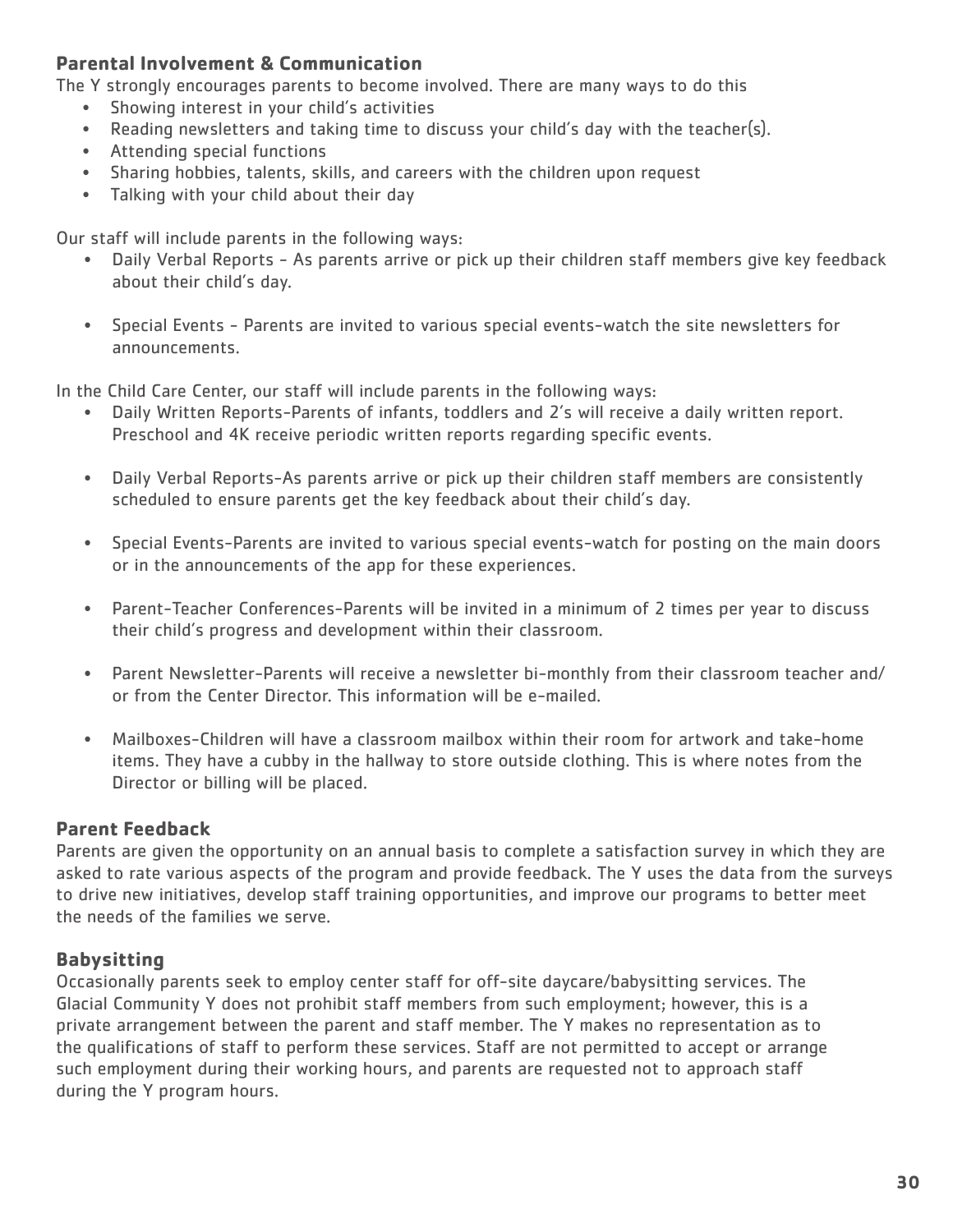### Parental Involvement & Communication

The Y strongly encourages parents to become involved. There are many ways to do this

- Showing interest in your child's activities
- Reading newsletters and taking time to discuss your child's day with the teacher(s).
- Attending special functions
- Sharing hobbies, talents, skills, and careers with the children upon request
- Talking with your child about their day

Our staff will include parents in the following ways:

- Daily Verbal Reports - As parents arrive or pick up their children staff members give key feedback about their child's day.
- Special Events - Parents are invited to various special events-watch the site newsletters for announcements.

In the Child Care Center, our staff will include parents in the following ways:

- Daily Written Reports-Parents of infants, toddlers and 2's will receive a daily written report. Preschool and 4K receive periodic written reports regarding specific events.
- Daily Verbal Reports-As parents arrive or pick up their children staff members are consistently scheduled to ensure parents get the key feedback about their child's day.
- Special Events-Parents are invited to various special events-watch for posting on the main doors or in the announcements of the app for these experiences.
- Parent-Teacher Conferences-Parents will be invited in a minimum of 2 times per year to discuss their child's progress and development within their classroom.
- Parent Newsletter-Parents will receive a newsletter bi-monthly from their classroom teacher and/or from the Center Director. This information will be e-mailed.
- Mailboxes-Children will have a classroom mailbox within their room for artwork and take-home items. They have a cubby in the hallway to store outside clothing. This is where notes from the Director or billing will be placed.

### Parent Feedback

Parents are given the opportunity on an annual basis to complete a satisfaction survey in which they are asked to rate various aspects of the program and provide feedback. The Y uses the data from the surveys to drive new initiatives, develop staff training opportunities, and improve our programs to better meet the needs of the families we serve.

### Babysitting

Occasionally parents seek to employ center staff for off-site daycare/babysitting services. The Glacial Community Y does not prohibit staff members from such employment; however, this is a private arrangement between the parent and staff member. The Y makes no representation as to the qualifications of staff to perform these services. Staff are not permitted to accept or arrange such employment during their working hours, and parents are requested not to approach staff during the Y program hours.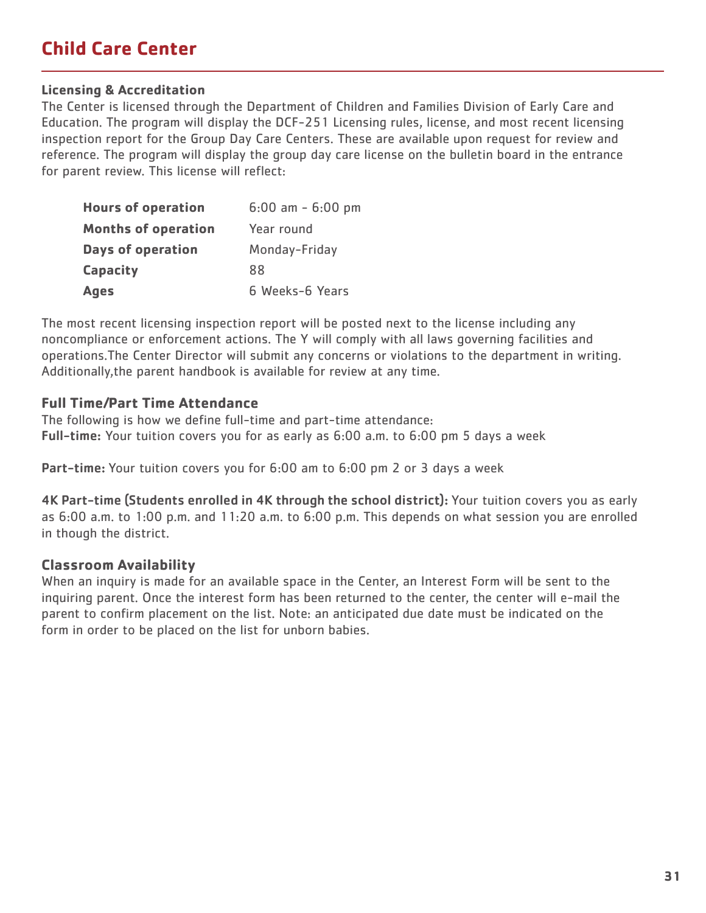# Child Care Center

### Licensing & Accreditation

The Center is licensed through the Department of Children and Families Division of Early Care and Education. The program will display the DCF-251 Licensing rules, license, and most recent licensing inspection report for the Group Day Care Centers. These are available upon request for review and reference. The program will display the group day care license on the bulletin board in the entrance for parent review. This license will reflect:

| | |
|---|---|
| **Hours of operation** | 6:00 am - 6:00 pm |
| **Months of operation** | Year round |
| **Days of operation** | Monday-Friday |
| **Capacity** | 88 |
| **Ages** | 6 Weeks-6 Years |

The most recent licensing inspection report will be posted next to the license including any noncompliance or enforcement actions. The Y will comply with all laws governing facilities and operations.The Center Director will submit any concerns or violations to the department in writing. Additionally,the parent handbook is available for review at any time.

### Full Time/Part Time Attendance

The following is how we define full-time and part-time attendance:
**Full-time:** Your tuition covers you for as early as 6:00 a.m. to 6:00 pm 5 days a week

**Part-time:** Your tuition covers you for 6:00 am to 6:00 pm 2 or 3 days a week

**4K Part-time (Students enrolled in 4K through the school district):** Your tuition covers you as early as 6:00 a.m. to 1:00 p.m. and 11:20 a.m. to 6:00 p.m. This depends on what session you are enrolled in though the district.

### Classroom Availability

When an inquiry is made for an available space in the Center, an Interest Form will be sent to the inquiring parent. Once the interest form has been returned to the center, the center will e-mail the parent to confirm placement on the list. Note: an anticipated due date must be indicated on the form in order to be placed on the list for unborn babies.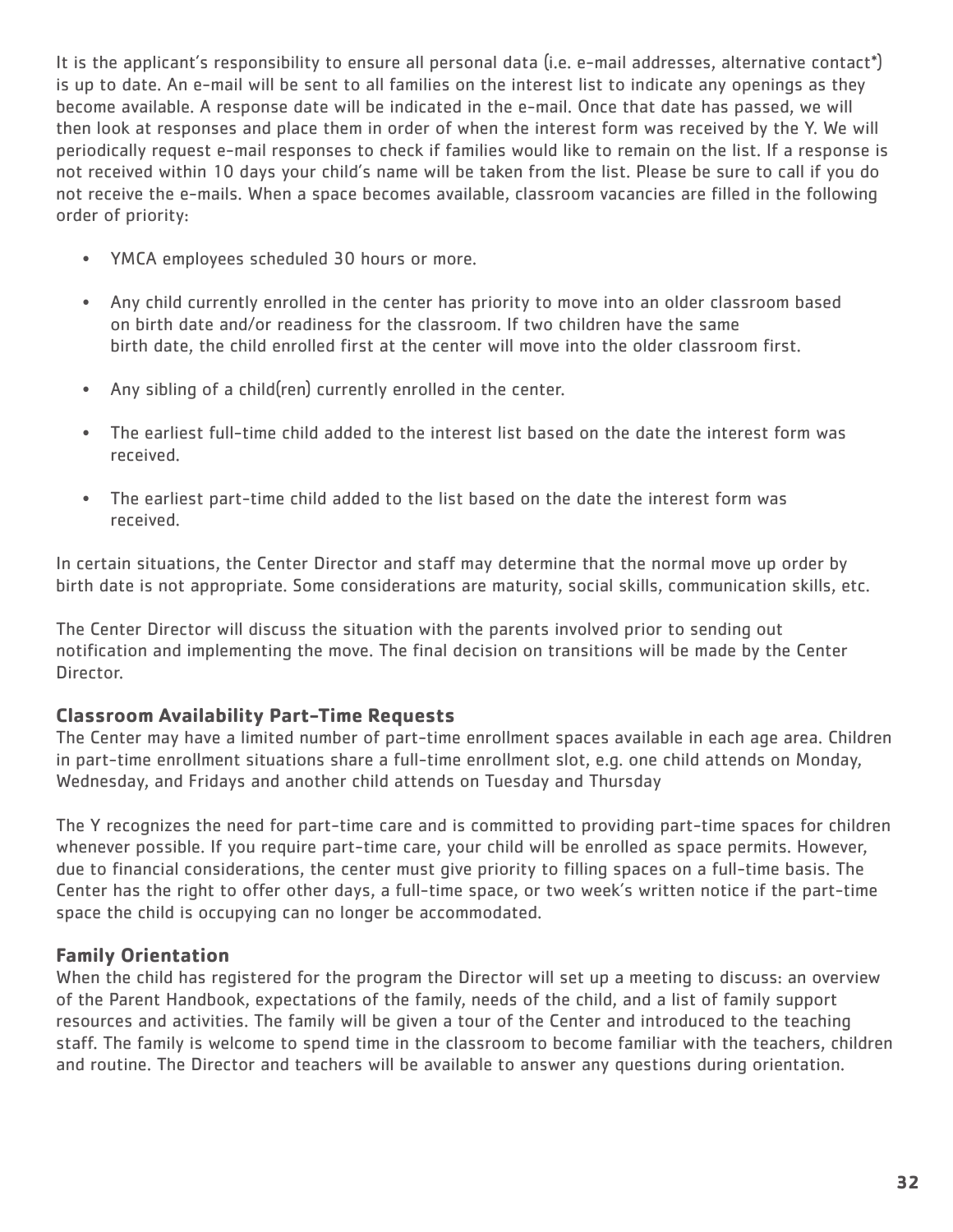It is the applicant's responsibility to ensure all personal data (i.e. e-mail addresses, alternative contact*) is up to date. An e-mail will be sent to all families on the interest list to indicate any openings as they become available. A response date will be indicated in the e-mail. Once that date has passed, we will then look at responses and place them in order of when the interest form was received by the Y. We will periodically request e-mail responses to check if families would like to remain on the list. If a response is not received within 10 days your child's name will be taken from the list. Please be sure to call if you do not receive the e-mails. When a space becomes available, classroom vacancies are filled in the following order of priority:

- YMCA employees scheduled 30 hours or more.
- Any child currently enrolled in the center has priority to move into an older classroom based on birth date and/or readiness for the classroom. If two children have the same birth date, the child enrolled first at the center will move into the older classroom first.
- Any sibling of a child(ren) currently enrolled in the center.
- The earliest full-time child added to the interest list based on the date the interest form was received.
- The earliest part-time child added to the list based on the date the interest form was received.

In certain situations, the Center Director and staff may determine that the normal move up order by birth date is not appropriate. Some considerations are maturity, social skills, communication skills, etc.

The Center Director will discuss the situation with the parents involved prior to sending out notification and implementing the move. The final decision on transitions will be made by the Center Director.

### Classroom Availability Part-Time Requests

The Center may have a limited number of part-time enrollment spaces available in each age area. Children in part-time enrollment situations share a full-time enrollment slot, e.g. one child attends on Monday, Wednesday, and Fridays and another child attends on Tuesday and Thursday

The Y recognizes the need for part-time care and is committed to providing part-time spaces for children whenever possible. If you require part-time care, your child will be enrolled as space permits. However, due to financial considerations, the center must give priority to filling spaces on a full-time basis. The Center has the right to offer other days, a full-time space, or two week's written notice if the part-time space the child is occupying can no longer be accommodated.

### Family Orientation

When the child has registered for the program the Director will set up a meeting to discuss: an overview of the Parent Handbook, expectations of the family, needs of the child, and a list of family support resources and activities. The family will be given a tour of the Center and introduced to the teaching staff. The family is welcome to spend time in the classroom to become familiar with the teachers, children and routine. The Director and teachers will be available to answer any questions during orientation.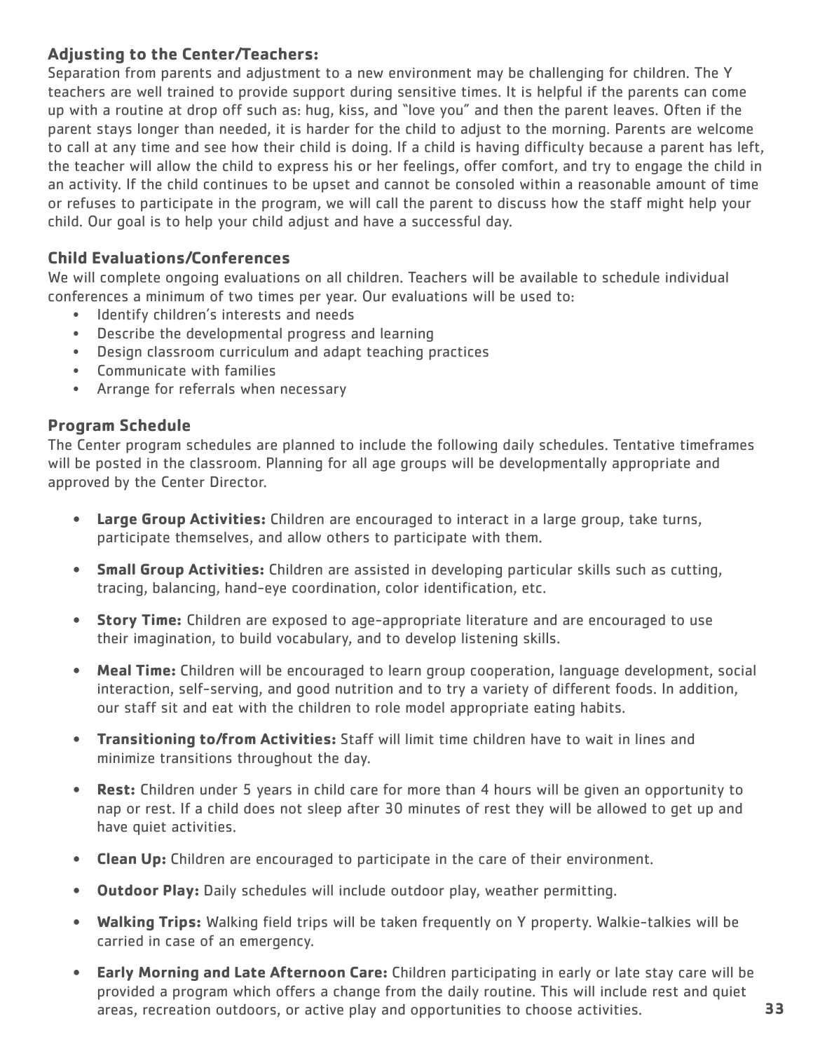### Adjusting to the Center/Teachers:

Separation from parents and adjustment to a new environment may be challenging for children. The Y teachers are well trained to provide support during sensitive times. It is helpful if the parents can come up with a routine at drop off such as: hug, kiss, and "love you" and then the parent leaves. Often if the parent stays longer than needed, it is harder for the child to adjust to the morning. Parents are welcome to call at any time and see how their child is doing. If a child is having difficulty because a parent has left, the teacher will allow the child to express his or her feelings, offer comfort, and try to engage the child in an activity. If the child continues to be upset and cannot be consoled within a reasonable amount of time or refuses to participate in the program, we will call the parent to discuss how the staff might help your child. Our goal is to help your child adjust and have a successful day.

### Child Evaluations/Conferences

We will complete ongoing evaluations on all children. Teachers will be available to schedule individual conferences a minimum of two times per year. Our evaluations will be used to:

- Identify children's interests and needs
- Describe the developmental progress and learning
- Design classroom curriculum and adapt teaching practices
- Communicate with families
- Arrange for referrals when necessary

### Program Schedule

The Center program schedules are planned to include the following daily schedules. Tentative timeframes will be posted in the classroom. Planning for all age groups will be developmentally appropriate and approved by the Center Director.

- **Large Group Activities:** Children are encouraged to interact in a large group, take turns, participate themselves, and allow others to participate with them.
- **Small Group Activities:** Children are assisted in developing particular skills such as cutting, tracing, balancing, hand-eye coordination, color identification, etc.
- **Story Time:** Children are exposed to age-appropriate literature and are encouraged to use their imagination, to build vocabulary, and to develop listening skills.
- **Meal Time:** Children will be encouraged to learn group cooperation, language development, social interaction, self-serving, and good nutrition and to try a variety of different foods. In addition, our staff sit and eat with the children to role model appropriate eating habits.
- **Transitioning to/from Activities:** Staff will limit time children have to wait in lines and minimize transitions throughout the day.
- **Rest:** Children under 5 years in child care for more than 4 hours will be given an opportunity to nap or rest. If a child does not sleep after 30 minutes of rest they will be allowed to get up and have quiet activities.
- **Clean Up:** Children are encouraged to participate in the care of their environment.
- **Outdoor Play:** Daily schedules will include outdoor play, weather permitting.
- **Walking Trips:** Walking field trips will be taken frequently on Y property. Walkie-talkies will be carried in case of an emergency.
- **Early Morning and Late Afternoon Care:** Children participating in early or late stay care will be provided a program which offers a change from the daily routine. This will include rest and quiet areas, recreation outdoors, or active play and opportunities to choose activities.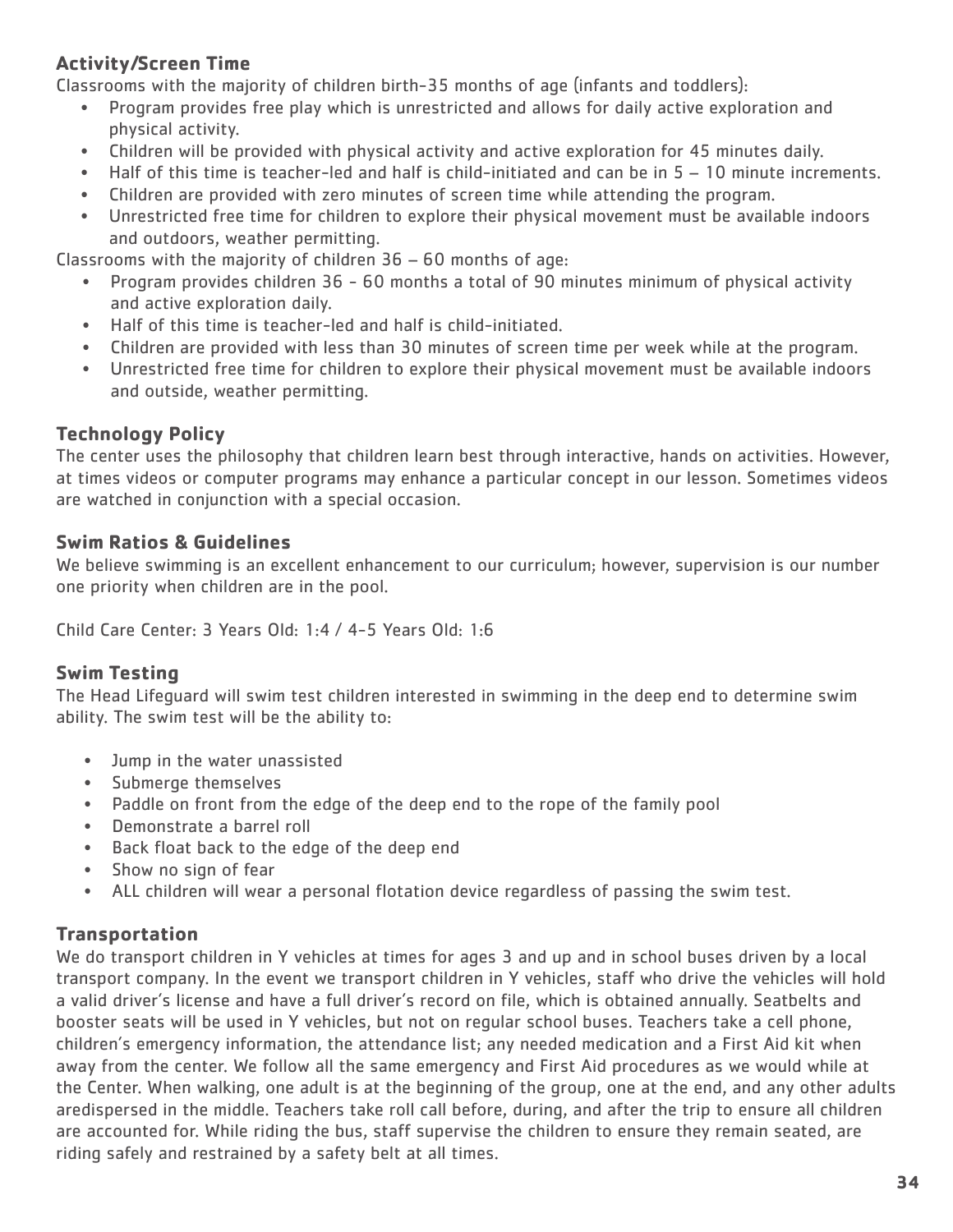## Activity/Screen Time

Classrooms with the majority of children birth-35 months of age (infants and toddlers):

- Program provides free play which is unrestricted and allows for daily active exploration and physical activity.
- Children will be provided with physical activity and active exploration for 45 minutes daily.
- Half of this time is teacher-led and half is child-initiated and can be in 5 – 10 minute increments.
- Children are provided with zero minutes of screen time while attending the program.
- Unrestricted free time for children to explore their physical movement must be available indoors and outdoors, weather permitting.

Classrooms with the majority of children 36 – 60 months of age:

- Program provides children 36 - 60 months a total of 90 minutes minimum of physical activity and active exploration daily.
- Half of this time is teacher-led and half is child-initiated.
- Children are provided with less than 30 minutes of screen time per week while at the program.
- Unrestricted free time for children to explore their physical movement must be available indoors and outside, weather permitting.

## Technology Policy

The center uses the philosophy that children learn best through interactive, hands on activities. However, at times videos or computer programs may enhance a particular concept in our lesson. Sometimes videos are watched in conjunction with a special occasion.

## Swim Ratios & Guidelines

We believe swimming is an excellent enhancement to our curriculum; however, supervision is our number one priority when children are in the pool.

Child Care Center: 3 Years Old: 1:4 / 4-5 Years Old: 1:6

## Swim Testing

The Head Lifeguard will swim test children interested in swimming in the deep end to determine swim ability. The swim test will be the ability to:

- Jump in the water unassisted
- Submerge themselves
- Paddle on front from the edge of the deep end to the rope of the family pool
- Demonstrate a barrel roll
- Back float back to the edge of the deep end
- Show no sign of fear
- ALL children will wear a personal flotation device regardless of passing the swim test.

## Transportation

We do transport children in Y vehicles at times for ages 3 and up and in school buses driven by a local transport company. In the event we transport children in Y vehicles, staff who drive the vehicles will hold a valid driver's license and have a full driver's record on file, which is obtained annually. Seatbelts and booster seats will be used in Y vehicles, but not on regular school buses. Teachers take a cell phone, children's emergency information, the attendance list; any needed medication and a First Aid kit when away from the center. We follow all the same emergency and First Aid procedures as we would while at the Center. When walking, one adult is at the beginning of the group, one at the end, and any other adults aredispersed in the middle. Teachers take roll call before, during, and after the trip to ensure all children are accounted for. While riding the bus, staff supervise the children to ensure they remain seated, are riding safely and restrained by a safety belt at all times.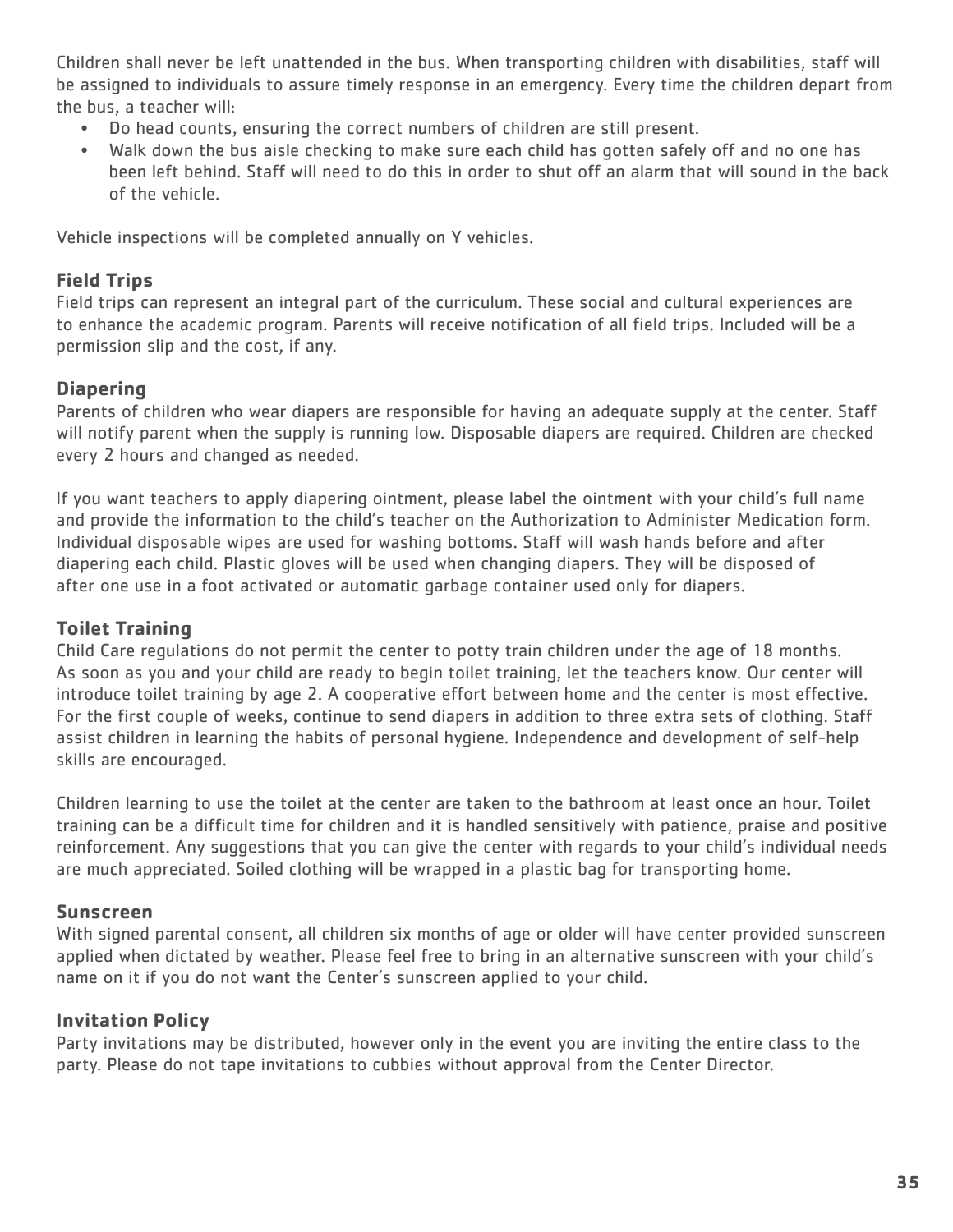Children shall never be left unattended in the bus. When transporting children with disabilities, staff will be assigned to individuals to assure timely response in an emergency. Every time the children depart from the bus, a teacher will:

- Do head counts, ensuring the correct numbers of children are still present.
- Walk down the bus aisle checking to make sure each child has gotten safely off and no one has been left behind. Staff will need to do this in order to shut off an alarm that will sound in the back of the vehicle.

Vehicle inspections will be completed annually on Y vehicles.

### Field Trips

Field trips can represent an integral part of the curriculum. These social and cultural experiences are to enhance the academic program. Parents will receive notification of all field trips. Included will be a permission slip and the cost, if any.

### Diapering

Parents of children who wear diapers are responsible for having an adequate supply at the center. Staff will notify parent when the supply is running low. Disposable diapers are required. Children are checked every 2 hours and changed as needed.

If you want teachers to apply diapering ointment, please label the ointment with your child's full name and provide the information to the child's teacher on the Authorization to Administer Medication form. Individual disposable wipes are used for washing bottoms. Staff will wash hands before and after diapering each child. Plastic gloves will be used when changing diapers. They will be disposed of after one use in a foot activated or automatic garbage container used only for diapers.

### Toilet Training

Child Care regulations do not permit the center to potty train children under the age of 18 months. As soon as you and your child are ready to begin toilet training, let the teachers know. Our center will introduce toilet training by age 2. A cooperative effort between home and the center is most effective. For the first couple of weeks, continue to send diapers in addition to three extra sets of clothing. Staff assist children in learning the habits of personal hygiene. Independence and development of self-help skills are encouraged.

Children learning to use the toilet at the center are taken to the bathroom at least once an hour. Toilet training can be a difficult time for children and it is handled sensitively with patience, praise and positive reinforcement. Any suggestions that you can give the center with regards to your child's individual needs are much appreciated. Soiled clothing will be wrapped in a plastic bag for transporting home.

### Sunscreen

With signed parental consent, all children six months of age or older will have center provided sunscreen applied when dictated by weather. Please feel free to bring in an alternative sunscreen with your child's name on it if you do not want the Center's sunscreen applied to your child.

### Invitation Policy

Party invitations may be distributed, however only in the event you are inviting the entire class to the party. Please do not tape invitations to cubbies without approval from the Center Director.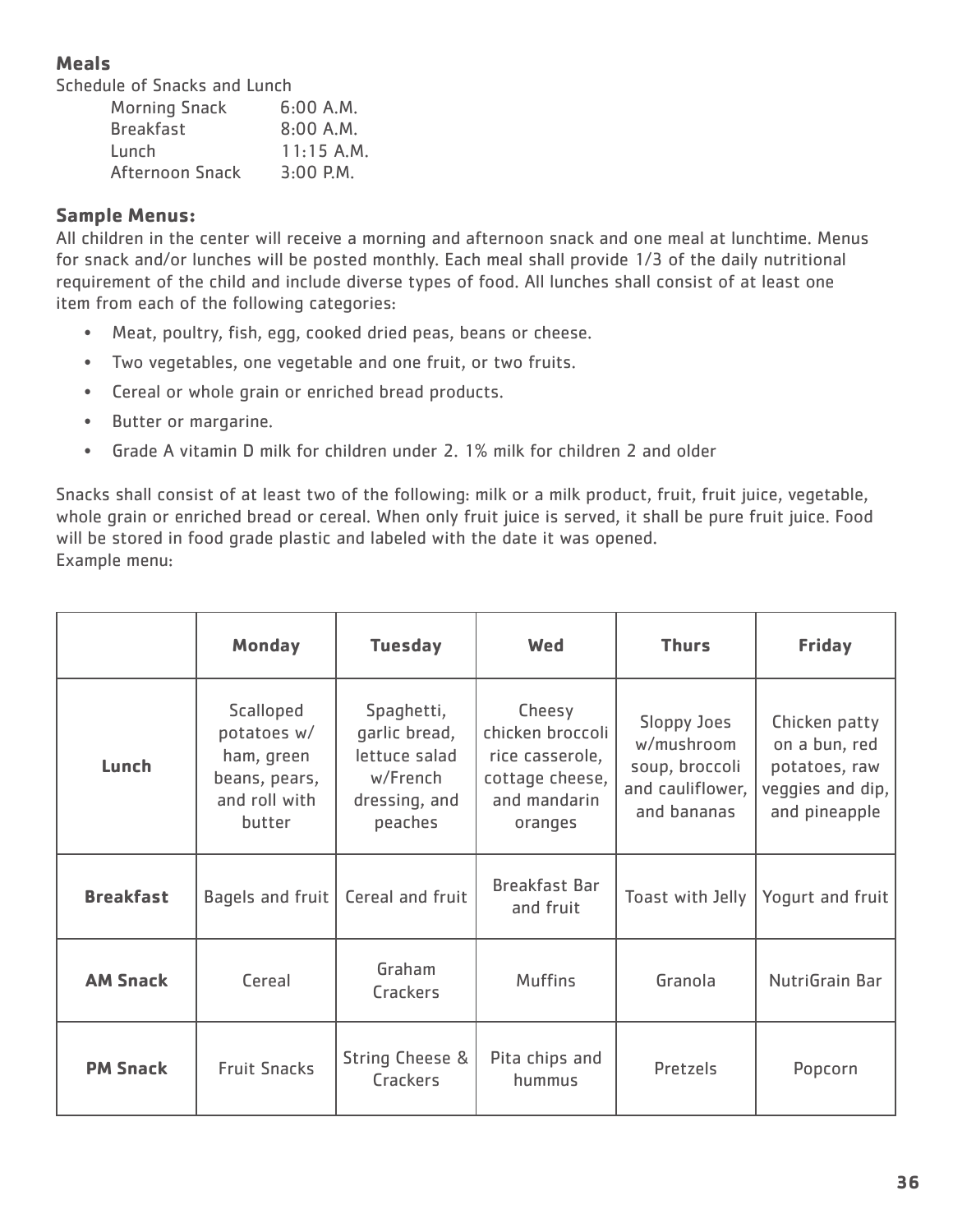### Meals

Schedule of Snacks and Lunch

| | |
|---|---|
| Morning Snack | 6:00 A.M. |
| Breakfast | 8:00 A.M. |
| Lunch | 11:15 A.M. |
| Afternoon Snack | 3:00 P.M. |

### Sample Menus:

All children in the center will receive a morning and afternoon snack and one meal at lunchtime. Menus for snack and/or lunches will be posted monthly. Each meal shall provide 1/3 of the daily nutritional requirement of the child and include diverse types of food. All lunches shall consist of at least one item from each of the following categories:

- Meat, poultry, fish, egg, cooked dried peas, beans or cheese.
- Two vegetables, one vegetable and one fruit, or two fruits.
- Cereal or whole grain or enriched bread products.
- Butter or margarine.
- Grade A vitamin D milk for children under 2. 1% milk for children 2 and older

Snacks shall consist of at least two of the following: milk or a milk product, fruit, fruit juice, vegetable, whole grain or enriched bread or cereal. When only fruit juice is served, it shall be pure fruit juice. Food will be stored in food grade plastic and labeled with the date it was opened.
Example menu:

| | Monday | Tuesday | Wed | Thurs | Friday |
|---|---|---|---|---|---|
| **Lunch** | Scalloped potatoes w/ ham, green beans, pears, and roll with butter | Spaghetti, garlic bread, lettuce salad w/French dressing, and peaches | Cheesy chicken broccoli rice casserole, cottage cheese, and mandarin oranges | Sloppy Joes w/mushroom soup, broccoli and cauliflower, and bananas | Chicken patty on a bun, red potatoes, raw veggies and dip, and pineapple |
| **Breakfast** | Bagels and fruit | Cereal and fruit | Breakfast Bar and fruit | Toast with Jelly | Yogurt and fruit |
| **AM Snack** | Cereal | Graham Crackers | Muffins | Granola | NutriGrain Bar |
| **PM Snack** | Fruit Snacks | String Cheese & Crackers | Pita chips and hummus | Pretzels | Popcorn |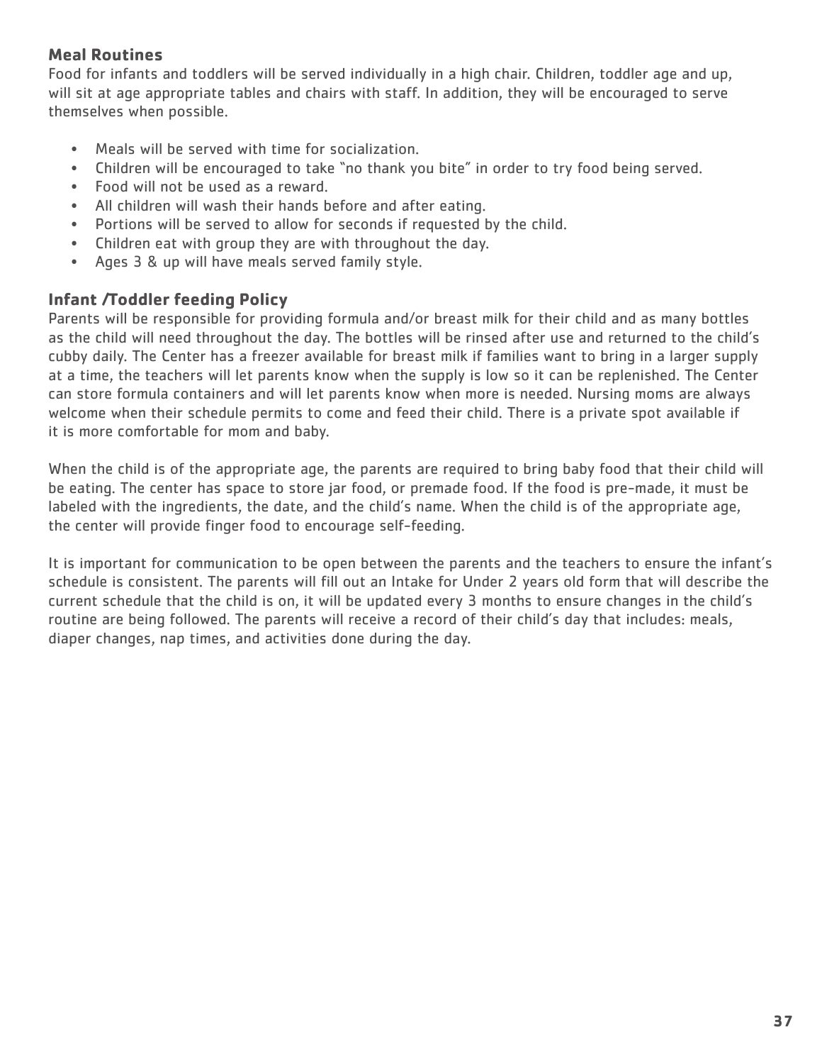## Meal Routines

Food for infants and toddlers will be served individually in a high chair. Children, toddler age and up, will sit at age appropriate tables and chairs with staff. In addition, they will be encouraged to serve themselves when possible.

- Meals will be served with time for socialization.
- Children will be encouraged to take "no thank you bite" in order to try food being served.
- Food will not be used as a reward.
- All children will wash their hands before and after eating.
- Portions will be served to allow for seconds if requested by the child.
- Children eat with group they are with throughout the day.
- Ages 3 & up will have meals served family style.

## Infant /Toddler feeding Policy

Parents will be responsible for providing formula and/or breast milk for their child and as many bottles as the child will need throughout the day. The bottles will be rinsed after use and returned to the child's cubby daily. The Center has a freezer available for breast milk if families want to bring in a larger supply at a time, the teachers will let parents know when the supply is low so it can be replenished. The Center can store formula containers and will let parents know when more is needed. Nursing moms are always welcome when their schedule permits to come and feed their child. There is a private spot available if it is more comfortable for mom and baby.

When the child is of the appropriate age, the parents are required to bring baby food that their child will be eating. The center has space to store jar food, or premade food. If the food is pre-made, it must be labeled with the ingredients, the date, and the child's name. When the child is of the appropriate age, the center will provide finger food to encourage self-feeding.

It is important for communication to be open between the parents and the teachers to ensure the infant's schedule is consistent. The parents will fill out an Intake for Under 2 years old form that will describe the current schedule that the child is on, it will be updated every 3 months to ensure changes in the child's routine are being followed. The parents will receive a record of their child's day that includes: meals, diaper changes, nap times, and activities done during the day.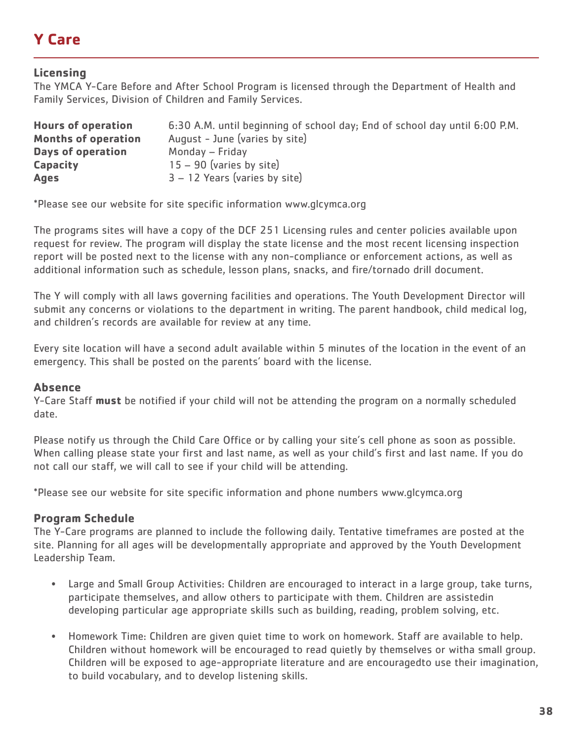# Y Care

## Licensing

The YMCA Y-Care Before and After School Program is licensed through the Department of Health and Family Services, Division of Children and Family Services.

| | |
|---|---|
| **Hours of operation** | 6:30 A.M. until beginning of school day; End of school day until 6:00 P.M. |
| **Months of operation** | August - June (varies by site) |
| **Days of operation** | Monday – Friday |
| **Capacity** | 15 – 90 (varies by site) |
| **Ages** | 3 – 12 Years (varies by site) |

*Please see our website for site specific information www.glcymca.org

The programs sites will have a copy of the DCF 251 Licensing rules and center policies available upon request for review. The program will display the state license and the most recent licensing inspection report will be posted next to the license with any non-compliance or enforcement actions, as well as additional information such as schedule, lesson plans, snacks, and fire/tornado drill document.

The Y will comply with all laws governing facilities and operations. The Youth Development Director will submit any concerns or violations to the department in writing. The parent handbook, child medical log, and children's records are available for review at any time.

Every site location will have a second adult available within 5 minutes of the location in the event of an emergency. This shall be posted on the parents' board with the license.

## Absence

Y-Care Staff **must** be notified if your child will not be attending the program on a normally scheduled date.

Please notify us through the Child Care Office or by calling your site's cell phone as soon as possible. When calling please state your first and last name, as well as your child's first and last name. If you do not call our staff, we will call to see if your child will be attending.

*Please see our website for site specific information and phone numbers www.glcymca.org

## Program Schedule

The Y-Care programs are planned to include the following daily. Tentative timeframes are posted at the site. Planning for all ages will be developmentally appropriate and approved by the Youth Development Leadership Team.

- Large and Small Group Activities: Children are encouraged to interact in a large group, take turns, participate themselves, and allow others to participate with them. Children are assistedin developing particular age appropriate skills such as building, reading, problem solving, etc.

- Homework Time: Children are given quiet time to work on homework. Staff are available to help. Children without homework will be encouraged to read quietly by themselves or witha small group. Children will be exposed to age-appropriate literature and are encouragedto use their imagination, to build vocabulary, and to develop listening skills.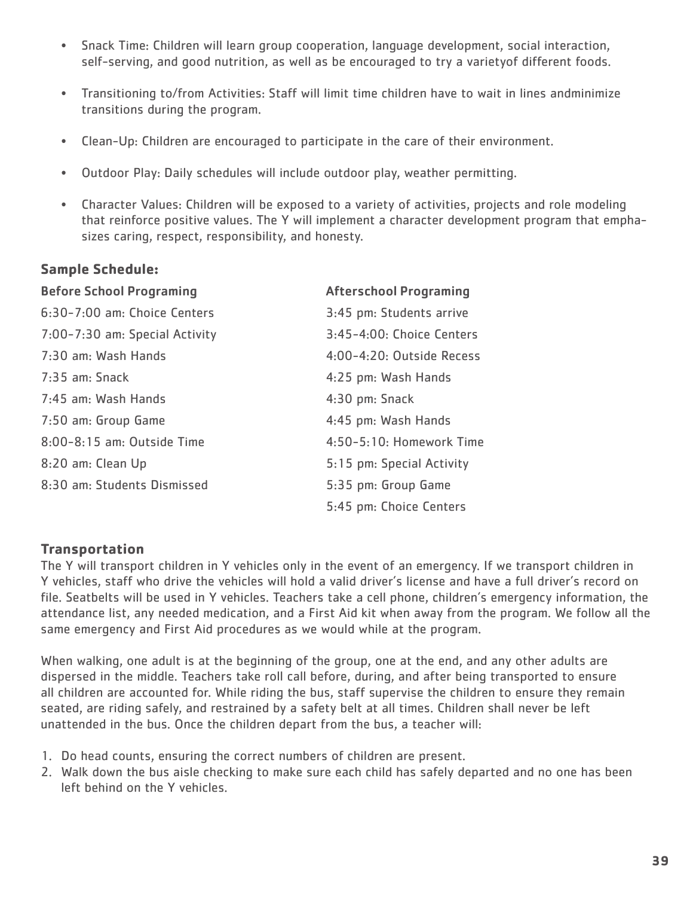- Snack Time: Children will learn group cooperation, language development, social interaction, self-serving, and good nutrition, as well as be encouraged to try a varietyof different foods.

- Transitioning to/from Activities: Staff will limit time children have to wait in lines andminimize transitions during the program.

- Clean-Up: Children are encouraged to participate in the care of their environment.

- Outdoor Play: Daily schedules will include outdoor play, weather permitting.

- Character Values: Children will be exposed to a variety of activities, projects and role modeling that reinforce positive values. The Y will implement a character development program that emphasizes caring, respect, responsibility, and honesty.

### Sample Schedule:

| Before School Programing | Afterschool Programing |
|---|---|
| 6:30-7:00 am: Choice Centers | 3:45 pm: Students arrive |
| 7:00-7:30 am: Special Activity | 3:45-4:00: Choice Centers |
| 7:30 am: Wash Hands | 4:00-4:20: Outside Recess |
| 7:35 am: Snack | 4:25 pm: Wash Hands |
| 7:45 am: Wash Hands | 4:30 pm: Snack |
| 7:50 am: Group Game | 4:45 pm: Wash Hands |
| 8:00-8:15 am: Outside Time | 4:50-5:10: Homework Time |
| 8:20 am: Clean Up | 5:15 pm: Special Activity |
| 8:30 am: Students Dismissed | 5:35 pm: Group Game |
| | 5:45 pm: Choice Centers |

### Transportation

The Y will transport children in Y vehicles only in the event of an emergency. If we transport children in Y vehicles, staff who drive the vehicles will hold a valid driver's license and have a full driver's record on file. Seatbelts will be used in Y vehicles. Teachers take a cell phone, children's emergency information, the attendance list, any needed medication, and a First Aid kit when away from the program. We follow all the same emergency and First Aid procedures as we would while at the program.

When walking, one adult is at the beginning of the group, one at the end, and any other adults are dispersed in the middle. Teachers take roll call before, during, and after being transported to ensure all children are accounted for. While riding the bus, staff supervise the children to ensure they remain seated, are riding safely, and restrained by a safety belt at all times. Children shall never be left unattended in the bus. Once the children depart from the bus, a teacher will:

1. Do head counts, ensuring the correct numbers of children are present.
2. Walk down the bus aisle checking to make sure each child has safely departed and no one has been left behind on the Y vehicles.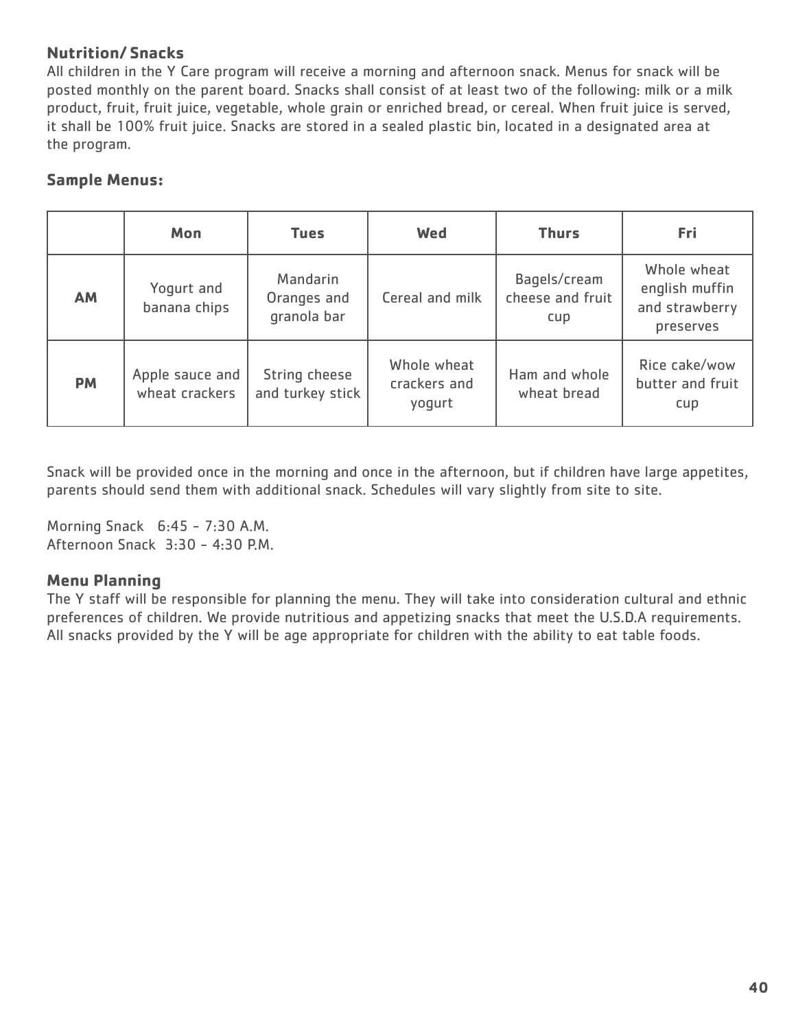## Nutrition/ Snacks

All children in the Y Care program will receive a morning and afternoon snack. Menus for snack will be posted monthly on the parent board. Snacks shall consist of at least two of the following: milk or a milk product, fruit, fruit juice, vegetable, whole grain or enriched bread, or cereal. When fruit juice is served, it shall be 100% fruit juice. Snacks are stored in a sealed plastic bin, located in a designated area at the program.

## Sample Menus:

| | Mon | Tues | Wed | Thurs | Fri |
|---|---|---|---|---|---|
| **AM** | Yogurt and banana chips | Mandarin Oranges and granola bar | Cereal and milk | Bagels/cream cheese and fruit cup | Whole wheat english muffin and strawberry preserves |
| **PM** | Apple sauce and wheat crackers | String cheese and turkey stick | Whole wheat crackers and yogurt | Ham and whole wheat bread | Rice cake/wow butter and fruit cup |

Snack will be provided once in the morning and once in the afternoon, but if children have large appetites, parents should send them with additional snack. Schedules will vary slightly from site to site.

Morning Snack 6:45 - 7:30 A.M.
Afternoon Snack 3:30 - 4:30 P.M.

## Menu Planning

The Y staff will be responsible for planning the menu. They will take into consideration cultural and ethnic preferences of children. We provide nutritious and appetizing snacks that meet the U.S.D.A requirements. All snacks provided by the Y will be age appropriate for children with the ability to eat table foods.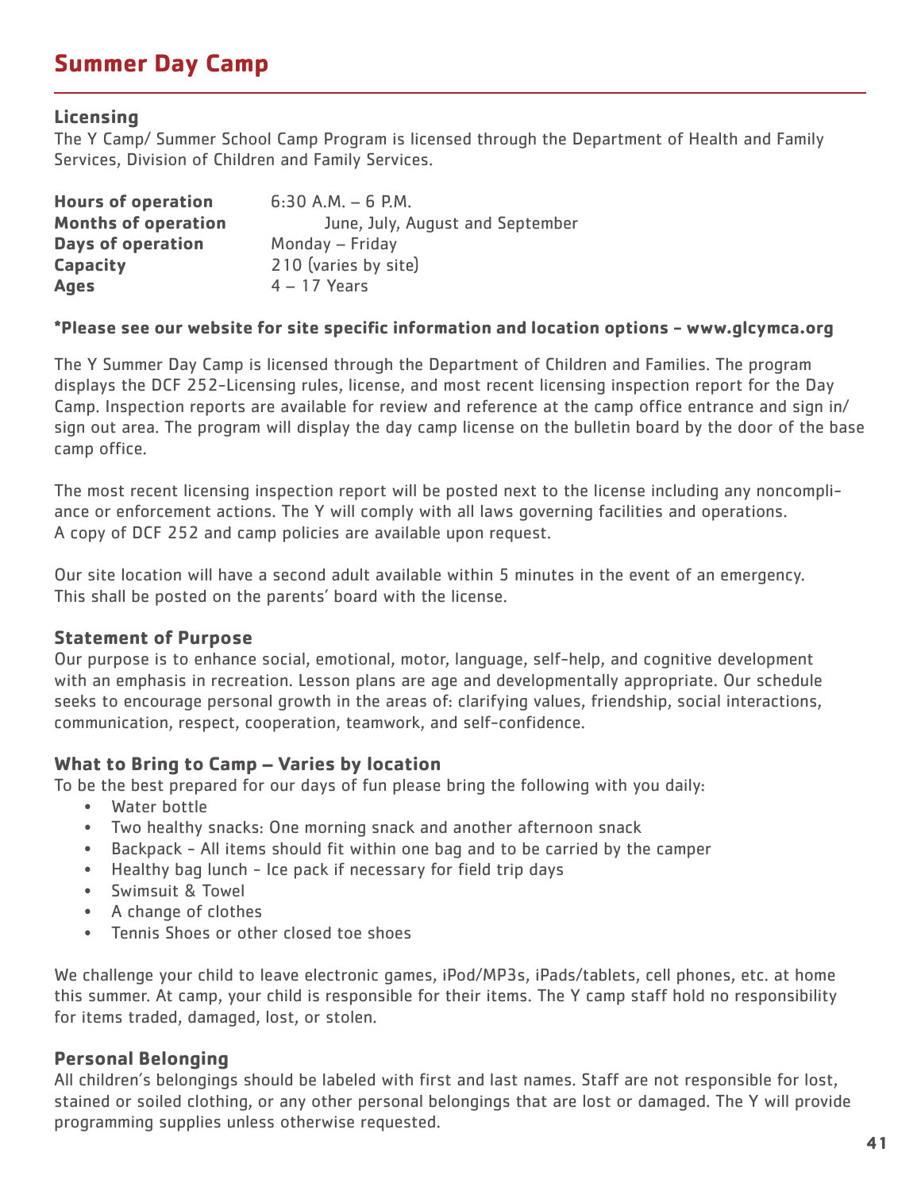# Summary Day Camp

## Licensing

The Y Camp/ Summer School Camp Program is licensed through the Department of Health and Family Services, Division of Children and Family Services.

| | |
|---|---|
| **Hours of operation** | 6:30 A.M. – 6 P.M. |
| **Months of operation** | June, July, August and September |
| **Days of operation** | Monday – Friday |
| **Capacity** | 210 (varies by site) |
| **Ages** | 4 – 17 Years |

**\*Please see our website for site specific information and location options - www.glcymca.org**

The Y Summer Day Camp is licensed through the Department of Children and Families. The program displays the DCF 252-Licensing rules, license, and most recent licensing inspection report for the Day Camp. Inspection reports are available for review and reference at the camp office entrance and sign in/ sign out area. The program will display the day camp license on the bulletin board by the door of the base camp office.

The most recent licensing inspection report will be posted next to the license including any noncompliance or enforcement actions. The Y will comply with all laws governing facilities and operations. A copy of DCF 252 and camp policies are available upon request.

Our site location will have a second adult available within 5 minutes in the event of an emergency. This shall be posted on the parents' board with the license.

## Statement of Purpose

Our purpose is to enhance social, emotional, motor, language, self-help, and cognitive development with an emphasis in recreation. Lesson plans are age and developmentally appropriate. Our schedule seeks to encourage personal growth in the areas of: clarifying values, friendship, social interactions, communication, respect, cooperation, teamwork, and self-confidence.

## What to Bring to Camp – Varies by location

To be the best prepared for our days of fun please bring the following with you daily:

- Water bottle
- Two healthy snacks: One morning snack and another afternoon snack
- Backpack - All items should fit within one bag and to be carried by the camper
- Healthy bag lunch - Ice pack if necessary for field trip days
- Swimsuit & Towel
- A change of clothes
- Tennis Shoes or other closed toe shoes

We challenge your child to leave electronic games, iPod/MP3s, iPads/tablets, cell phones, etc. at home this summer. At camp, your child is responsible for their items. The Y camp staff hold no responsibility for items traded, damaged, lost, or stolen.

## Personal Belonging

All children's belongings should be labeled with first and last names. Staff are not responsible for lost, stained or soiled clothing, or any other personal belongings that are lost or damaged. The Y will provide programming supplies unless otherwise requested.

# Summer Day Camp

## Licensing

The Y Camp/ Summer School Camp Program is licensed through the Department of Health and Family Services, Division of Children and Family Services.

| | |
|---|---|
| **Hours of operation** | 6:30 A.M. – 6 P.M. |
| **Months of operation** | June, July, August and September |
| **Days of operation** | Monday – Friday |
| **Capacity** | 210 (varies by site) |
| **Ages** | 4 – 17 Years |

**\*Please see our website for site specific information and location options - www.glcymca.org**

The Y Summer Day Camp is licensed through the Department of Children and Families. The program displays the DCF 252-Licensing rules, license, and most recent licensing inspection report for the Day Camp. Inspection reports are available for review and reference at the camp office entrance and sign in/ sign out area. The program will display the day camp license on the bulletin board by the door of the base camp office.

The most recent licensing inspection report will be posted next to the license including any noncompliance or enforcement actions. The Y will comply with all laws governing facilities and operations. A copy of DCF 252 and camp policies are available upon request.

Our site location will have a second adult available within 5 minutes in the event of an emergency. This shall be posted on the parents' board with the license.

## Statement of Purpose

Our purpose is to enhance social, emotional, motor, language, self-help, and cognitive development with an emphasis in recreation. Lesson plans are age and developmentally appropriate. Our schedule seeks to encourage personal growth in the areas of: clarifying values, friendship, social interactions, communication, respect, cooperation, teamwork, and self-confidence.

## What to Bring to Camp – Varies by location

To be the best prepared for our days of fun please bring the following with you daily:

- Water bottle
- Two healthy snacks: One morning snack and another afternoon snack
- Backpack - All items should fit within one bag and to be carried by the camper
- Healthy bag lunch - Ice pack if necessary for field trip days
- Swimsuit & Towel
- A change of clothes
- Tennis Shoes or other closed toe shoes

We challenge your child to leave electronic games, iPod/MP3s, iPads/tablets, cell phones, etc. at home this summer. At camp, your child is responsible for their items. The Y camp staff hold no responsibility for items traded, damaged, lost, or stolen.

## Personal Belonging

All children's belongings should be labeled with first and last names. Staff are not responsible for lost, stained or soiled clothing, or any other personal belongings that are lost or damaged. The Y will provide programming supplies unless otherwise requested.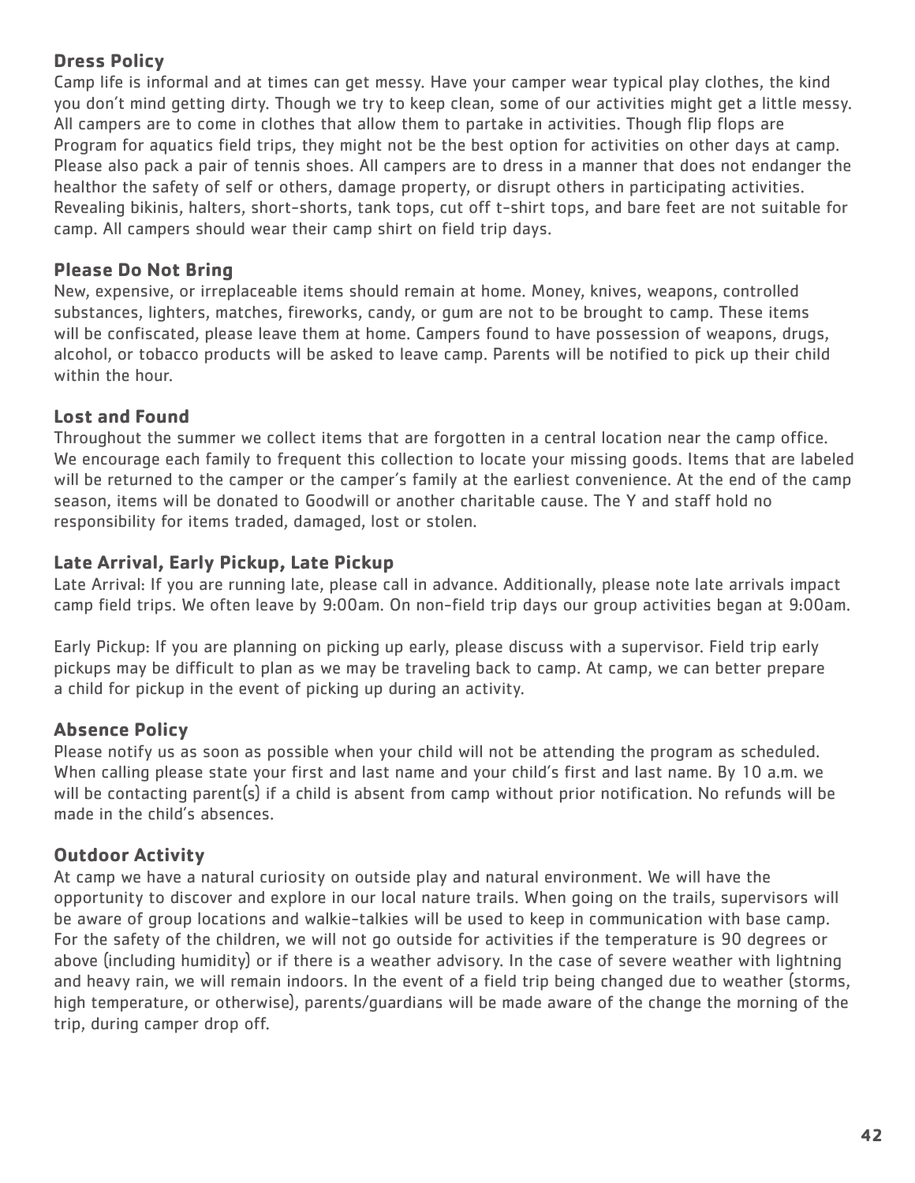### Dress Policy

Camp life is informal and at times can get messy. Have your camper wear typical play clothes, the kind you don't mind getting dirty. Though we try to keep clean, some of our activities might get a little messy. All campers are to come in clothes that allow them to partake in activities. Though flip flops are Program for aquatics field trips, they might not be the best option for activities on other days at camp. Please also pack a pair of tennis shoes. All campers are to dress in a manner that does not endanger the healthor the safety of self or others, damage property, or disrupt others in participating activities. Revealing bikinis, halters, short-shorts, tank tops, cut off t-shirt tops, and bare feet are not suitable for camp. All campers should wear their camp shirt on field trip days.

### Please Do Not Bring

New, expensive, or irreplaceable items should remain at home. Money, knives, weapons, controlled substances, lighters, matches, fireworks, candy, or gum are not to be brought to camp. These items will be confiscated, please leave them at home. Campers found to have possession of weapons, drugs, alcohol, or tobacco products will be asked to leave camp. Parents will be notified to pick up their child within the hour.

### Lost and Found

Throughout the summer we collect items that are forgotten in a central location near the camp office. We encourage each family to frequent this collection to locate your missing goods. Items that are labeled will be returned to the camper or the camper's family at the earliest convenience. At the end of the camp season, items will be donated to Goodwill or another charitable cause. The Y and staff hold no responsibility for items traded, damaged, lost or stolen.

### Late Arrival, Early Pickup, Late Pickup

Late Arrival: If you are running late, please call in advance. Additionally, please note late arrivals impact camp field trips. We often leave by 9:00am. On non-field trip days our group activities began at 9:00am.

Early Pickup: If you are planning on picking up early, please discuss with a supervisor. Field trip early pickups may be difficult to plan as we may be traveling back to camp. At camp, we can better prepare a child for pickup in the event of picking up during an activity.

### Absence Policy

Please notify us as soon as possible when your child will not be attending the program as scheduled. When calling please state your first and last name and your child's first and last name. By 10 a.m. we will be contacting parent(s) if a child is absent from camp without prior notification. No refunds will be made in the child's absences.

### Outdoor Activity

At camp we have a natural curiosity on outside play and natural environment. We will have the opportunity to discover and explore in our local nature trails. When going on the trails, supervisors will be aware of group locations and walkie-talkies will be used to keep in communication with base camp. For the safety of the children, we will not go outside for activities if the temperature is 90 degrees or above (including humidity) or if there is a weather advisory. In the case of severe weather with lightning and heavy rain, we will remain indoors. In the event of a field trip being changed due to weather (storms, high temperature, or otherwise), parents/guardians will be made aware of the change the morning of the trip, during camper drop off.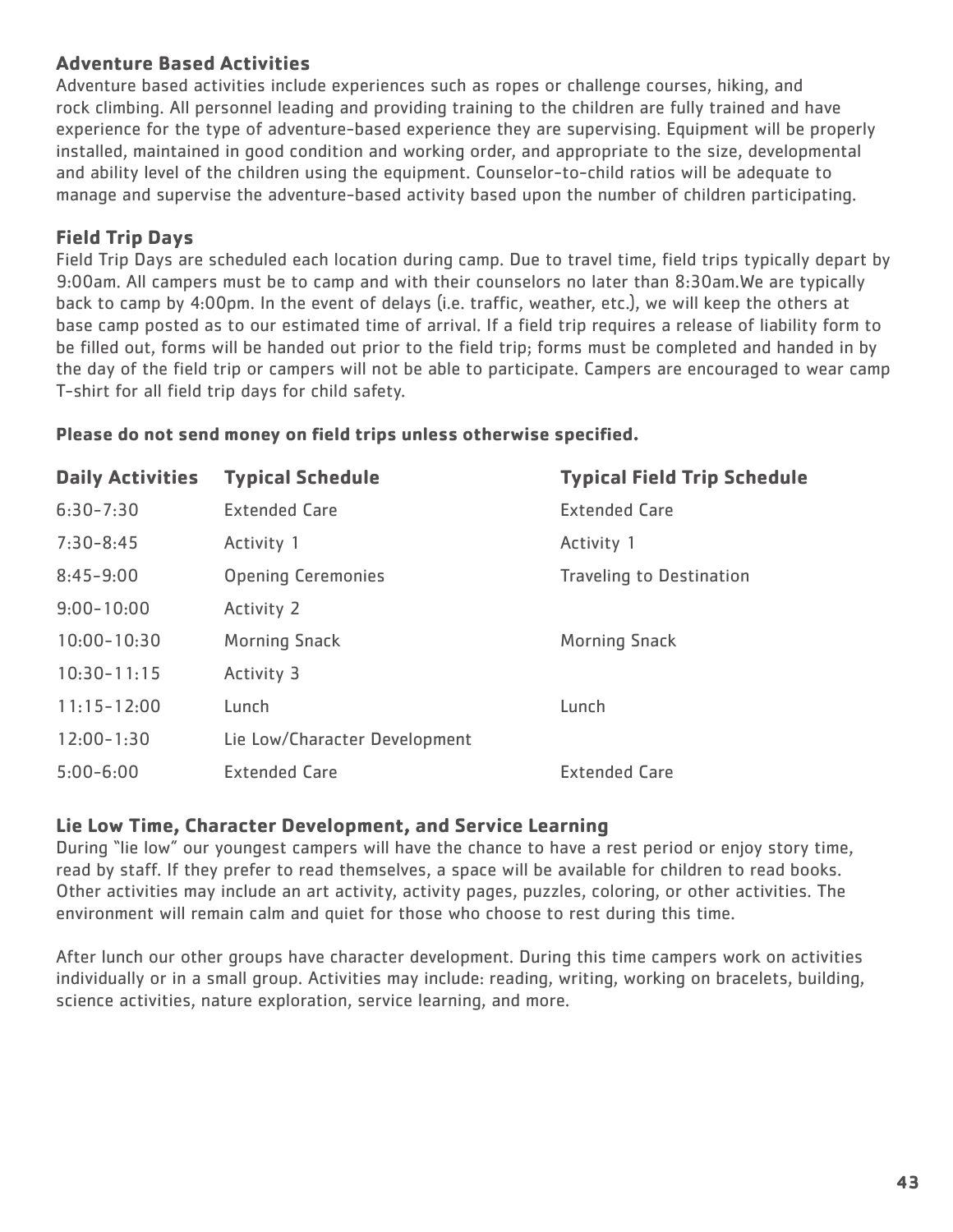### Adventure Based Activities

Adventure based activities include experiences such as ropes or challenge courses, hiking, and rock climbing. All personnel leading and providing training to the children are fully trained and have experience for the type of adventure-based experience they are supervising. Equipment will be properly installed, maintained in good condition and working order, and appropriate to the size, developmental and ability level of the children using the equipment. Counselor-to-child ratios will be adequate to manage and supervise the adventure-based activity based upon the number of children participating.

### Field Trip Days

Field Trip Days are scheduled each location during camp. Due to travel time, field trips typically depart by 9:00am. All campers must be to camp and with their counselors no later than 8:30am.We are typically back to camp by 4:00pm. In the event of delays (i.e. traffic, weather, etc.), we will keep the others at base camp posted as to our estimated time of arrival. If a field trip requires a release of liability form to be filled out, forms will be handed out prior to the field trip; forms must be completed and handed in by the day of the field trip or campers will not be able to participate. Campers are encouraged to wear camp T-shirt for all field trip days for child safety.

**Please do not send money on field trips unless otherwise specified.**

| Daily Activities | Typical Schedule | Typical Field Trip Schedule |
|---|---|---|
| 6:30-7:30 | Extended Care | Extended Care |
| 7:30-8:45 | Activity 1 | Activity 1 |
| 8:45-9:00 | Opening Ceremonies | Traveling to Destination |
| 9:00-10:00 | Activity 2 | |
| 10:00-10:30 | Morning Snack | Morning Snack |
| 10:30-11:15 | Activity 3 | |
| 11:15-12:00 | Lunch | Lunch |
| 12:00-1:30 | Lie Low/Character Development | |
| 5:00-6:00 | Extended Care | Extended Care |

### Lie Low Time, Character Development, and Service Learning

During "lie low" our youngest campers will have the chance to have a rest period or enjoy story time, read by staff. If they prefer to read themselves, a space will be available for children to read books. Other activities may include an art activity, activity pages, puzzles, coloring, or other activities. The environment will remain calm and quiet for those who choose to rest during this time.

After lunch our other groups have character development. During this time campers work on activities individually or in a small group. Activities may include: reading, writing, working on bracelets, building, science activities, nature exploration, service learning, and more.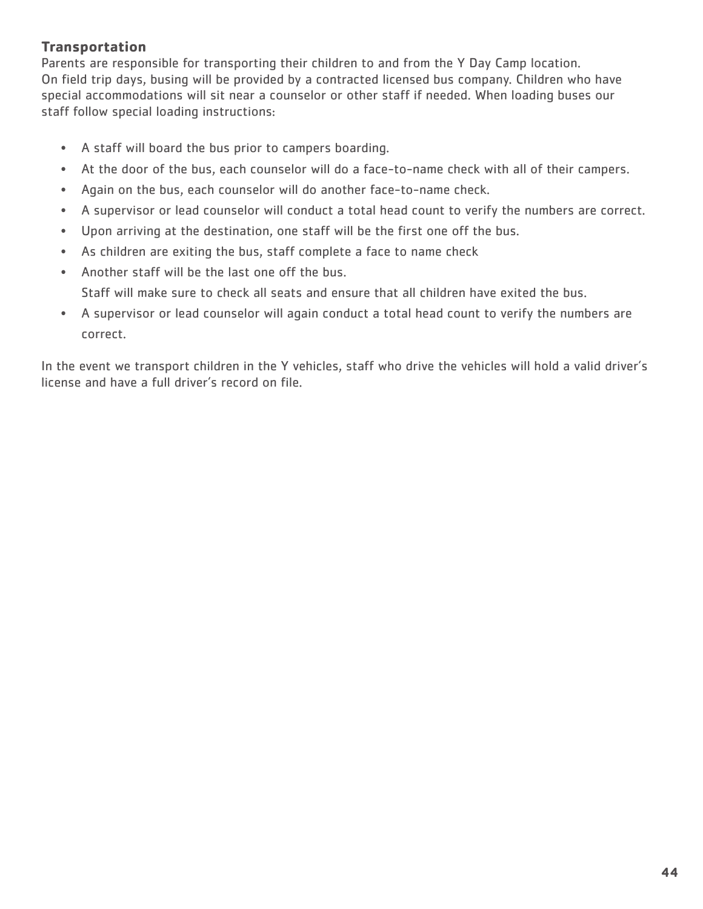### Transportation

Parents are responsible for transporting their children to and from the Y Day Camp location.
On field trip days, busing will be provided by a contracted licensed bus company. Children who have special accommodations will sit near a counselor or other staff if needed. When loading buses our staff follow special loading instructions:

- A staff will board the bus prior to campers boarding.
- At the door of the bus, each counselor will do a face-to-name check with all of their campers.
- Again on the bus, each counselor will do another face-to-name check.
- A supervisor or lead counselor will conduct a total head count to verify the numbers are correct.
- Upon arriving at the destination, one staff will be the first one off the bus.
- As children are exiting the bus, staff complete a face to name check
- Another staff will be the last one off the bus.
  Staff will make sure to check all seats and ensure that all children have exited the bus.
- A supervisor or lead counselor will again conduct a total head count to verify the numbers are correct.

In the event we transport children in the Y vehicles, staff who drive the vehicles will hold a valid driver's license and have a full driver's record on file.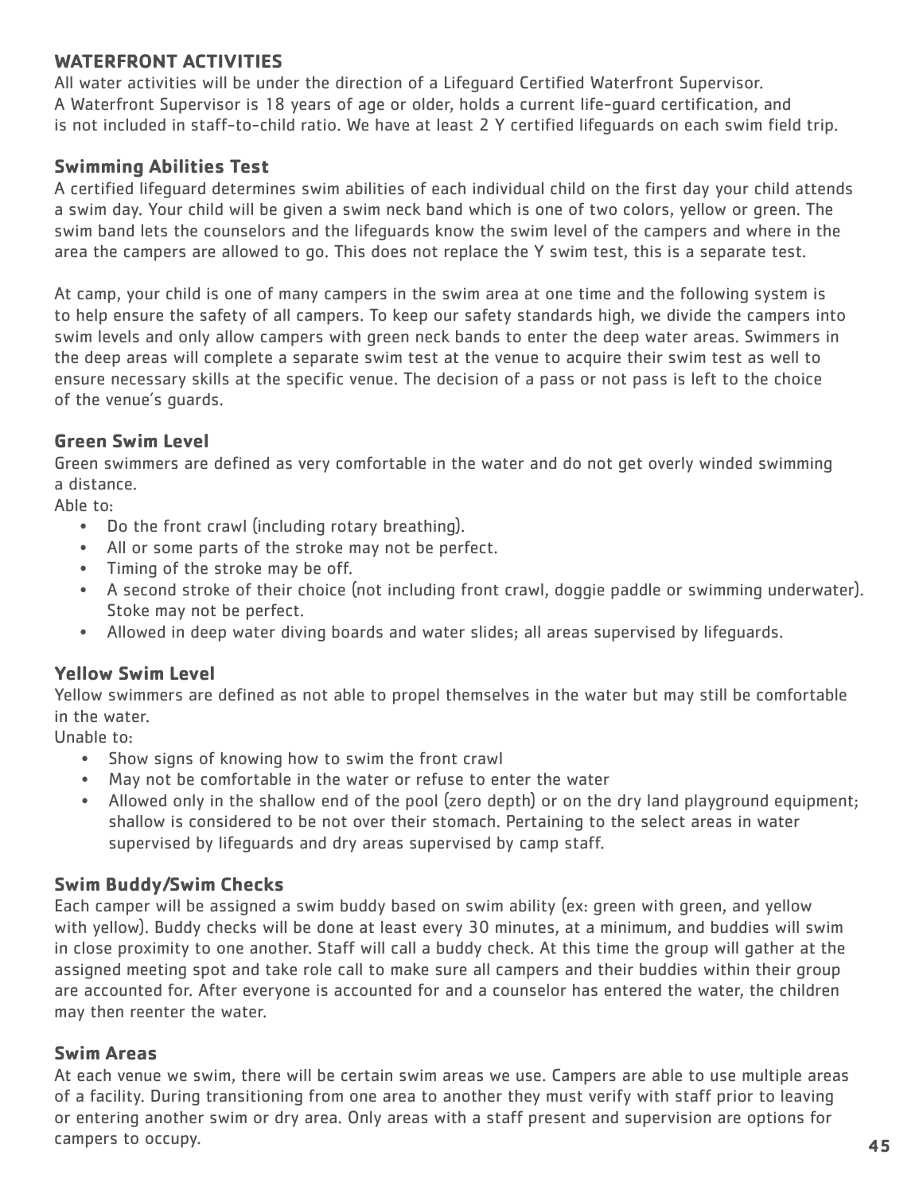## WATERFRONT ACTIVITIES

All water activities will be under the direction of a Lifeguard Certified Waterfront Supervisor. A Waterfront Supervisor is 18 years of age or older, holds a current life-guard certification, and is not included in staff-to-child ratio. We have at least 2 Y certified lifeguards on each swim field trip.

### Swimming Abilities Test

A certified lifeguard determines swim abilities of each individual child on the first day your child attends a swim day. Your child will be given a swim neck band which is one of two colors, yellow or green. The swim band lets the counselors and the lifeguards know the swim level of the campers and where in the area the campers are allowed to go. This does not replace the Y swim test, this is a separate test.

At camp, your child is one of many campers in the swim area at one time and the following system is to help ensure the safety of all campers. To keep our safety standards high, we divide the campers into swim levels and only allow campers with green neck bands to enter the deep water areas. Swimmers in the deep areas will complete a separate swim test at the venue to acquire their swim test as well to ensure necessary skills at the specific venue. The decision of a pass or not pass is left to the choice of the venue's guards.

### Green Swim Level

Green swimmers are defined as very comfortable in the water and do not get overly winded swimming a distance.

Able to:

- Do the front crawl (including rotary breathing).
- All or some parts of the stroke may not be perfect.
- Timing of the stroke may be off.
- A second stroke of their choice (not including front crawl, doggie paddle or swimming underwater). Stoke may not be perfect.
- Allowed in deep water diving boards and water slides; all areas supervised by lifeguards.

### Yellow Swim Level

Yellow swimmers are defined as not able to propel themselves in the water but may still be comfortable in the water.

Unable to:

- Show signs of knowing how to swim the front crawl
- May not be comfortable in the water or refuse to enter the water
- Allowed only in the shallow end of the pool (zero depth) or on the dry land playground equipment; shallow is considered to be not over their stomach. Pertaining to the select areas in water supervised by lifeguards and dry areas supervised by camp staff.

### Swim Buddy/Swim Checks

Each camper will be assigned a swim buddy based on swim ability (ex: green with green, and yellow with yellow). Buddy checks will be done at least every 30 minutes, at a minimum, and buddies will swim in close proximity to one another. Staff will call a buddy check. At this time the group will gather at the assigned meeting spot and take role call to make sure all campers and their buddies within their group are accounted for. After everyone is accounted for and a counselor has entered the water, the children may then reenter the water.

### Swim Areas

At each venue we swim, there will be certain swim areas we use. Campers are able to use multiple areas of a facility. During transitioning from one area to another they must verify with staff prior to leaving or entering another swim or dry area. Only areas with a staff present and supervision are options for campers to occupy.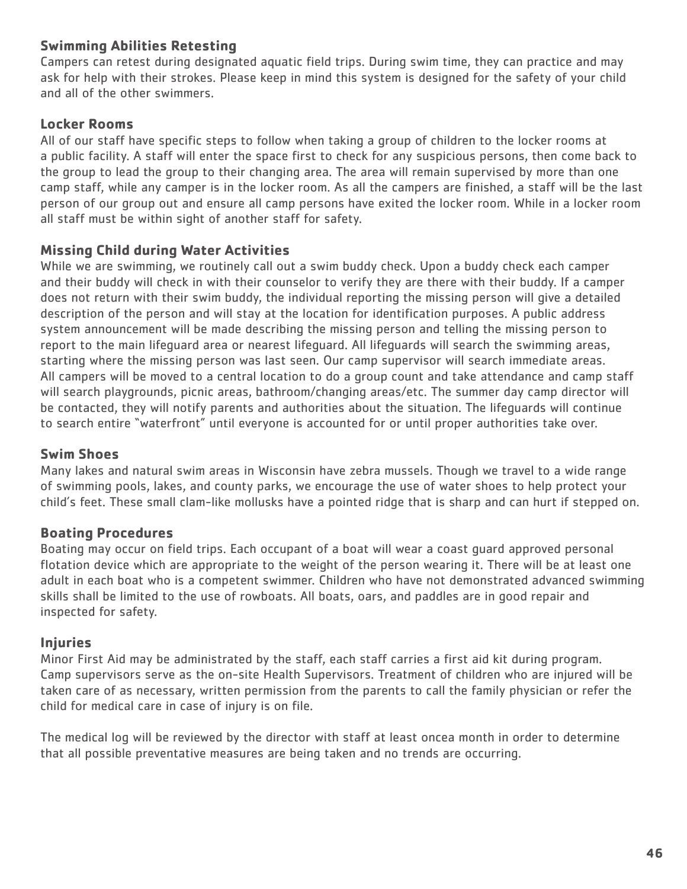### Swimming Abilities Retesting

Campers can retest during designated aquatic field trips. During swim time, they can practice and may ask for help with their strokes. Please keep in mind this system is designed for the safety of your child and all of the other swimmers.

### Locker Rooms

All of our staff have specific steps to follow when taking a group of children to the locker rooms at a public facility. A staff will enter the space first to check for any suspicious persons, then come back to the group to lead the group to their changing area. The area will remain supervised by more than one camp staff, while any camper is in the locker room. As all the campers are finished, a staff will be the last person of our group out and ensure all camp persons have exited the locker room. While in a locker room all staff must be within sight of another staff for safety.

### Missing Child during Water Activities

While we are swimming, we routinely call out a swim buddy check. Upon a buddy check each camper and their buddy will check in with their counselor to verify they are there with their buddy. If a camper does not return with their swim buddy, the individual reporting the missing person will give a detailed description of the person and will stay at the location for identification purposes. A public address system announcement will be made describing the missing person and telling the missing person to report to the main lifeguard area or nearest lifeguard. All lifeguards will search the swimming areas, starting where the missing person was last seen. Our camp supervisor will search immediate areas. All campers will be moved to a central location to do a group count and take attendance and camp staff will search playgrounds, picnic areas, bathroom/changing areas/etc. The summer day camp director will be contacted, they will notify parents and authorities about the situation. The lifeguards will continue to search entire "waterfront" until everyone is accounted for or until proper authorities take over.

### Swim Shoes

Many lakes and natural swim areas in Wisconsin have zebra mussels. Though we travel to a wide range of swimming pools, lakes, and county parks, we encourage the use of water shoes to help protect your child's feet. These small clam-like mollusks have a pointed ridge that is sharp and can hurt if stepped on.

### Boating Procedures

Boating may occur on field trips. Each occupant of a boat will wear a coast guard approved personal flotation device which are appropriate to the weight of the person wearing it. There will be at least one adult in each boat who is a competent swimmer. Children who have not demonstrated advanced swimming skills shall be limited to the use of rowboats. All boats, oars, and paddles are in good repair and inspected for safety.

### Injuries

Minor First Aid may be administrated by the staff, each staff carries a first aid kit during program. Camp supervisors serve as the on-site Health Supervisors. Treatment of children who are injured will be taken care of as necessary, written permission from the parents to call the family physician or refer the child for medical care in case of injury is on file.

The medical log will be reviewed by the director with staff at least oncea month in order to determine that all possible preventative measures are being taken and no trends are occurring.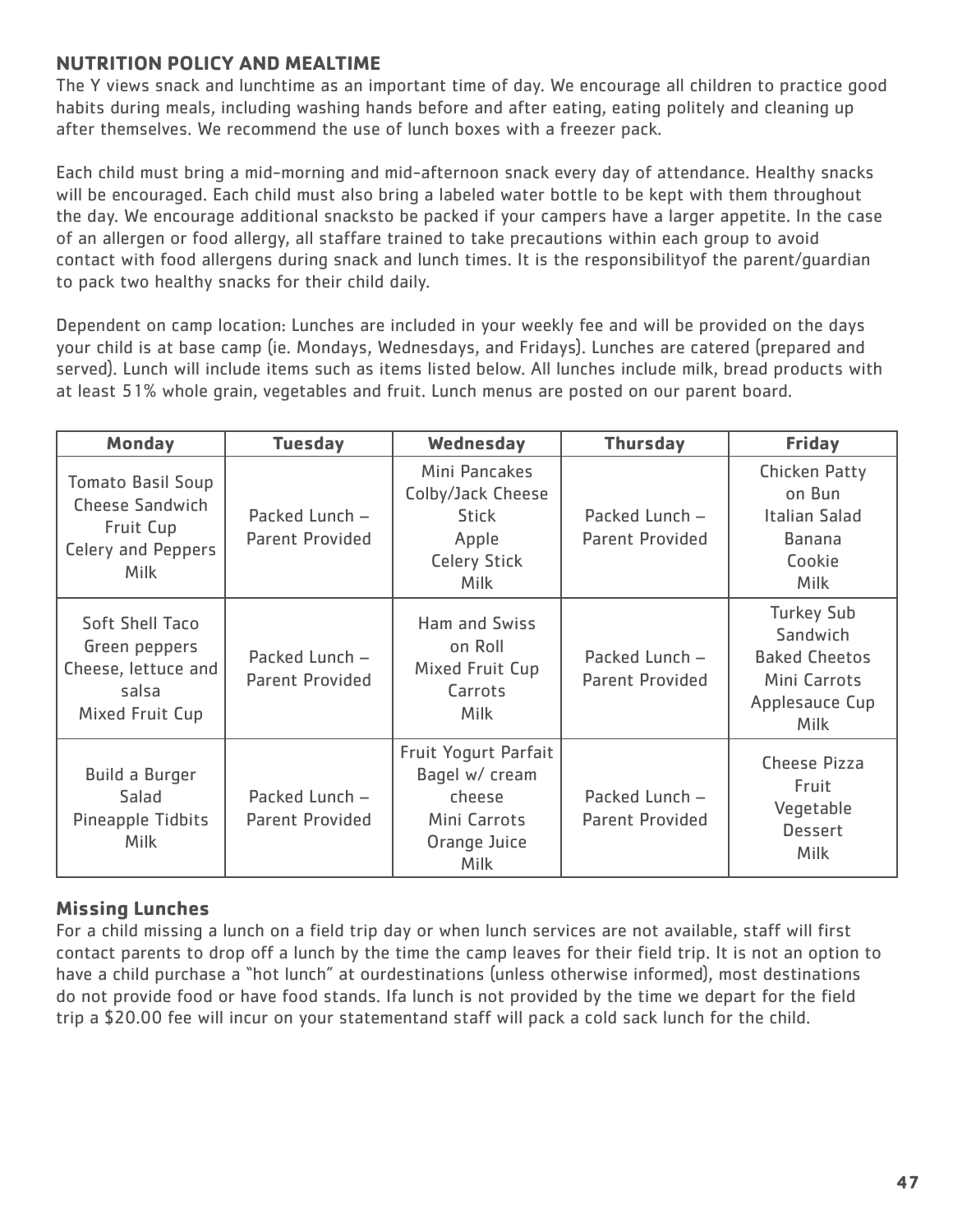## NUTRITION POLICY AND MEALTIME

The Y views snack and lunchtime as an important time of day. We encourage all children to practice good habits during meals, including washing hands before and after eating, eating politely and cleaning up after themselves. We recommend the use of lunch boxes with a freezer pack.

Each child must bring a mid-morning and mid-afternoon snack every day of attendance. Healthy snacks will be encouraged. Each child must also bring a labeled water bottle to be kept with them throughout the day. We encourage additional snacksto be packed if your campers have a larger appetite. In the case of an allergen or food allergy, all staffare trained to take precautions within each group to avoid contact with food allergens during snack and lunch times. It is the responsibilityof the parent/guardian to pack two healthy snacks for their child daily.

Dependent on camp location: Lunches are included in your weekly fee and will be provided on the days your child is at base camp (ie. Mondays, Wednesdays, and Fridays). Lunches are catered (prepared and served). Lunch will include items such as items listed below. All lunches include milk, bread products with at least 51% whole grain, vegetables and fruit. Lunch menus are posted on our parent board.

| Monday | Tuesday | Wednesday | Thursday | Friday |
|---|---|---|---|---|
| Tomato Basil Soup<br>Cheese Sandwich<br>Fruit Cup<br>Celery and Peppers<br>Milk | Packed Lunch – Parent Provided | Mini Pancakes<br>Colby/Jack Cheese Stick<br>Apple<br>Celery Stick<br>Milk | Packed Lunch – Parent Provided | Chicken Patty on Bun<br>Italian Salad<br>Banana<br>Cookie<br>Milk |
| Soft Shell Taco<br>Green peppers<br>Cheese, lettuce and salsa<br>Mixed Fruit Cup | Packed Lunch – Parent Provided | Ham and Swiss on Roll<br>Mixed Fruit Cup<br>Carrots<br>Milk | Packed Lunch – Parent Provided | Turkey Sub Sandwich<br>Baked Cheetos<br>Mini Carrots<br>Applesauce Cup<br>Milk |
| Build a Burger<br>Salad<br>Pineapple Tidbits<br>Milk | Packed Lunch – Parent Provided | Fruit Yogurt Parfait<br>Bagel w/ cream cheese<br>Mini Carrots<br>Orange Juice<br>Milk | Packed Lunch – Parent Provided | Cheese Pizza<br>Fruit<br>Vegetable<br>Dessert<br>Milk |

### Missing Lunches

For a child missing a lunch on a field trip day or when lunch services are not available, staff will first contact parents to drop off a lunch by the time the camp leaves for their field trip. It is not an option to have a child purchase a "hot lunch" at ourdestinations (unless otherwise informed), most destinations do not provide food or have food stands. Ifa lunch is not provided by the time we depart for the field trip a $20.00 fee will incur on your statementand staff will pack a cold sack lunch for the child.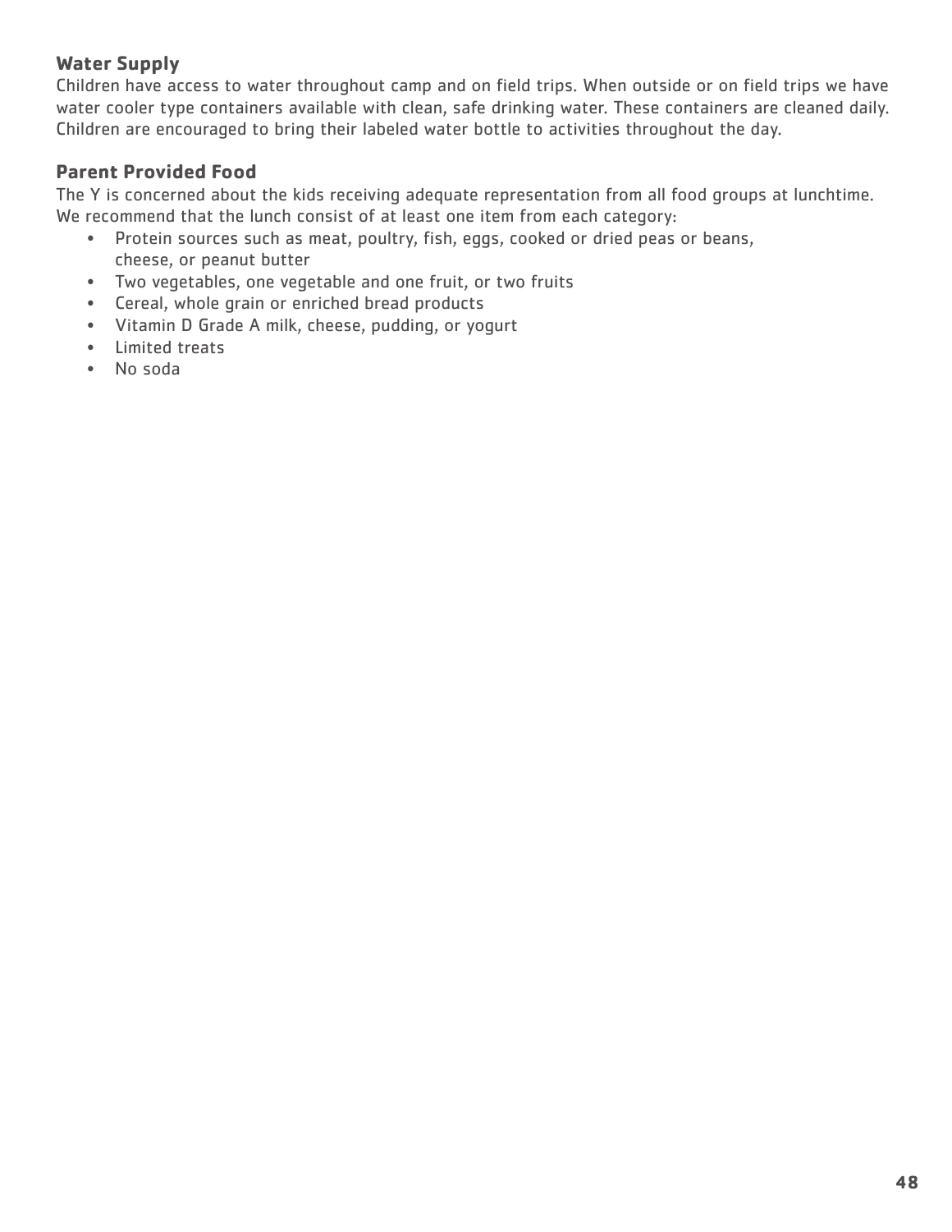### Water Supply

Children have access to water throughout camp and on field trips. When outside or on field trips we have water cooler type containers available with clean, safe drinking water. These containers are cleaned daily. Children are encouraged to bring their labeled water bottle to activities throughout the day.

### Parent Provided Food

The Y is concerned about the kids receiving adequate representation from all food groups at lunchtime. We recommend that the lunch consist of at least one item from each category:

- Protein sources such as meat, poultry, fish, eggs, cooked or dried peas or beans, cheese, or peanut butter
- Two vegetables, one vegetable and one fruit, or two fruits
- Cereal, whole grain or enriched bread products
- Vitamin D Grade A milk, cheese, pudding, or yogurt
- Limited treats
- No soda